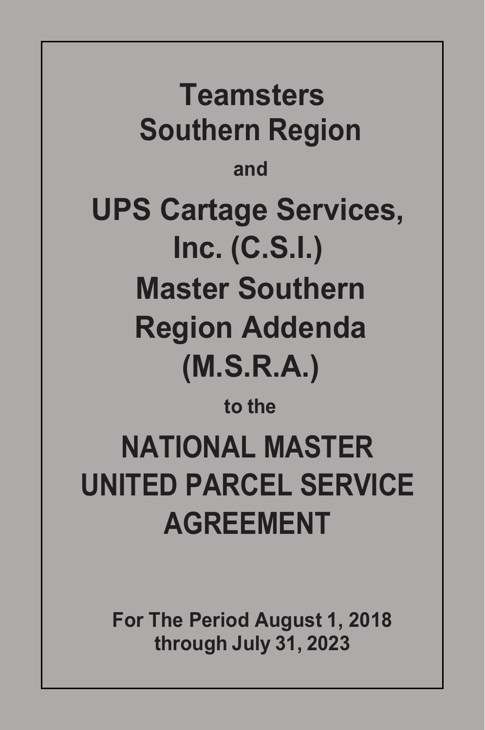# Teamsters Southern Region

**and**

# UPS Cartage Services, Inc. (C.S.I.) Master Southern Region Addenda (M.S.R.A.)

**to the**

# NATIONAL MASTER UNITED PARCEL SERVICE AGREEMENT

**For The Period August 1, 2018 through July 31, 2023**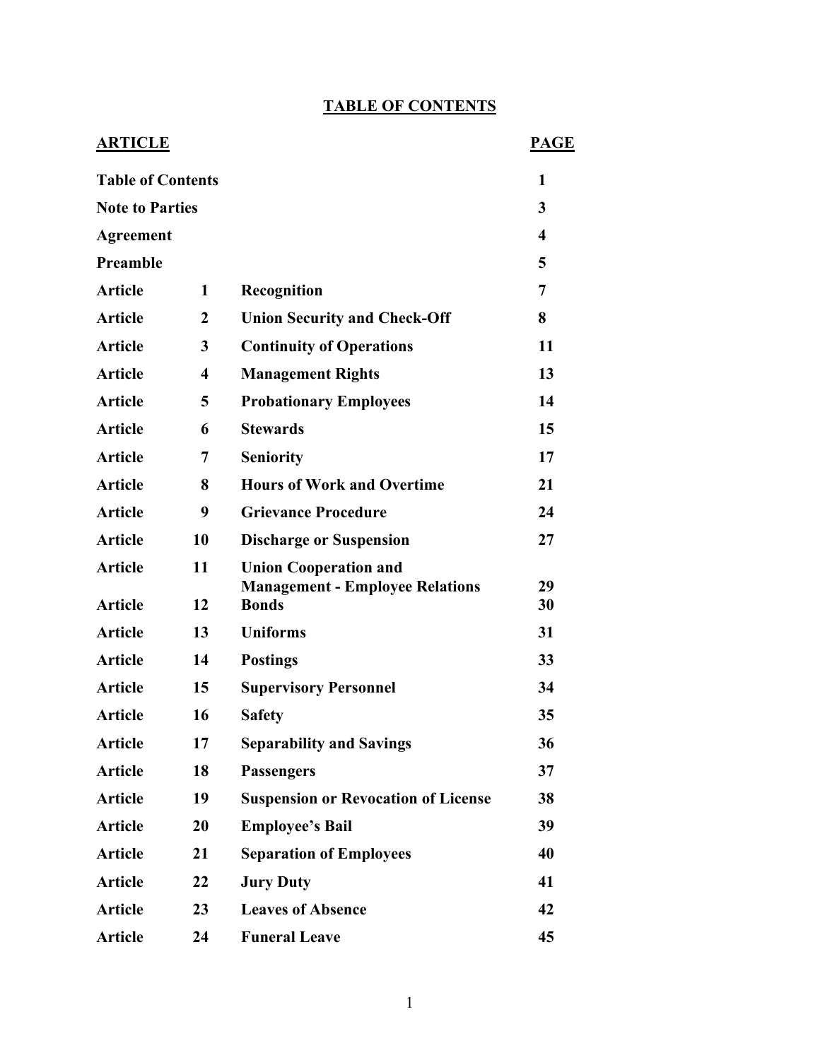## TABLE OF CONTENTS

| ARTICLE | | | PAGE |
|---|---|---|---|
| **Table of Contents** | | | **1** |
| **Note to Parties** | | | **3** |
| **Agreement** | | | **4** |
| **Preamble** | | | **5** |
| **Article** | **1** | **Recognition** | **7** |
| **Article** | **2** | **Union Security and Check-Off** | **8** |
| **Article** | **3** | **Continuity of Operations** | **11** |
| **Article** | **4** | **Management Rights** | **13** |
| **Article** | **5** | **Probationary Employees** | **14** |
| **Article** | **6** | **Stewards** | **15** |
| **Article** | **7** | **Seniority** | **17** |
| **Article** | **8** | **Hours of Work and Overtime** | **21** |
| **Article** | **9** | **Grievance Procedure** | **24** |
| **Article** | **10** | **Discharge or Suspension** | **27** |
| **Article** | **11** | **Union Cooperation and Management - Employee Relations** | **29** |
| **Article** | **12** | **Bonds** | **30** |
| **Article** | **13** | **Uniforms** | **31** |
| **Article** | **14** | **Postings** | **33** |
| **Article** | **15** | **Supervisory Personnel** | **34** |
| **Article** | **16** | **Safety** | **35** |
| **Article** | **17** | **Separability and Savings** | **36** |
| **Article** | **18** | **Passengers** | **37** |
| **Article** | **19** | **Suspension or Revocation of License** | **38** |
| **Article** | **20** | **Employee's Bail** | **39** |
| **Article** | **21** | **Separation of Employees** | **40** |
| **Article** | **22** | **Jury Duty** | **41** |
| **Article** | **23** | **Leaves of Absence** | **42** |
| **Article** | **24** | **Funeral Leave** | **45** |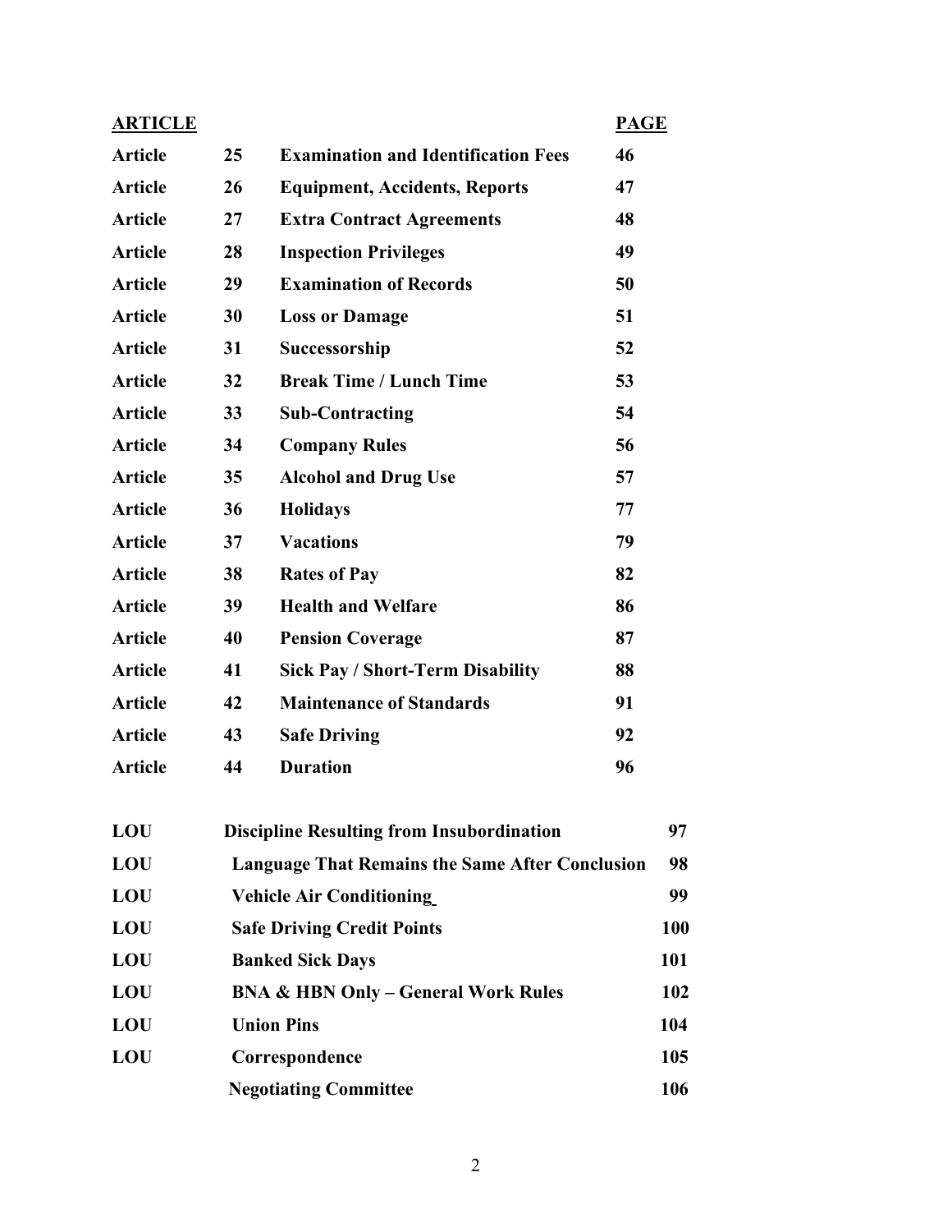| ARTICLE | | | PAGE |
|---|---|---|---|
| Article | 25 | Examination and Identification Fees | 46 |
| Article | 26 | Equipment, Accidents, Reports | 47 |
| Article | 27 | Extra Contract Agreements | 48 |
| Article | 28 | Inspection Privileges | 49 |
| Article | 29 | Examination of Records | 50 |
| Article | 30 | Loss or Damage | 51 |
| Article | 31 | Successorship | 52 |
| Article | 32 | Break Time / Lunch Time | 53 |
| Article | 33 | Sub-Contracting | 54 |
| Article | 34 | Company Rules | 56 |
| Article | 35 | Alcohol and Drug Use | 57 |
| Article | 36 | Holidays | 77 |
| Article | 37 | Vacations | 79 |
| Article | 38 | Rates of Pay | 82 |
| Article | 39 | Health and Welfare | 86 |
| Article | 40 | Pension Coverage | 87 |
| Article | 41 | Sick Pay / Short-Term Disability | 88 |
| Article | 42 | Maintenance of Standards | 91 |
| Article | 43 | Safe Driving | 92 |
| Article | 44 | Duration | 96 |

| | | |
|---|---|---|
| LOU | Discipline Resulting from Insubordination | 97 |
| LOU | Language That Remains the Same After Conclusion | 98 |
| LOU | Vehicle Air Conditioning | 99 |
| LOU | Safe Driving Credit Points | 100 |
| LOU | Banked Sick Days | 101 |
| LOU | BNA & HBN Only – General Work Rules | 102 |
| LOU | Union Pins | 104 |
| LOU | Correspondence | 105 |
| | Negotiating Committee | 106 |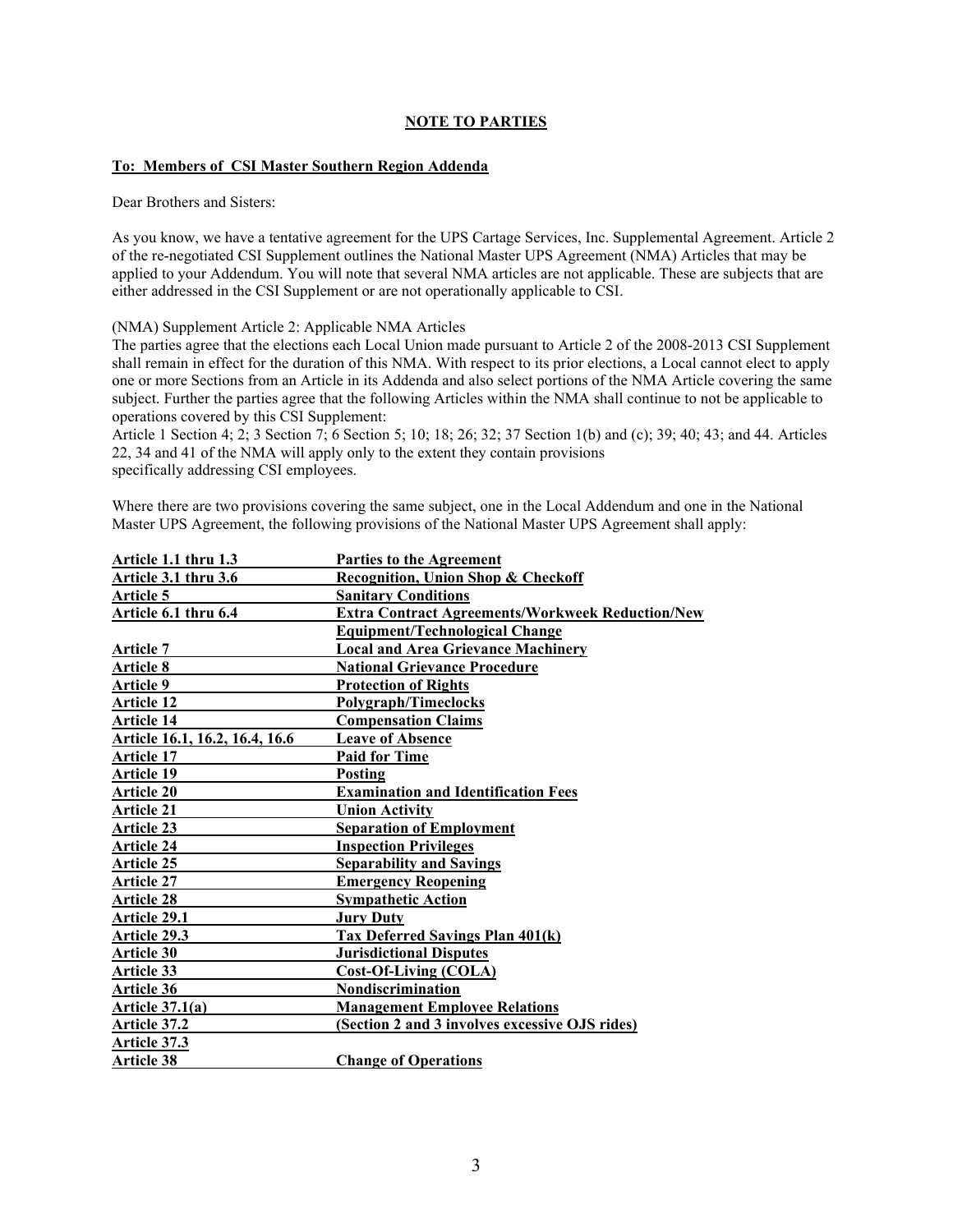## NOTE TO PARTIES

**To: Members of CSI Master Southern Region Addenda**

Dear Brothers and Sisters:

As you know, we have a tentative agreement for the UPS Cartage Services, Inc. Supplemental Agreement. Article 2 of the re-negotiated CSI Supplement outlines the National Master UPS Agreement (NMA) Articles that may be applied to your Addendum. You will note that several NMA articles are not applicable. These are subjects that are either addressed in the CSI Supplement or are not operationally applicable to CSI.

(NMA) Supplement Article 2: Applicable NMA Articles
The parties agree that the elections each Local Union made pursuant to Article 2 of the 2008-2013 CSI Supplement shall remain in effect for the duration of this NMA. With respect to its prior elections, a Local cannot elect to apply one or more Sections from an Article in its Addenda and also select portions of the NMA Article covering the same subject. Further the parties agree that the following Articles within the NMA shall continue to not be applicable to operations covered by this CSI Supplement:
Article 1 Section 4; 2; 3 Section 7; 6 Section 5; 10; 18; 26; 32; 37 Section 1(b) and (c); 39; 40; 43; and 44. Articles 22, 34 and 41 of the NMA will apply only to the extent they contain provisions specifically addressing CSI employees.

Where there are two provisions covering the same subject, one in the Local Addendum and one in the National Master UPS Agreement, the following provisions of the National Master UPS Agreement shall apply:

| | |
|---|---|
| **Article 1.1 thru 1.3** | **Parties to the Agreement** |
| **Article 3.1 thru 3.6** | **Recognition, Union Shop & Checkoff** |
| **Article 5** | **Sanitary Conditions** |
| **Article 6.1 thru 6.4** | **Extra Contract Agreements/Workweek Reduction/New Equipment/Technological Change** |
| **Article 7** | **Local and Area Grievance Machinery** |
| **Article 8** | **National Grievance Procedure** |
| **Article 9** | **Protection of Rights** |
| **Article 12** | **Polygraph/Timeclocks** |
| **Article 14** | **Compensation Claims** |
| **Article 16.1, 16.2, 16.4, 16.6** | **Leave of Absence** |
| **Article 17** | **Paid for Time** |
| **Article 19** | **Posting** |
| **Article 20** | **Examination and Identification Fees** |
| **Article 21** | **Union Activity** |
| **Article 23** | **Separation of Employment** |
| **Article 24** | **Inspection Privileges** |
| **Article 25** | **Separability and Savings** |
| **Article 27** | **Emergency Reopening** |
| **Article 28** | **Sympathetic Action** |
| **Article 29.1** | **Jury Duty** |
| **Article 29.3** | **Tax Deferred Savings Plan 401(k)** |
| **Article 30** | **Jurisdictional Disputes** |
| **Article 33** | **Cost-Of-Living (COLA)** |
| **Article 36** | **Nondiscrimination** |
| **Article 37.1(a)** | **Management Employee Relations** |
| **Article 37.2** | **(Section 2 and 3 involves excessive OJS rides)** |
| **Article 37.3** | |
| **Article 38** | **Change of Operations** |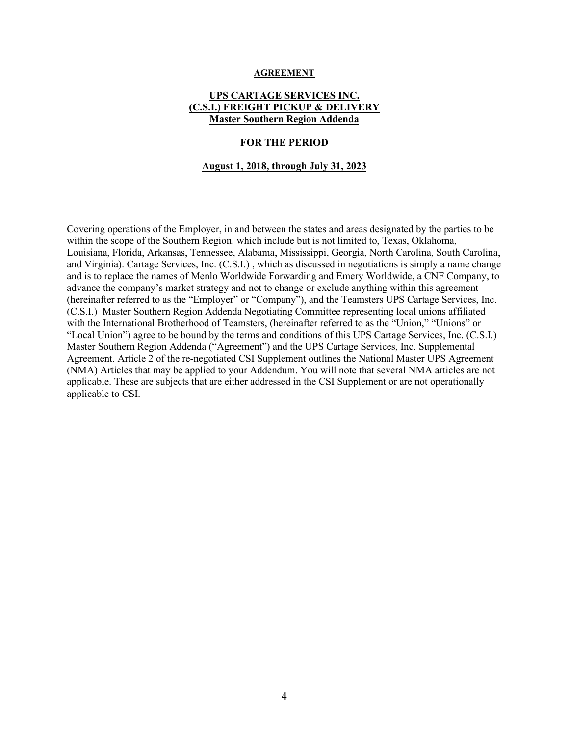**AGREEMENT**

**UPS CARTAGE SERVICES INC.**
**(C.S.I.) FREIGHT PICKUP & DELIVERY**
**Master Southern Region Addenda**

**FOR THE PERIOD**

**August 1, 2018, through July 31, 2023**

Covering operations of the Employer, in and between the states and areas designated by the parties to be within the scope of the Southern Region. which include but is not limited to, Texas, Oklahoma, Louisiana, Florida, Arkansas, Tennessee, Alabama, Mississippi, Georgia, North Carolina, South Carolina, and Virginia). Cartage Services, Inc. (C.S.I.) , which as discussed in negotiations is simply a name change and is to replace the names of Menlo Worldwide Forwarding and Emery Worldwide, a CNF Company, to advance the company's market strategy and not to change or exclude anything within this agreement (hereinafter referred to as the "Employer" or "Company"), and the Teamsters UPS Cartage Services, Inc. (C.S.I.) Master Southern Region Addenda Negotiating Committee representing local unions affiliated with the International Brotherhood of Teamsters, (hereinafter referred to as the "Union," "Unions" or "Local Union") agree to be bound by the terms and conditions of this UPS Cartage Services, Inc. (C.S.I.) Master Southern Region Addenda ("Agreement") and the UPS Cartage Services, Inc. Supplemental Agreement. Article 2 of the re-negotiated CSI Supplement outlines the National Master UPS Agreement (NMA) Articles that may be applied to your Addendum. You will note that several NMA articles are not applicable. These are subjects that are either addressed in the CSI Supplement or are not operationally applicable to CSI.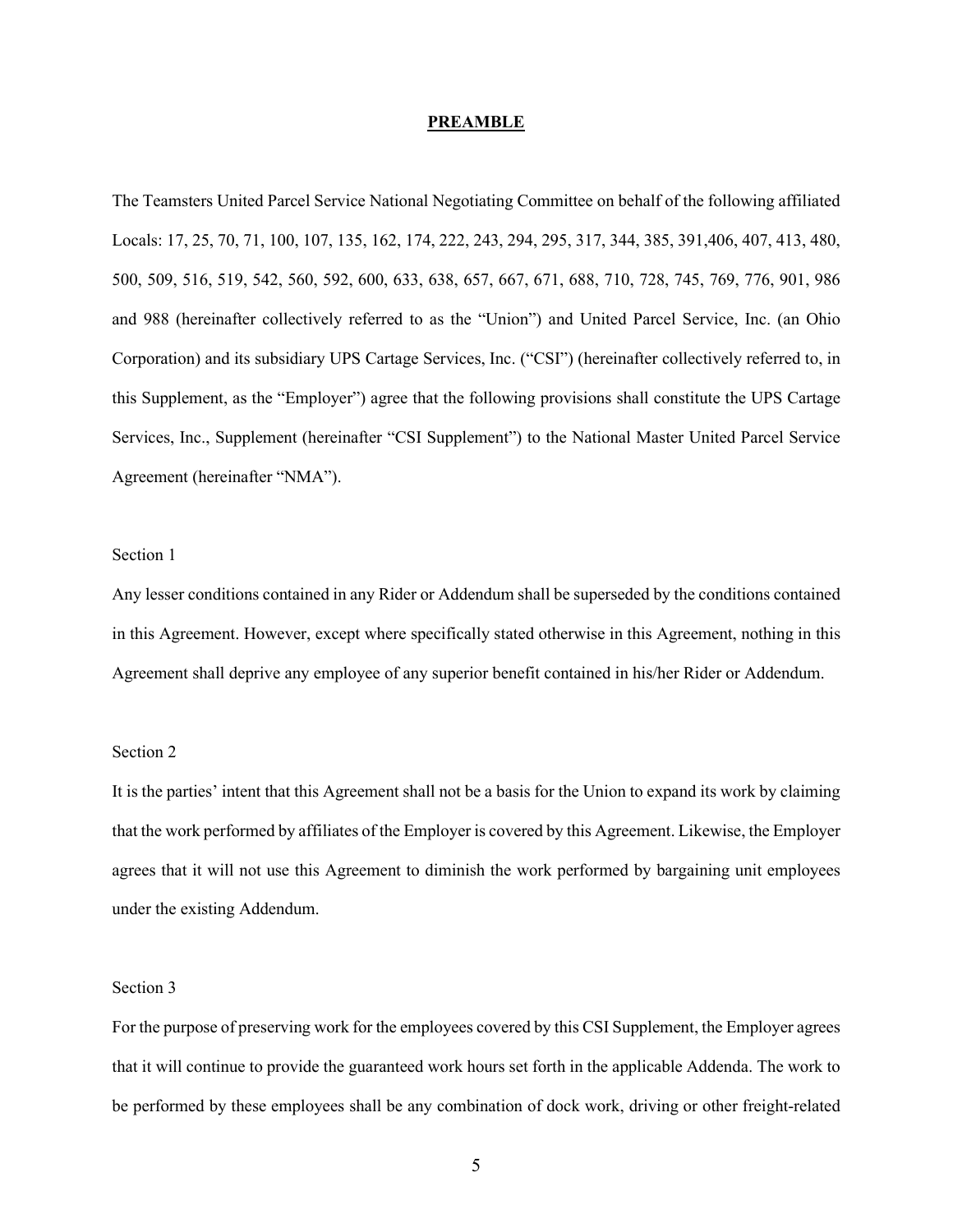# PREAMBLE

The Teamsters United Parcel Service National Negotiating Committee on behalf of the following affiliated Locals: 17, 25, 70, 71, 100, 107, 135, 162, 174, 222, 243, 294, 295, 317, 344, 385, 391,406, 407, 413, 480, 500, 509, 516, 519, 542, 560, 592, 600, 633, 638, 657, 667, 671, 688, 710, 728, 745, 769, 776, 901, 986 and 988 (hereinafter collectively referred to as the "Union") and United Parcel Service, Inc. (an Ohio Corporation) and its subsidiary UPS Cartage Services, Inc. ("CSI") (hereinafter collectively referred to, in this Supplement, as the "Employer") agree that the following provisions shall constitute the UPS Cartage Services, Inc., Supplement (hereinafter "CSI Supplement") to the National Master United Parcel Service Agreement (hereinafter "NMA").

Section 1

Any lesser conditions contained in any Rider or Addendum shall be superseded by the conditions contained in this Agreement. However, except where specifically stated otherwise in this Agreement, nothing in this Agreement shall deprive any employee of any superior benefit contained in his/her Rider or Addendum.

Section 2

It is the parties' intent that this Agreement shall not be a basis for the Union to expand its work by claiming that the work performed by affiliates of the Employer is covered by this Agreement. Likewise, the Employer agrees that it will not use this Agreement to diminish the work performed by bargaining unit employees under the existing Addendum.

Section 3

For the purpose of preserving work for the employees covered by this CSI Supplement, the Employer agrees that it will continue to provide the guaranteed work hours set forth in the applicable Addenda. The work to be performed by these employees shall be any combination of dock work, driving or other freight-related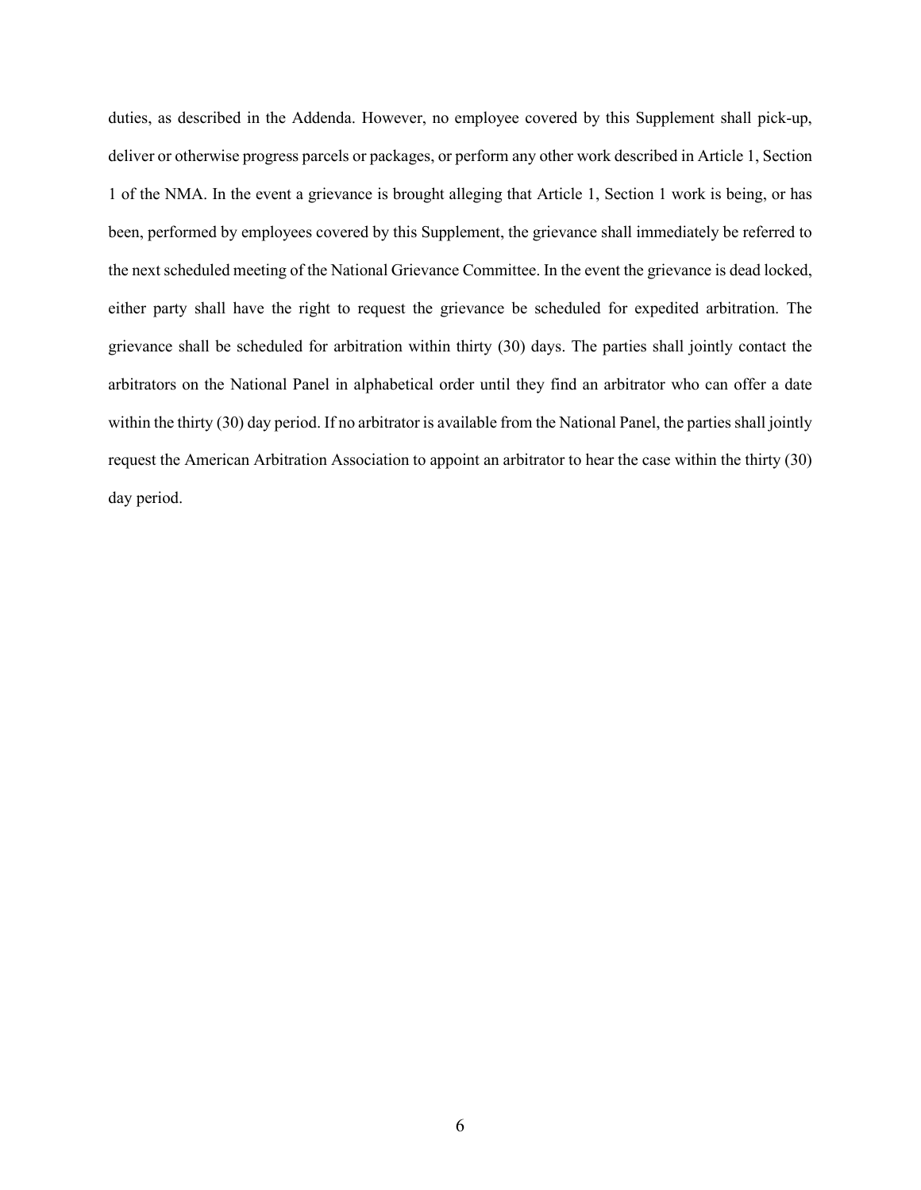duties, as described in the Addenda. However, no employee covered by this Supplement shall pick-up, deliver or otherwise progress parcels or packages, or perform any other work described in Article 1, Section 1 of the NMA. In the event a grievance is brought alleging that Article 1, Section 1 work is being, or has been, performed by employees covered by this Supplement, the grievance shall immediately be referred to the next scheduled meeting of the National Grievance Committee. In the event the grievance is dead locked, either party shall have the right to request the grievance be scheduled for expedited arbitration. The grievance shall be scheduled for arbitration within thirty (30) days. The parties shall jointly contact the arbitrators on the National Panel in alphabetical order until they find an arbitrator who can offer a date within the thirty (30) day period. If no arbitrator is available from the National Panel, the parties shall jointly request the American Arbitration Association to appoint an arbitrator to hear the case within the thirty (30) day period.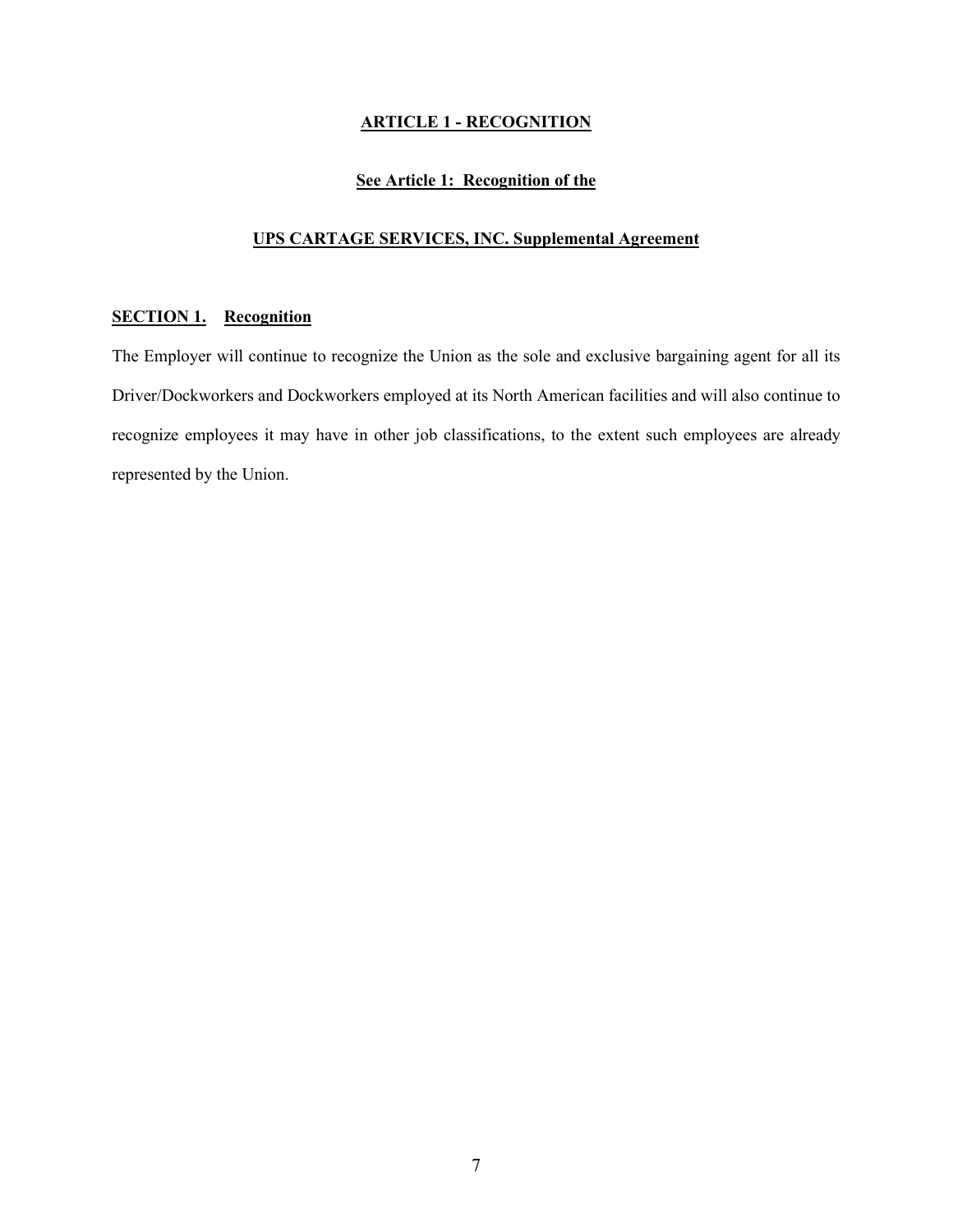# ARTICLE 1 - RECOGNITION

**See Article 1: Recognition of the**

**UPS CARTAGE SERVICES, INC. Supplemental Agreement**

## SECTION 1. Recognition

The Employer will continue to recognize the Union as the sole and exclusive bargaining agent for all its Driver/Dockworkers and Dockworkers employed at its North American facilities and will also continue to recognize employees it may have in other job classifications, to the extent such employees are already represented by the Union.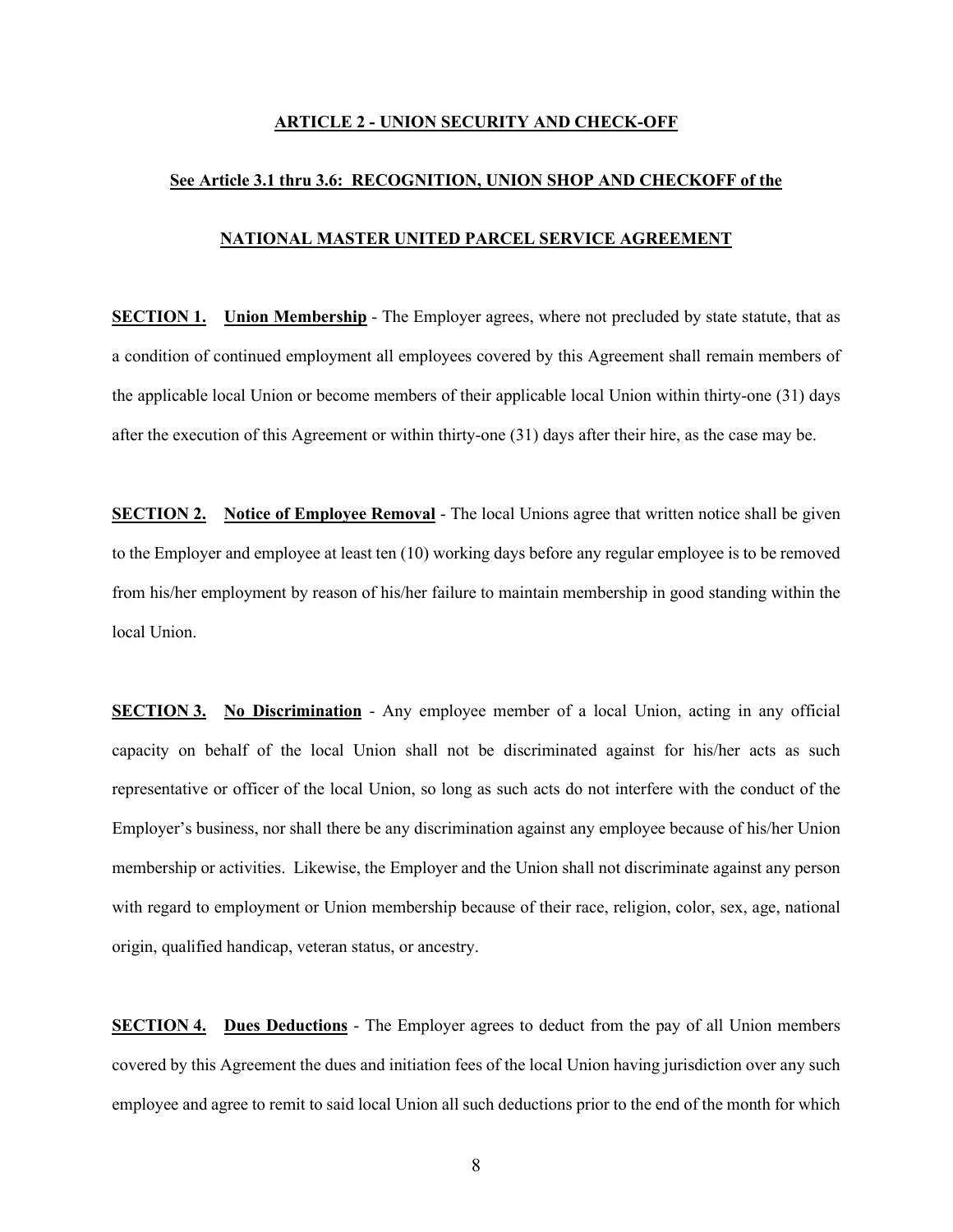## ARTICLE 2 - UNION SECURITY AND CHECK-OFF

**See Article 3.1 thru 3.6: RECOGNITION, UNION SHOP AND CHECKOFF of the**

**NATIONAL MASTER UNITED PARCEL SERVICE AGREEMENT**

**SECTION 1. Union Membership** - The Employer agrees, where not precluded by state statute, that as a condition of continued employment all employees covered by this Agreement shall remain members of the applicable local Union or become members of their applicable local Union within thirty-one (31) days after the execution of this Agreement or within thirty-one (31) days after their hire, as the case may be.

**SECTION 2. Notice of Employee Removal** - The local Unions agree that written notice shall be given to the Employer and employee at least ten (10) working days before any regular employee is to be removed from his/her employment by reason of his/her failure to maintain membership in good standing within the local Union.

**SECTION 3. No Discrimination** - Any employee member of a local Union, acting in any official capacity on behalf of the local Union shall not be discriminated against for his/her acts as such representative or officer of the local Union, so long as such acts do not interfere with the conduct of the Employer's business, nor shall there be any discrimination against any employee because of his/her Union membership or activities. Likewise, the Employer and the Union shall not discriminate against any person with regard to employment or Union membership because of their race, religion, color, sex, age, national origin, qualified handicap, veteran status, or ancestry.

**SECTION 4. Dues Deductions** - The Employer agrees to deduct from the pay of all Union members covered by this Agreement the dues and initiation fees of the local Union having jurisdiction over any such employee and agree to remit to said local Union all such deductions prior to the end of the month for which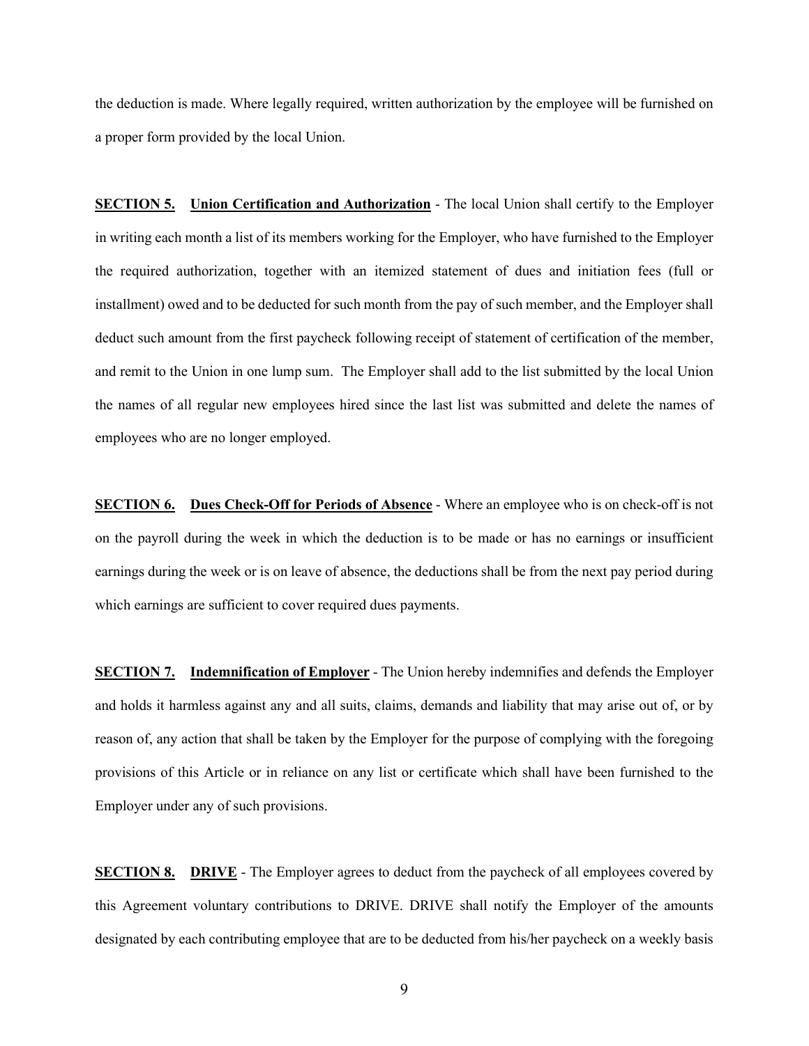the deduction is made. Where legally required, written authorization by the employee will be furnished on a proper form provided by the local Union.

**SECTION 5.** **Union Certification and Authorization** - The local Union shall certify to the Employer in writing each month a list of its members working for the Employer, who have furnished to the Employer the required authorization, together with an itemized statement of dues and initiation fees (full or installment) owed and to be deducted for such month from the pay of such member, and the Employer shall deduct such amount from the first paycheck following receipt of statement of certification of the member, and remit to the Union in one lump sum. The Employer shall add to the list submitted by the local Union the names of all regular new employees hired since the last list was submitted and delete the names of employees who are no longer employed.

**SECTION 6.** **Dues Check-Off for Periods of Absence** - Where an employee who is on check-off is not on the payroll during the week in which the deduction is to be made or has no earnings or insufficient earnings during the week or is on leave of absence, the deductions shall be from the next pay period during which earnings are sufficient to cover required dues payments.

**SECTION 7.** **Indemnification of Employer** - The Union hereby indemnifies and defends the Employer and holds it harmless against any and all suits, claims, demands and liability that may arise out of, or by reason of, any action that shall be taken by the Employer for the purpose of complying with the foregoing provisions of this Article or in reliance on any list or certificate which shall have been furnished to the Employer under any of such provisions.

**SECTION 8.** **DRIVE** - The Employer agrees to deduct from the paycheck of all employees covered by this Agreement voluntary contributions to DRIVE. DRIVE shall notify the Employer of the amounts designated by each contributing employee that are to be deducted from his/her paycheck on a weekly basis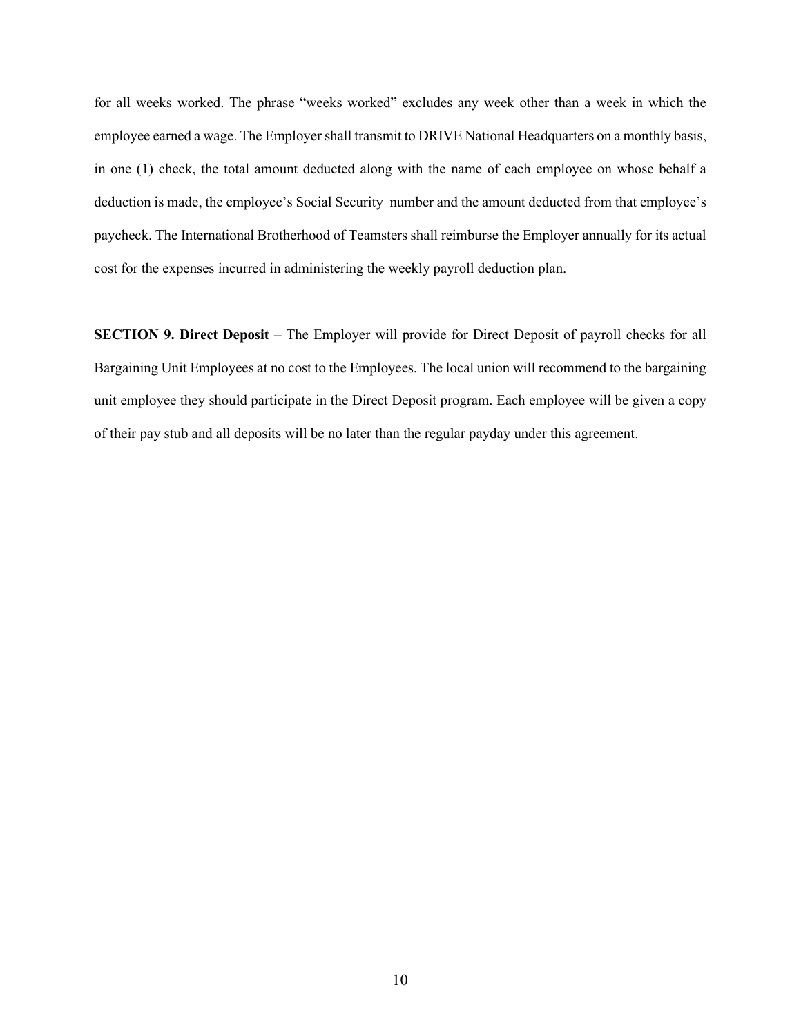for all weeks worked. The phrase "weeks worked" excludes any week other than a week in which the employee earned a wage. The Employer shall transmit to DRIVE National Headquarters on a monthly basis, in one (1) check, the total amount deducted along with the name of each employee on whose behalf a deduction is made, the employee's Social Security number and the amount deducted from that employee's paycheck. The International Brotherhood of Teamsters shall reimburse the Employer annually for its actual cost for the expenses incurred in administering the weekly payroll deduction plan.

**SECTION 9. Direct Deposit** – The Employer will provide for Direct Deposit of payroll checks for all Bargaining Unit Employees at no cost to the Employees. The local union will recommend to the bargaining unit employee they should participate in the Direct Deposit program. Each employee will be given a copy of their pay stub and all deposits will be no later than the regular payday under this agreement.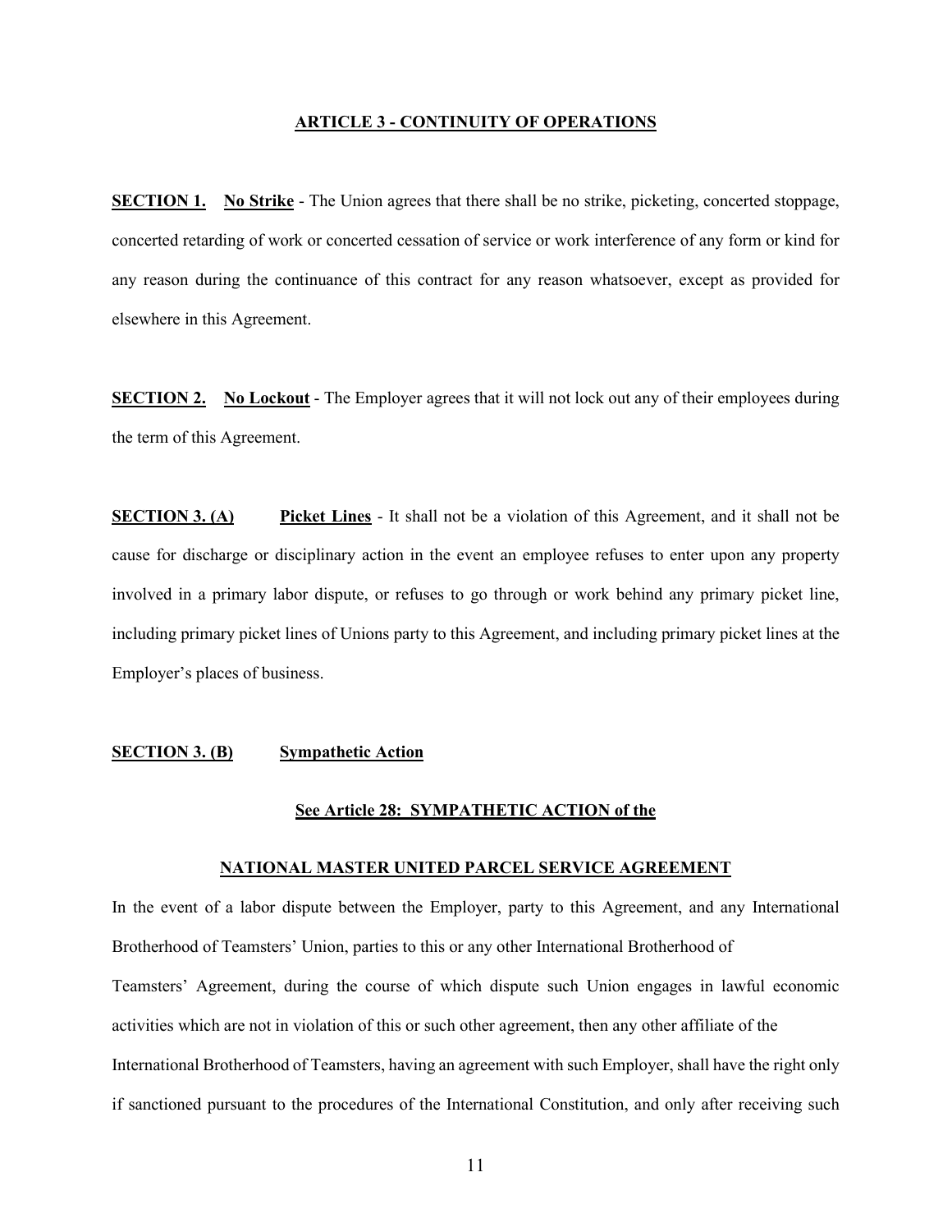## ARTICLE 3 - CONTINUITY OF OPERATIONS

**SECTION 1. No Strike** - The Union agrees that there shall be no strike, picketing, concerted stoppage, concerted retarding of work or concerted cessation of service or work interference of any form or kind for any reason during the continuance of this contract for any reason whatsoever, except as provided for elsewhere in this Agreement.

**SECTION 2. No Lockout** - The Employer agrees that it will not lock out any of their employees during the term of this Agreement.

**SECTION 3. (A) Picket Lines** - It shall not be a violation of this Agreement, and it shall not be cause for discharge or disciplinary action in the event an employee refuses to enter upon any property involved in a primary labor dispute, or refuses to go through or work behind any primary picket line, including primary picket lines of Unions party to this Agreement, and including primary picket lines at the Employer's places of business.

**SECTION 3. (B) Sympathetic Action**

**See Article 28: SYMPATHETIC ACTION of the**

**NATIONAL MASTER UNITED PARCEL SERVICE AGREEMENT**

In the event of a labor dispute between the Employer, party to this Agreement, and any International Brotherhood of Teamsters' Union, parties to this or any other International Brotherhood of Teamsters' Agreement, during the course of which dispute such Union engages in lawful economic activities which are not in violation of this or such other agreement, then any other affiliate of the International Brotherhood of Teamsters, having an agreement with such Employer, shall have the right only if sanctioned pursuant to the procedures of the International Constitution, and only after receiving such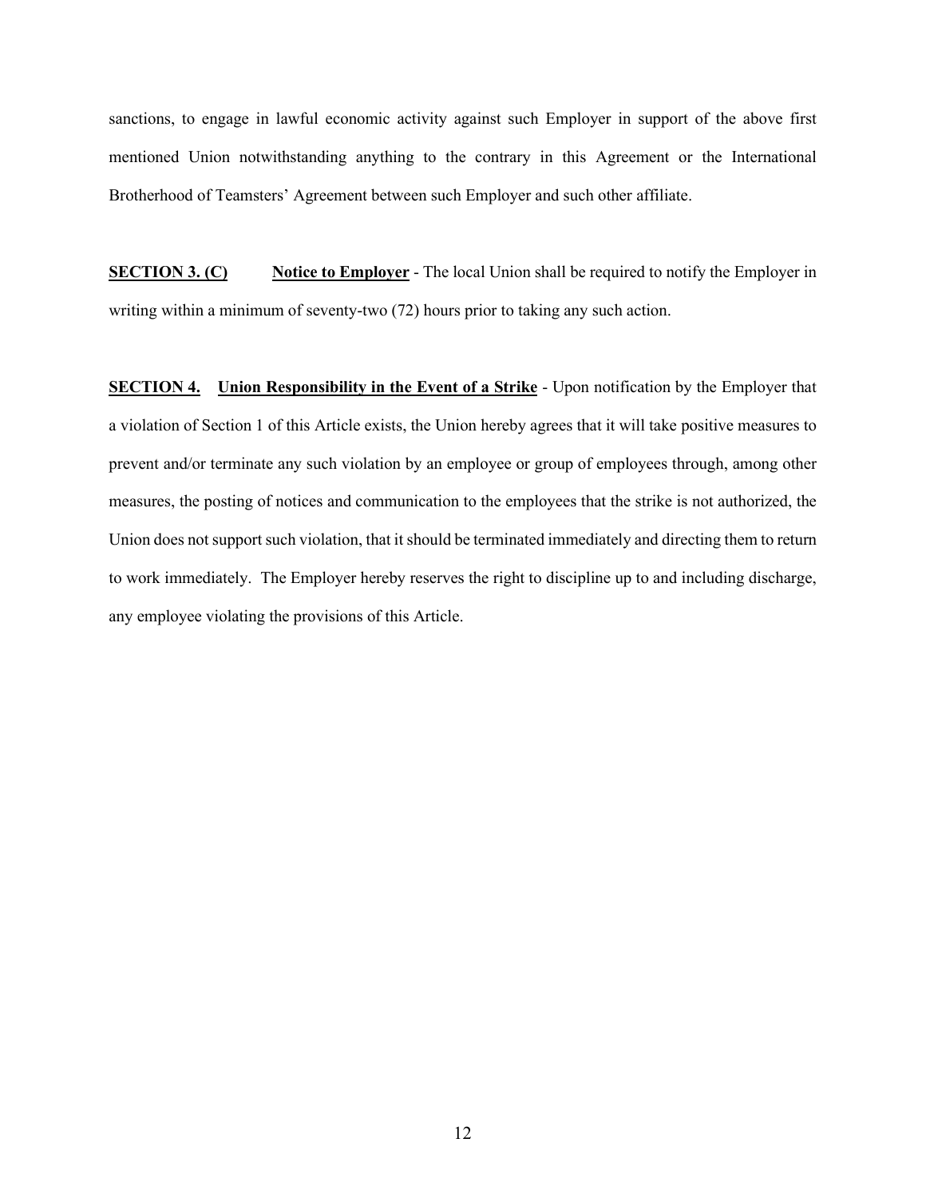sanctions, to engage in lawful economic activity against such Employer in support of the above first mentioned Union notwithstanding anything to the contrary in this Agreement or the International Brotherhood of Teamsters' Agreement between such Employer and such other affiliate.

**SECTION 3. (C)** **Notice to Employer** - The local Union shall be required to notify the Employer in writing within a minimum of seventy-two (72) hours prior to taking any such action.

**SECTION 4.** **Union Responsibility in the Event of a Strike** - Upon notification by the Employer that a violation of Section 1 of this Article exists, the Union hereby agrees that it will take positive measures to prevent and/or terminate any such violation by an employee or group of employees through, among other measures, the posting of notices and communication to the employees that the strike is not authorized, the Union does not support such violation, that it should be terminated immediately and directing them to return to work immediately. The Employer hereby reserves the right to discipline up to and including discharge, any employee violating the provisions of this Article.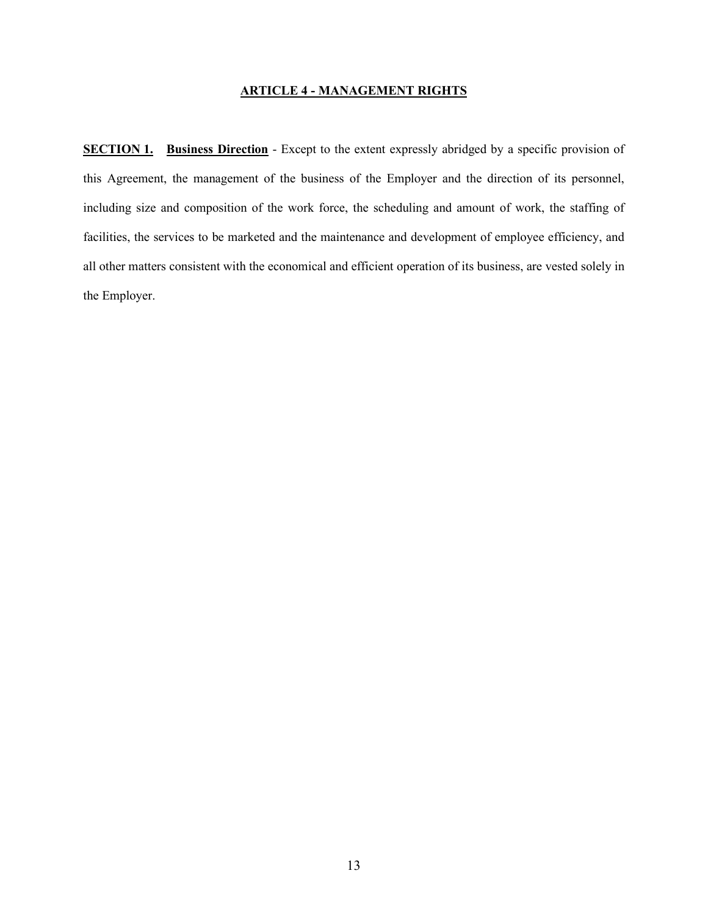## ARTICLE 4 - MANAGEMENT RIGHTS

**SECTION 1.** **Business Direction** - Except to the extent expressly abridged by a specific provision of this Agreement, the management of the business of the Employer and the direction of its personnel, including size and composition of the work force, the scheduling and amount of work, the staffing of facilities, the services to be marketed and the maintenance and development of employee efficiency, and all other matters consistent with the economical and efficient operation of its business, are vested solely in the Employer.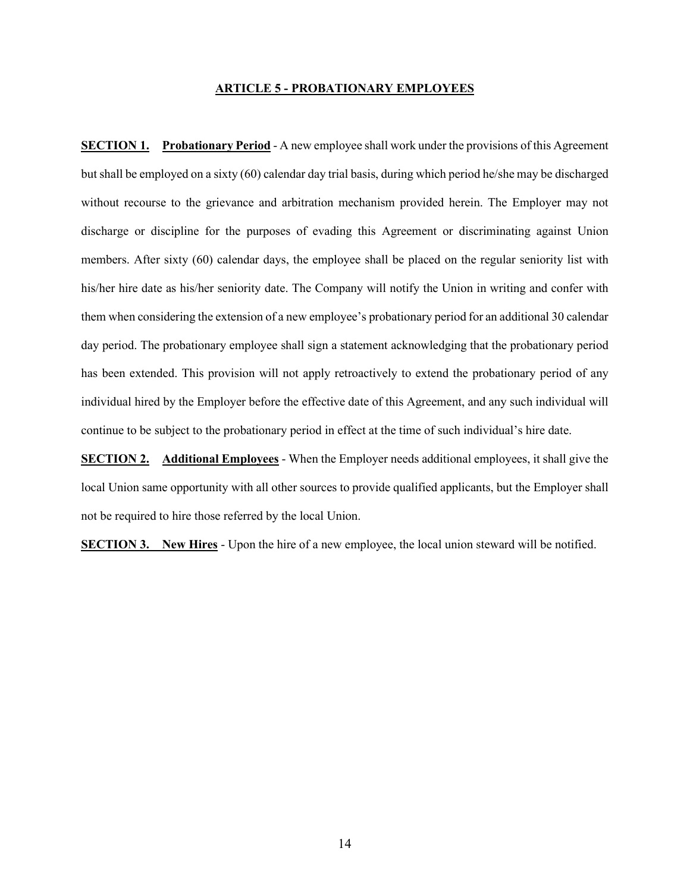## ARTICLE 5 - PROBATIONARY EMPLOYEES

**SECTION 1. Probationary Period** - A new employee shall work under the provisions of this Agreement but shall be employed on a sixty (60) calendar day trial basis, during which period he/she may be discharged without recourse to the grievance and arbitration mechanism provided herein. The Employer may not discharge or discipline for the purposes of evading this Agreement or discriminating against Union members. After sixty (60) calendar days, the employee shall be placed on the regular seniority list with his/her hire date as his/her seniority date. The Company will notify the Union in writing and confer with them when considering the extension of a new employee's probationary period for an additional 30 calendar day period. The probationary employee shall sign a statement acknowledging that the probationary period has been extended. This provision will not apply retroactively to extend the probationary period of any individual hired by the Employer before the effective date of this Agreement, and any such individual will continue to be subject to the probationary period in effect at the time of such individual's hire date.

**SECTION 2. Additional Employees** - When the Employer needs additional employees, it shall give the local Union same opportunity with all other sources to provide qualified applicants, but the Employer shall not be required to hire those referred by the local Union.

**SECTION 3. New Hires** - Upon the hire of a new employee, the local union steward will be notified.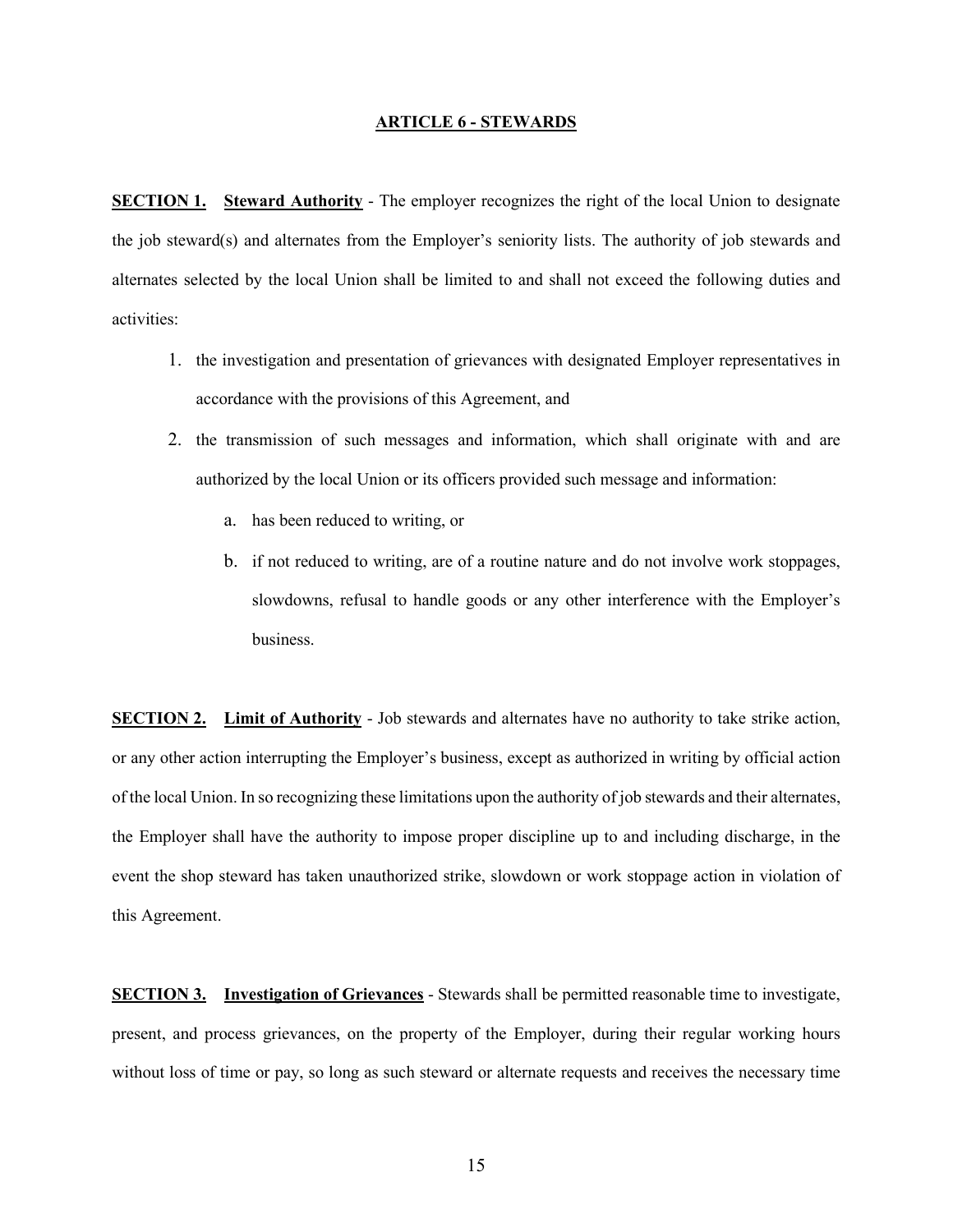## ARTICLE 6 - STEWARDS

**SECTION 1.** **Steward Authority** - The employer recognizes the right of the local Union to designate the job steward(s) and alternates from the Employer's seniority lists. The authority of job stewards and alternates selected by the local Union shall be limited to and shall not exceed the following duties and activities:

1. the investigation and presentation of grievances with designated Employer representatives in accordance with the provisions of this Agreement, and
2. the transmission of such messages and information, which shall originate with and are authorized by the local Union or its officers provided such message and information:
   a. has been reduced to writing, or
   b. if not reduced to writing, are of a routine nature and do not involve work stoppages, slowdowns, refusal to handle goods or any other interference with the Employer's business.

**SECTION 2.** **Limit of Authority** - Job stewards and alternates have no authority to take strike action, or any other action interrupting the Employer's business, except as authorized in writing by official action of the local Union. In so recognizing these limitations upon the authority of job stewards and their alternates, the Employer shall have the authority to impose proper discipline up to and including discharge, in the event the shop steward has taken unauthorized strike, slowdown or work stoppage action in violation of this Agreement.

**SECTION 3.** **Investigation of Grievances** - Stewards shall be permitted reasonable time to investigate, present, and process grievances, on the property of the Employer, during their regular working hours without loss of time or pay, so long as such steward or alternate requests and receives the necessary time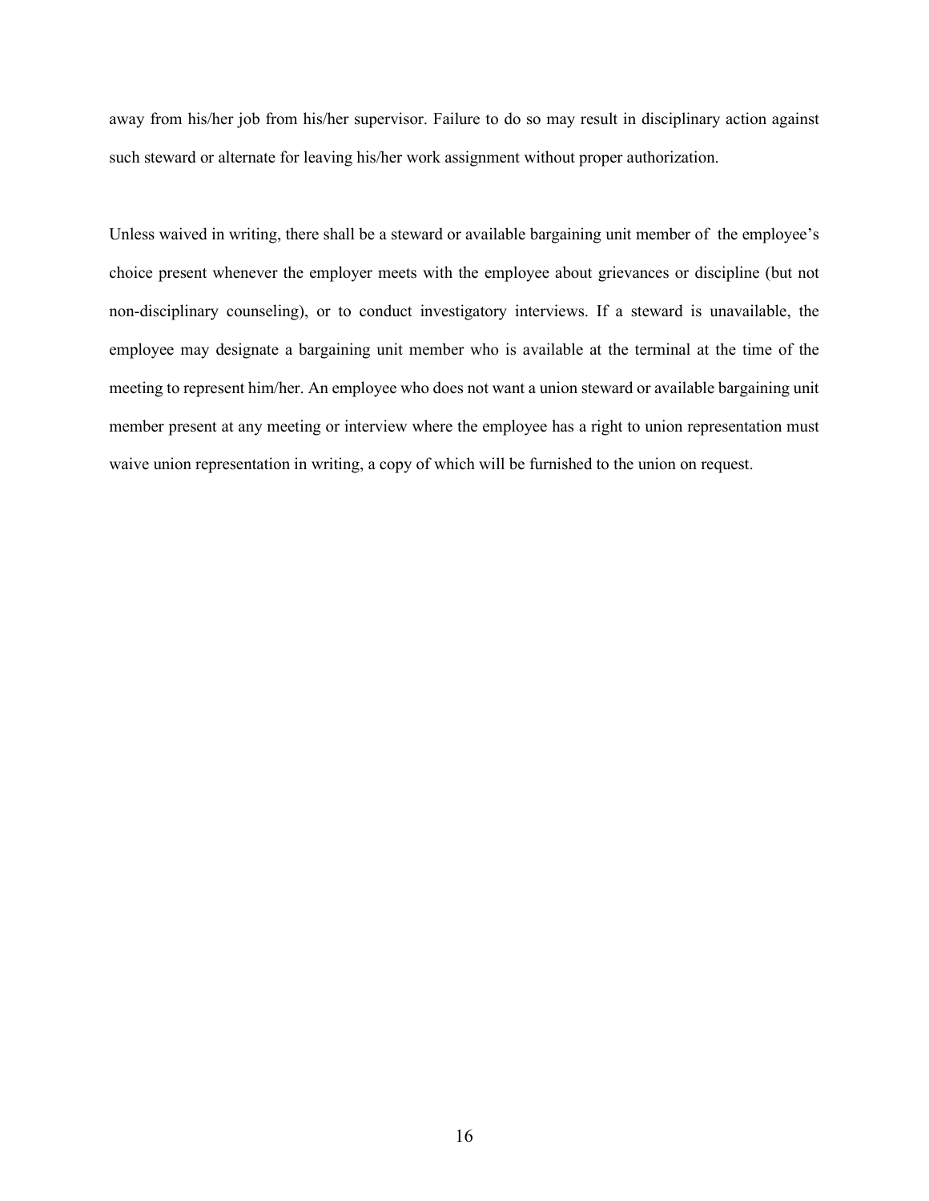away from his/her job from his/her supervisor. Failure to do so may result in disciplinary action against such steward or alternate for leaving his/her work assignment without proper authorization.

Unless waived in writing, there shall be a steward or available bargaining unit member of the employee's choice present whenever the employer meets with the employee about grievances or discipline (but not non-disciplinary counseling), or to conduct investigatory interviews. If a steward is unavailable, the employee may designate a bargaining unit member who is available at the terminal at the time of the meeting to represent him/her. An employee who does not want a union steward or available bargaining unit member present at any meeting or interview where the employee has a right to union representation must waive union representation in writing, a copy of which will be furnished to the union on request.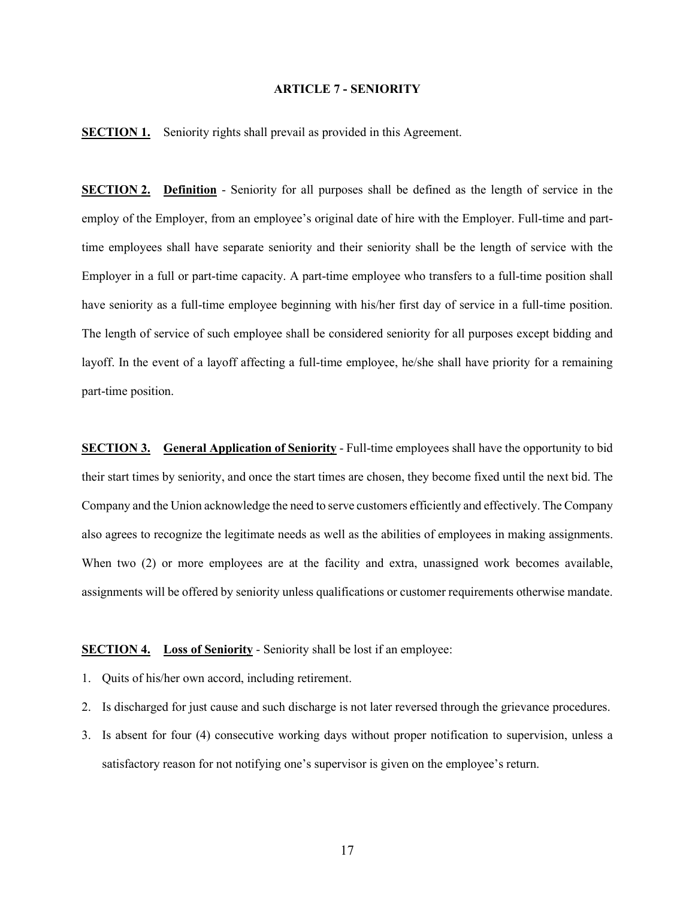# ARTICLE 7 - SENIORITY

**SECTION 1.** Seniority rights shall prevail as provided in this Agreement.

**SECTION 2. Definition** - Seniority for all purposes shall be defined as the length of service in the employ of the Employer, from an employee's original date of hire with the Employer. Full-time and part-time employees shall have separate seniority and their seniority shall be the length of service with the Employer in a full or part-time capacity. A part-time employee who transfers to a full-time position shall have seniority as a full-time employee beginning with his/her first day of service in a full-time position. The length of service of such employee shall be considered seniority for all purposes except bidding and layoff. In the event of a layoff affecting a full-time employee, he/she shall have priority for a remaining part-time position.

**SECTION 3. General Application of Seniority** - Full-time employees shall have the opportunity to bid their start times by seniority, and once the start times are chosen, they become fixed until the next bid. The Company and the Union acknowledge the need to serve customers efficiently and effectively. The Company also agrees to recognize the legitimate needs as well as the abilities of employees in making assignments. When two (2) or more employees are at the facility and extra, unassigned work becomes available, assignments will be offered by seniority unless qualifications or customer requirements otherwise mandate.

**SECTION 4. Loss of Seniority** - Seniority shall be lost if an employee:

1. Quits of his/her own accord, including retirement.
2. Is discharged for just cause and such discharge is not later reversed through the grievance procedures.
3. Is absent for four (4) consecutive working days without proper notification to supervision, unless a satisfactory reason for not notifying one's supervisor is given on the employee's return.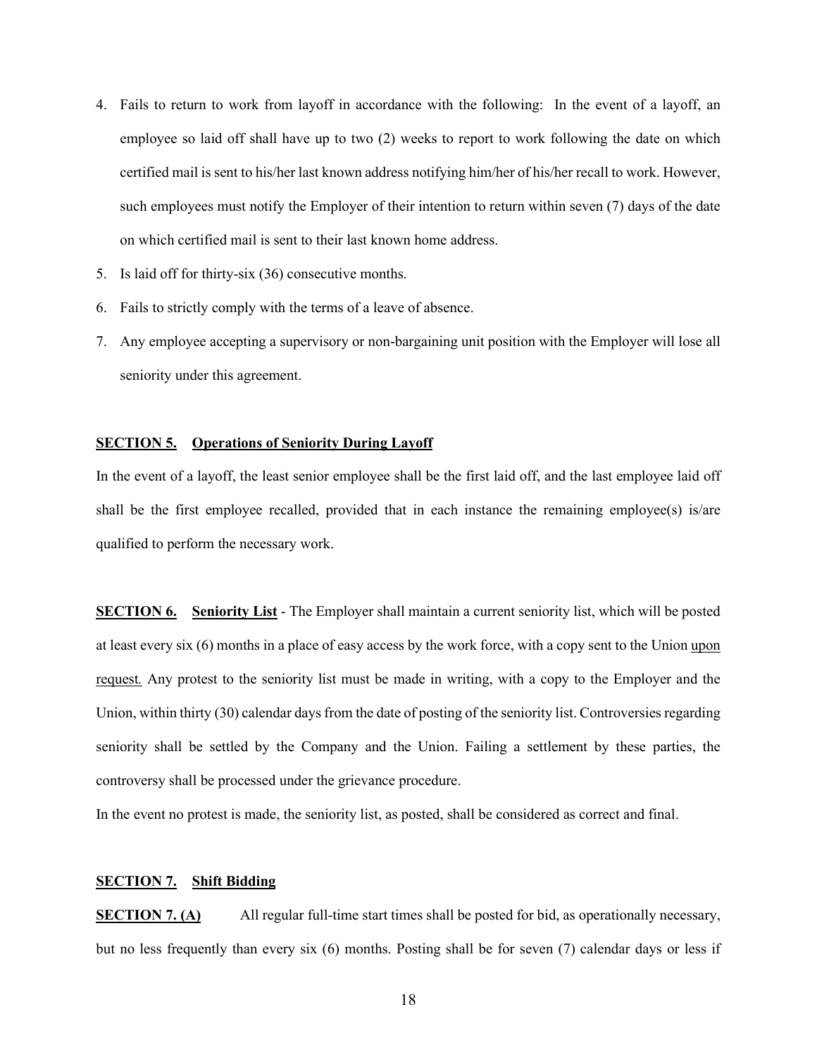4. Fails to return to work from layoff in accordance with the following: In the event of a layoff, an employee so laid off shall have up to two (2) weeks to report to work following the date on which certified mail is sent to his/her last known address notifying him/her of his/her recall to work. However, such employees must notify the Employer of their intention to return within seven (7) days of the date on which certified mail is sent to their last known home address.
5. Is laid off for thirty-six (36) consecutive months.
6. Fails to strictly comply with the terms of a leave of absence.
7. Any employee accepting a supervisory or non-bargaining unit position with the Employer will lose all seniority under this agreement.

**SECTION 5. Operations of Seniority During Layoff**

In the event of a layoff, the least senior employee shall be the first laid off, and the last employee laid off shall be the first employee recalled, provided that in each instance the remaining employee(s) is/are qualified to perform the necessary work.

**SECTION 6. Seniority List** - The Employer shall maintain a current seniority list, which will be posted at least every six (6) months in a place of easy access by the work force, with a copy sent to the Union upon request. Any protest to the seniority list must be made in writing, with a copy to the Employer and the Union, within thirty (30) calendar days from the date of posting of the seniority list. Controversies regarding seniority shall be settled by the Company and the Union. Failing a settlement by these parties, the controversy shall be processed under the grievance procedure.

In the event no protest is made, the seniority list, as posted, shall be considered as correct and final.

**SECTION 7. Shift Bidding**

**SECTION 7. (A)** All regular full-time start times shall be posted for bid, as operationally necessary, but no less frequently than every six (6) months. Posting shall be for seven (7) calendar days or less if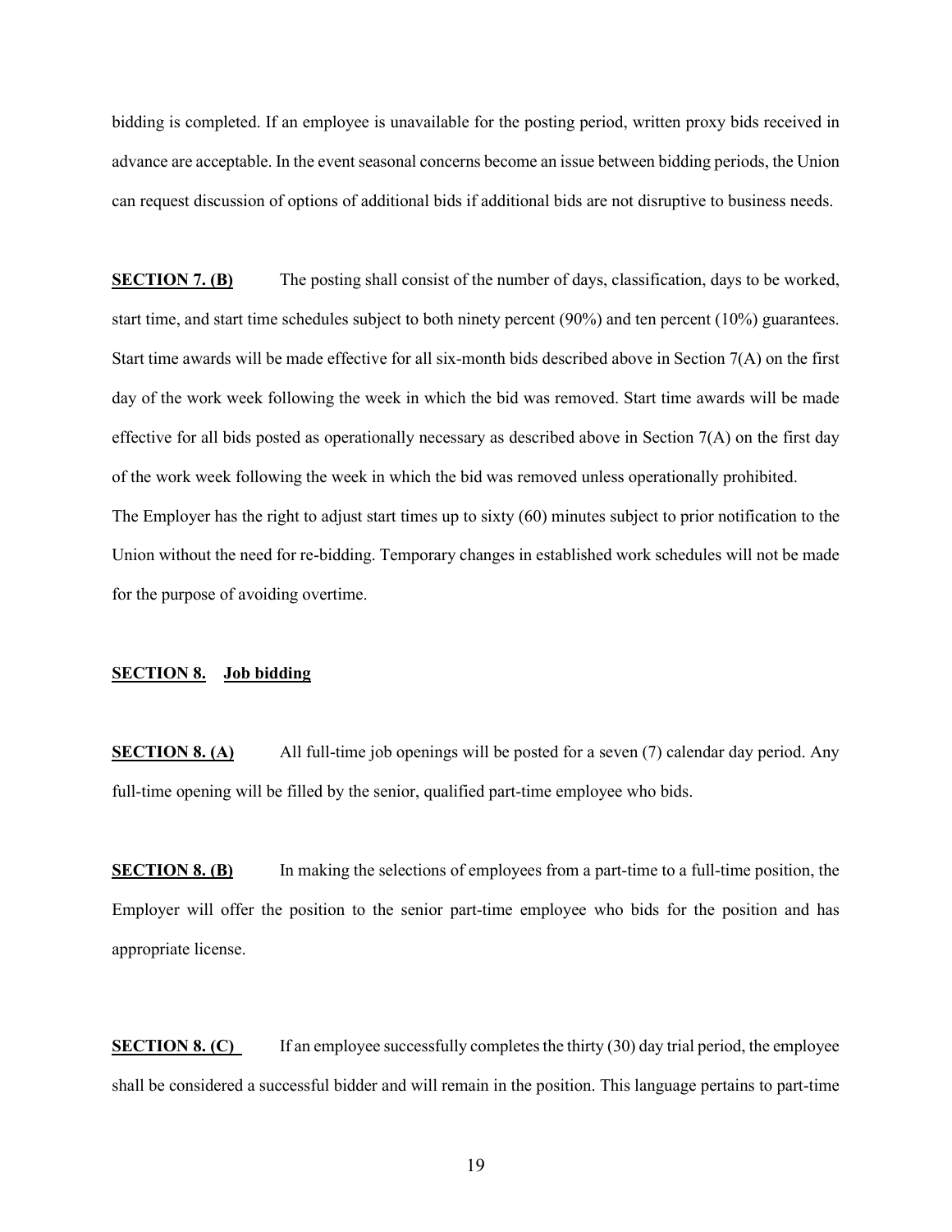bidding is completed. If an employee is unavailable for the posting period, written proxy bids received in advance are acceptable. In the event seasonal concerns become an issue between bidding periods, the Union can request discussion of options of additional bids if additional bids are not disruptive to business needs.

**SECTION 7. (B)** The posting shall consist of the number of days, classification, days to be worked, start time, and start time schedules subject to both ninety percent (90%) and ten percent (10%) guarantees. Start time awards will be made effective for all six-month bids described above in Section 7(A) on the first day of the work week following the week in which the bid was removed. Start time awards will be made effective for all bids posted as operationally necessary as described above in Section 7(A) on the first day of the work week following the week in which the bid was removed unless operationally prohibited.

The Employer has the right to adjust start times up to sixty (60) minutes subject to prior notification to the Union without the need for re-bidding. Temporary changes in established work schedules will not be made for the purpose of avoiding overtime.

**SECTION 8. Job bidding**

**SECTION 8. (A)** All full-time job openings will be posted for a seven (7) calendar day period. Any full-time opening will be filled by the senior, qualified part-time employee who bids.

**SECTION 8. (B)** In making the selections of employees from a part-time to a full-time position, the Employer will offer the position to the senior part-time employee who bids for the position and has appropriate license.

**SECTION 8. (C)** If an employee successfully completes the thirty (30) day trial period, the employee shall be considered a successful bidder and will remain in the position. This language pertains to part-time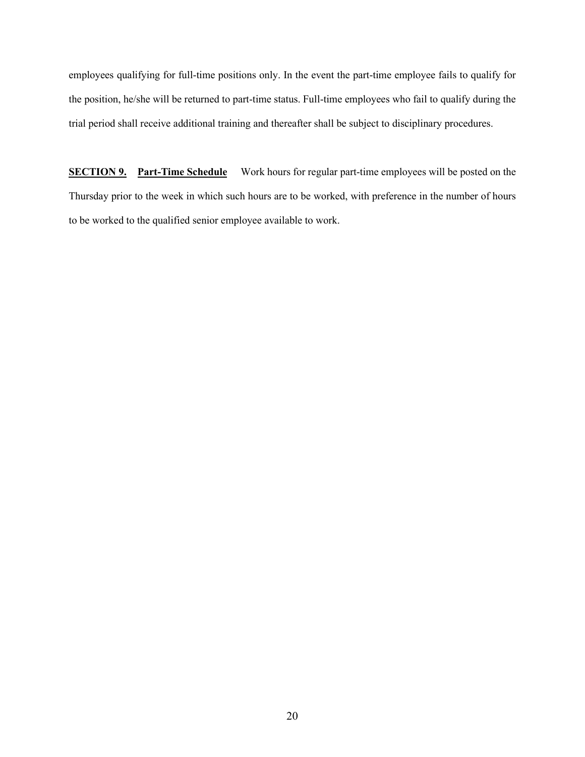employees qualifying for full-time positions only. In the event the part-time employee fails to qualify for the position, he/she will be returned to part-time status. Full-time employees who fail to qualify during the trial period shall receive additional training and thereafter shall be subject to disciplinary procedures.

**SECTION 9. Part-Time Schedule** Work hours for regular part-time employees will be posted on the Thursday prior to the week in which such hours are to be worked, with preference in the number of hours to be worked to the qualified senior employee available to work.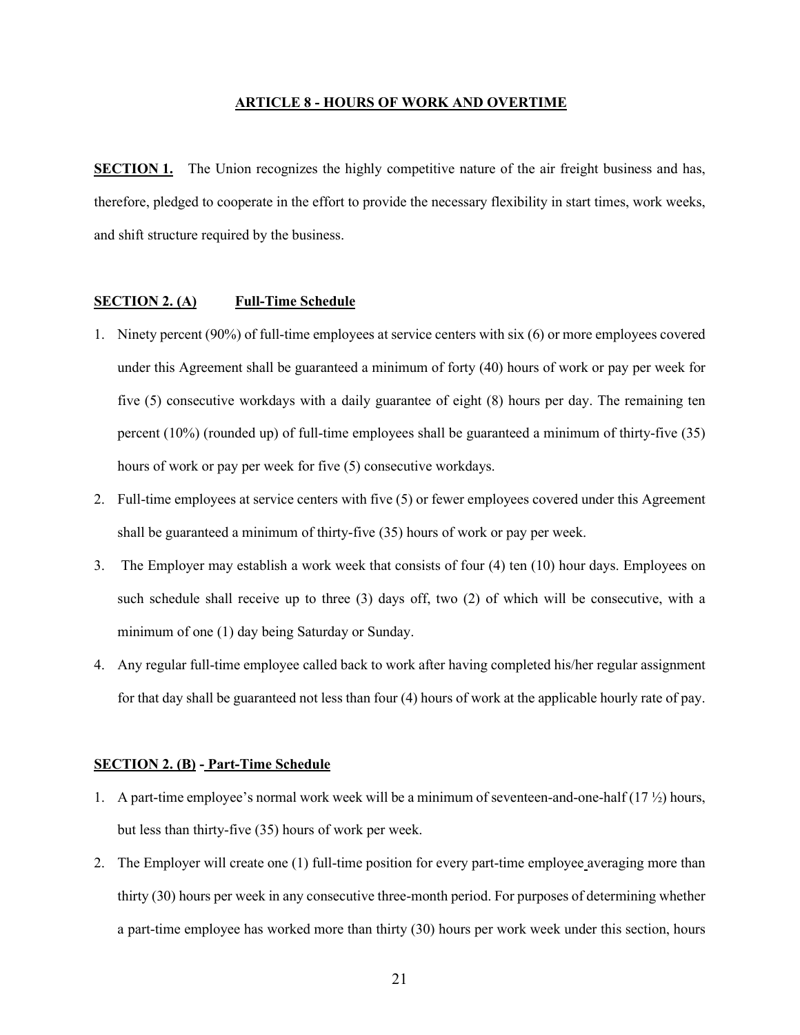## ARTICLE 8 - HOURS OF WORK AND OVERTIME

**SECTION 1.** The Union recognizes the highly competitive nature of the air freight business and has, therefore, pledged to cooperate in the effort to provide the necessary flexibility in start times, work weeks, and shift structure required by the business.

### SECTION 2. (A) Full-Time Schedule

1. Ninety percent (90%) of full-time employees at service centers with six (6) or more employees covered under this Agreement shall be guaranteed a minimum of forty (40) hours of work or pay per week for five (5) consecutive workdays with a daily guarantee of eight (8) hours per day. The remaining ten percent (10%) (rounded up) of full-time employees shall be guaranteed a minimum of thirty-five (35) hours of work or pay per week for five (5) consecutive workdays.
2. Full-time employees at service centers with five (5) or fewer employees covered under this Agreement shall be guaranteed a minimum of thirty-five (35) hours of work or pay per week.
3. The Employer may establish a work week that consists of four (4) ten (10) hour days. Employees on such schedule shall receive up to three (3) days off, two (2) of which will be consecutive, with a minimum of one (1) day being Saturday or Sunday.
4. Any regular full-time employee called back to work after having completed his/her regular assignment for that day shall be guaranteed not less than four (4) hours of work at the applicable hourly rate of pay.

### SECTION 2. (B) - Part-Time Schedule

1. A part-time employee's normal work week will be a minimum of seventeen-and-one-half (17 ½) hours, but less than thirty-five (35) hours of work per week.
2. The Employer will create one (1) full-time position for every part-time employee averaging more than thirty (30) hours per week in any consecutive three-month period. For purposes of determining whether a part-time employee has worked more than thirty (30) hours per work week under this section, hours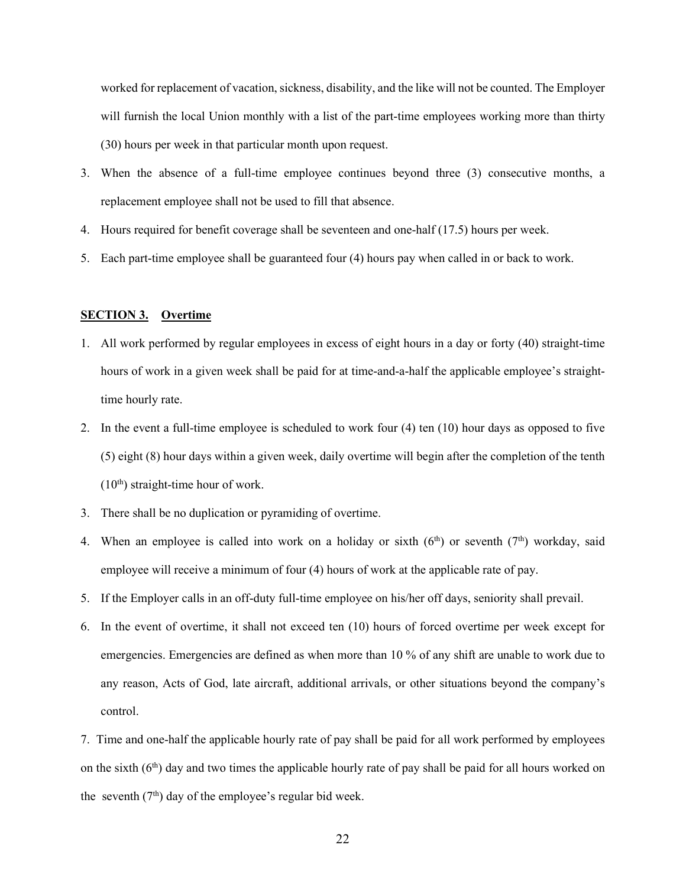worked for replacement of vacation, sickness, disability, and the like will not be counted. The Employer will furnish the local Union monthly with a list of the part-time employees working more than thirty (30) hours per week in that particular month upon request.

3. When the absence of a full-time employee continues beyond three (3) consecutive months, a replacement employee shall not be used to fill that absence.
4. Hours required for benefit coverage shall be seventeen and one-half (17.5) hours per week.
5. Each part-time employee shall be guaranteed four (4) hours pay when called in or back to work.

## **SECTION 3. Overtime**

1. All work performed by regular employees in excess of eight hours in a day or forty (40) straight-time hours of work in a given week shall be paid for at time-and-a-half the applicable employee's straight-time hourly rate.
2. In the event a full-time employee is scheduled to work four (4) ten (10) hour days as opposed to five (5) eight (8) hour days within a given week, daily overtime will begin after the completion of the tenth (10th) straight-time hour of work.
3. There shall be no duplication or pyramiding of overtime.
4. When an employee is called into work on a holiday or sixth (6th) or seventh (7th) workday, said employee will receive a minimum of four (4) hours of work at the applicable rate of pay.
5. If the Employer calls in an off-duty full-time employee on his/her off days, seniority shall prevail.
6. In the event of overtime, it shall not exceed ten (10) hours of forced overtime per week except for emergencies. Emergencies are defined as when more than 10 % of any shift are unable to work due to any reason, Acts of God, late aircraft, additional arrivals, or other situations beyond the company's control.
7. Time and one-half the applicable hourly rate of pay shall be paid for all work performed by employees on the sixth (6th) day and two times the applicable hourly rate of pay shall be paid for all hours worked on the seventh (7th) day of the employee's regular bid week.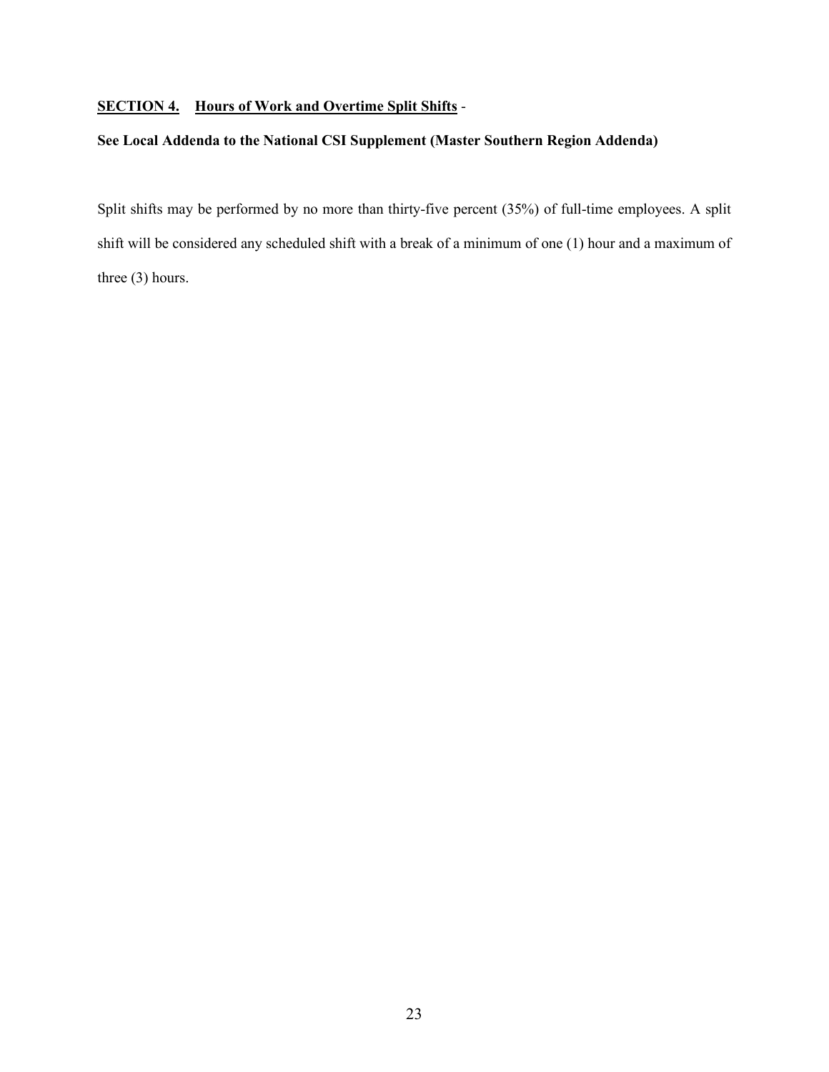**<u>SECTION 4.</u>** **<u>Hours of Work and Overtime Split Shifts</u>** -

**See Local Addenda to the National CSI Supplement (Master Southern Region Addenda)**

Split shifts may be performed by no more than thirty-five percent (35%) of full-time employees. A split shift will be considered any scheduled shift with a break of a minimum of one (1) hour and a maximum of three (3) hours.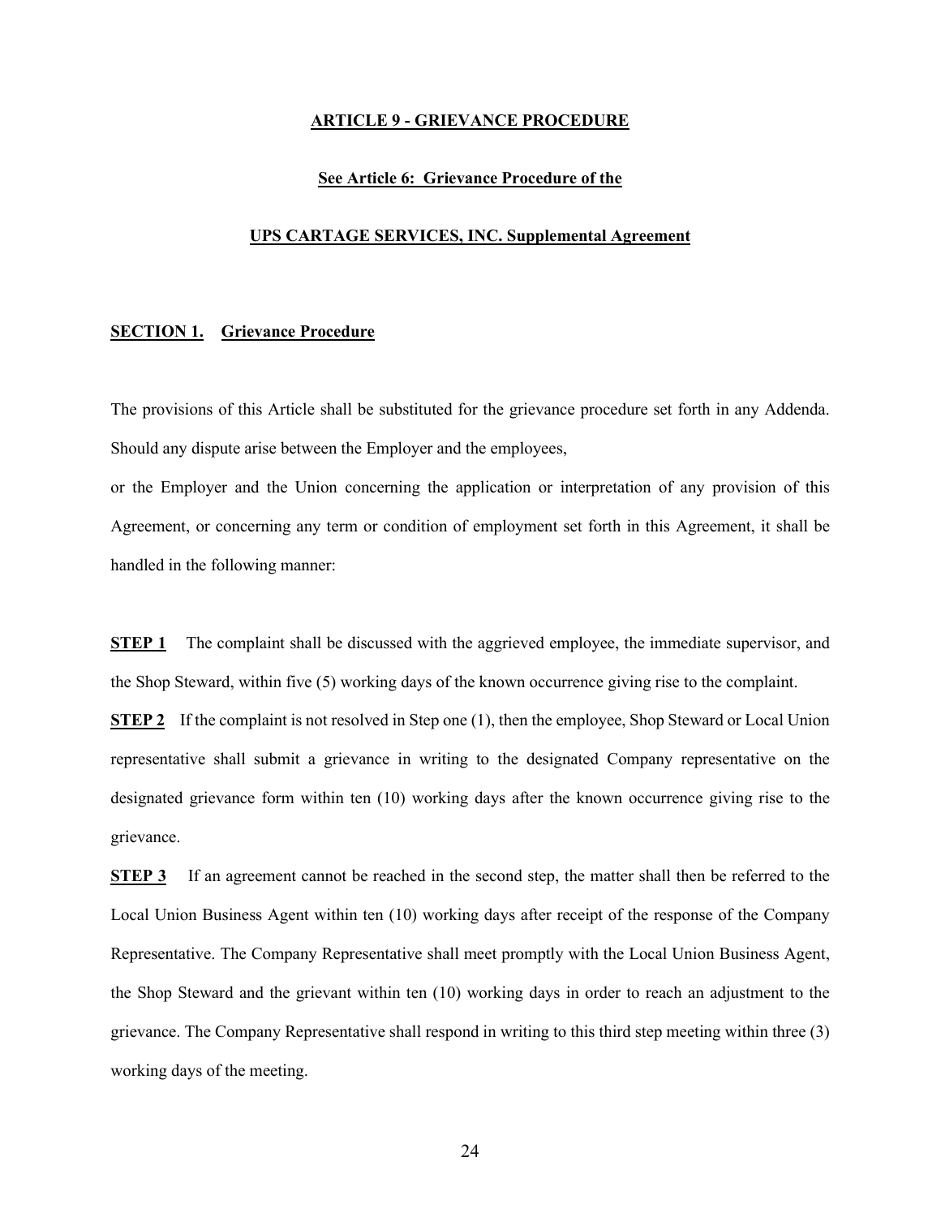## ARTICLE 9 - GRIEVANCE PROCEDURE

**See Article 6: Grievance Procedure of the**

**UPS CARTAGE SERVICES, INC. Supplemental Agreement**

### SECTION 1. Grievance Procedure

The provisions of this Article shall be substituted for the grievance procedure set forth in any Addenda. Should any dispute arise between the Employer and the employees,

or the Employer and the Union concerning the application or interpretation of any provision of this Agreement, or concerning any term or condition of employment set forth in this Agreement, it shall be handled in the following manner:

**STEP 1** The complaint shall be discussed with the aggrieved employee, the immediate supervisor, and the Shop Steward, within five (5) working days of the known occurrence giving rise to the complaint.

**STEP 2** If the complaint is not resolved in Step one (1), then the employee, Shop Steward or Local Union representative shall submit a grievance in writing to the designated Company representative on the designated grievance form within ten (10) working days after the known occurrence giving rise to the grievance.

**STEP 3** If an agreement cannot be reached in the second step, the matter shall then be referred to the Local Union Business Agent within ten (10) working days after receipt of the response of the Company Representative. The Company Representative shall meet promptly with the Local Union Business Agent, the Shop Steward and the grievant within ten (10) working days in order to reach an adjustment to the grievance. The Company Representative shall respond in writing to this third step meeting within three (3) working days of the meeting.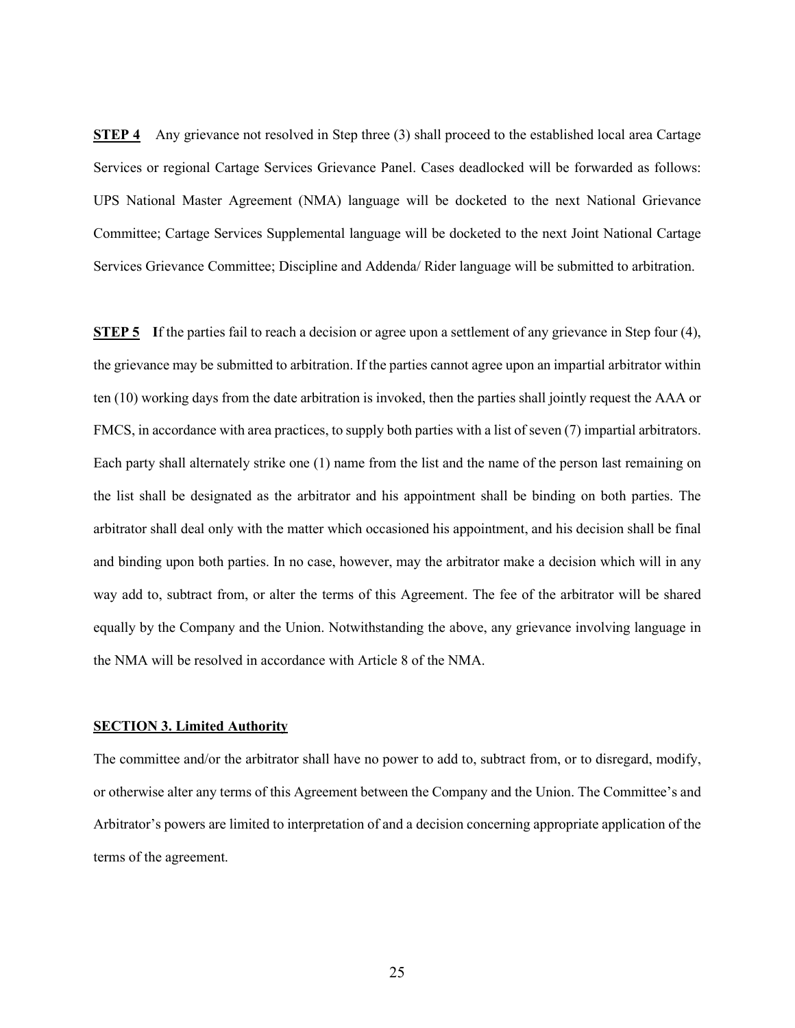**STEP 4** Any grievance not resolved in Step three (3) shall proceed to the established local area Cartage Services or regional Cartage Services Grievance Panel. Cases deadlocked will be forwarded as follows: UPS National Master Agreement (NMA) language will be docketed to the next National Grievance Committee; Cartage Services Supplemental language will be docketed to the next Joint National Cartage Services Grievance Committee; Discipline and Addenda/ Rider language will be submitted to arbitration.

**STEP 5** **I**f the parties fail to reach a decision or agree upon a settlement of any grievance in Step four (4), the grievance may be submitted to arbitration. If the parties cannot agree upon an impartial arbitrator within ten (10) working days from the date arbitration is invoked, then the parties shall jointly request the AAA or FMCS, in accordance with area practices, to supply both parties with a list of seven (7) impartial arbitrators. Each party shall alternately strike one (1) name from the list and the name of the person last remaining on the list shall be designated as the arbitrator and his appointment shall be binding on both parties. The arbitrator shall deal only with the matter which occasioned his appointment, and his decision shall be final and binding upon both parties. In no case, however, may the arbitrator make a decision which will in any way add to, subtract from, or alter the terms of this Agreement. The fee of the arbitrator will be shared equally by the Company and the Union. Notwithstanding the above, any grievance involving language in the NMA will be resolved in accordance with Article 8 of the NMA.

**SECTION 3. Limited Authority**

The committee and/or the arbitrator shall have no power to add to, subtract from, or to disregard, modify, or otherwise alter any terms of this Agreement between the Company and the Union. The Committee's and Arbitrator's powers are limited to interpretation of and a decision concerning appropriate application of the terms of the agreement.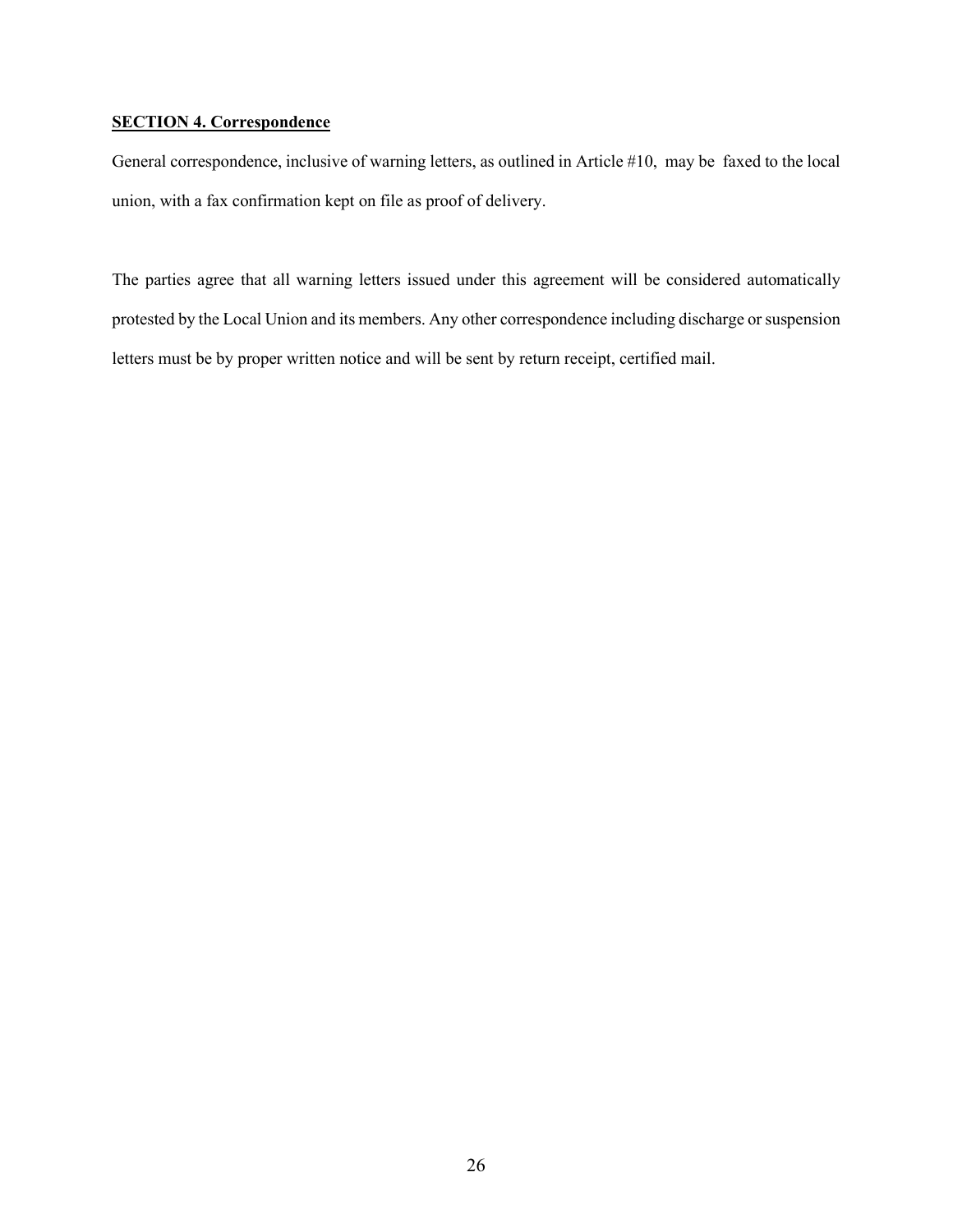**SECTION 4. Correspondence**

General correspondence, inclusive of warning letters, as outlined in Article #10, may be faxed to the local union, with a fax confirmation kept on file as proof of delivery.

The parties agree that all warning letters issued under this agreement will be considered automatically protested by the Local Union and its members. Any other correspondence including discharge or suspension letters must be by proper written notice and will be sent by return receipt, certified mail.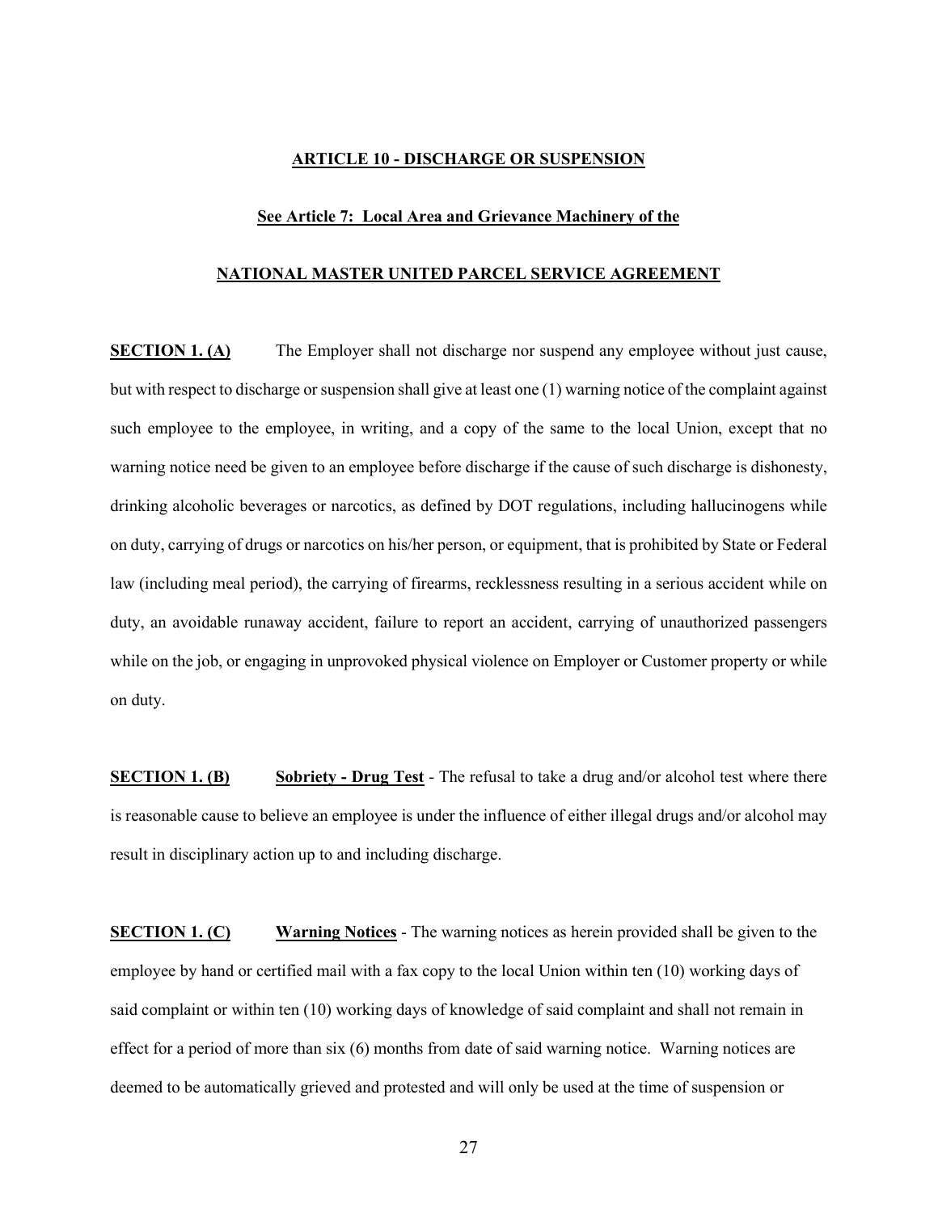## ARTICLE 10 - DISCHARGE OR SUSPENSION

### See Article 7: Local Area and Grievance Machinery of the

### NATIONAL MASTER UNITED PARCEL SERVICE AGREEMENT

**SECTION 1. (A)** The Employer shall not discharge nor suspend any employee without just cause, but with respect to discharge or suspension shall give at least one (1) warning notice of the complaint against such employee to the employee, in writing, and a copy of the same to the local Union, except that no warning notice need be given to an employee before discharge if the cause of such discharge is dishonesty, drinking alcoholic beverages or narcotics, as defined by DOT regulations, including hallucinogens while on duty, carrying of drugs or narcotics on his/her person, or equipment, that is prohibited by State or Federal law (including meal period), the carrying of firearms, recklessness resulting in a serious accident while on duty, an avoidable runaway accident, failure to report an accident, carrying of unauthorized passengers while on the job, or engaging in unprovoked physical violence on Employer or Customer property or while on duty.

**SECTION 1. (B)** **Sobriety - Drug Test** - The refusal to take a drug and/or alcohol test where there is reasonable cause to believe an employee is under the influence of either illegal drugs and/or alcohol may result in disciplinary action up to and including discharge.

**SECTION 1. (C)** **Warning Notices** - The warning notices as herein provided shall be given to the employee by hand or certified mail with a fax copy to the local Union within ten (10) working days of said complaint or within ten (10) working days of knowledge of said complaint and shall not remain in effect for a period of more than six (6) months from date of said warning notice. Warning notices are deemed to be automatically grieved and protested and will only be used at the time of suspension or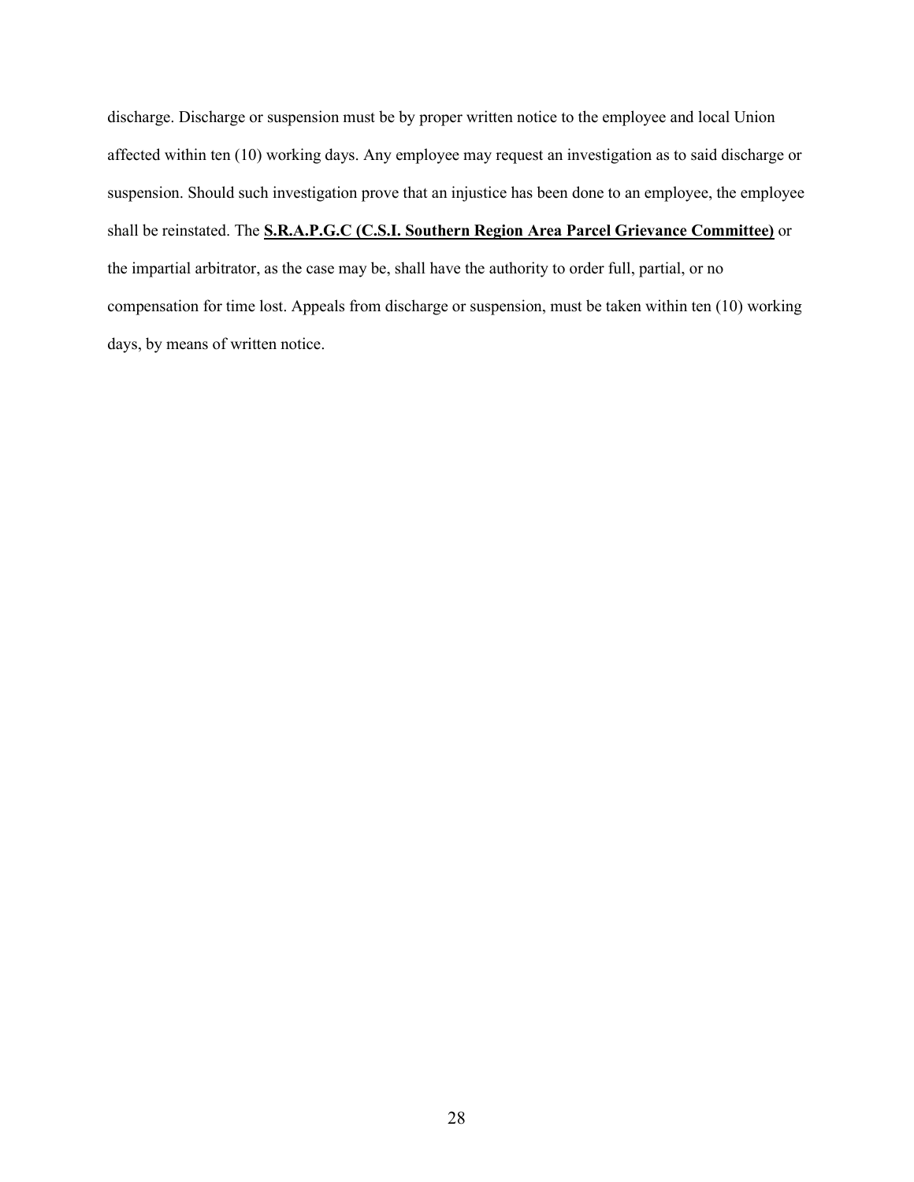discharge. Discharge or suspension must be by proper written notice to the employee and local Union affected within ten (10) working days. Any employee may request an investigation as to said discharge or suspension. Should such investigation prove that an injustice has been done to an employee, the employee shall be reinstated. The **S.R.A.P.G.C (C.S.I. Southern Region Area Parcel Grievance Committee)** or the impartial arbitrator, as the case may be, shall have the authority to order full, partial, or no compensation for time lost. Appeals from discharge or suspension, must be taken within ten (10) working days, by means of written notice.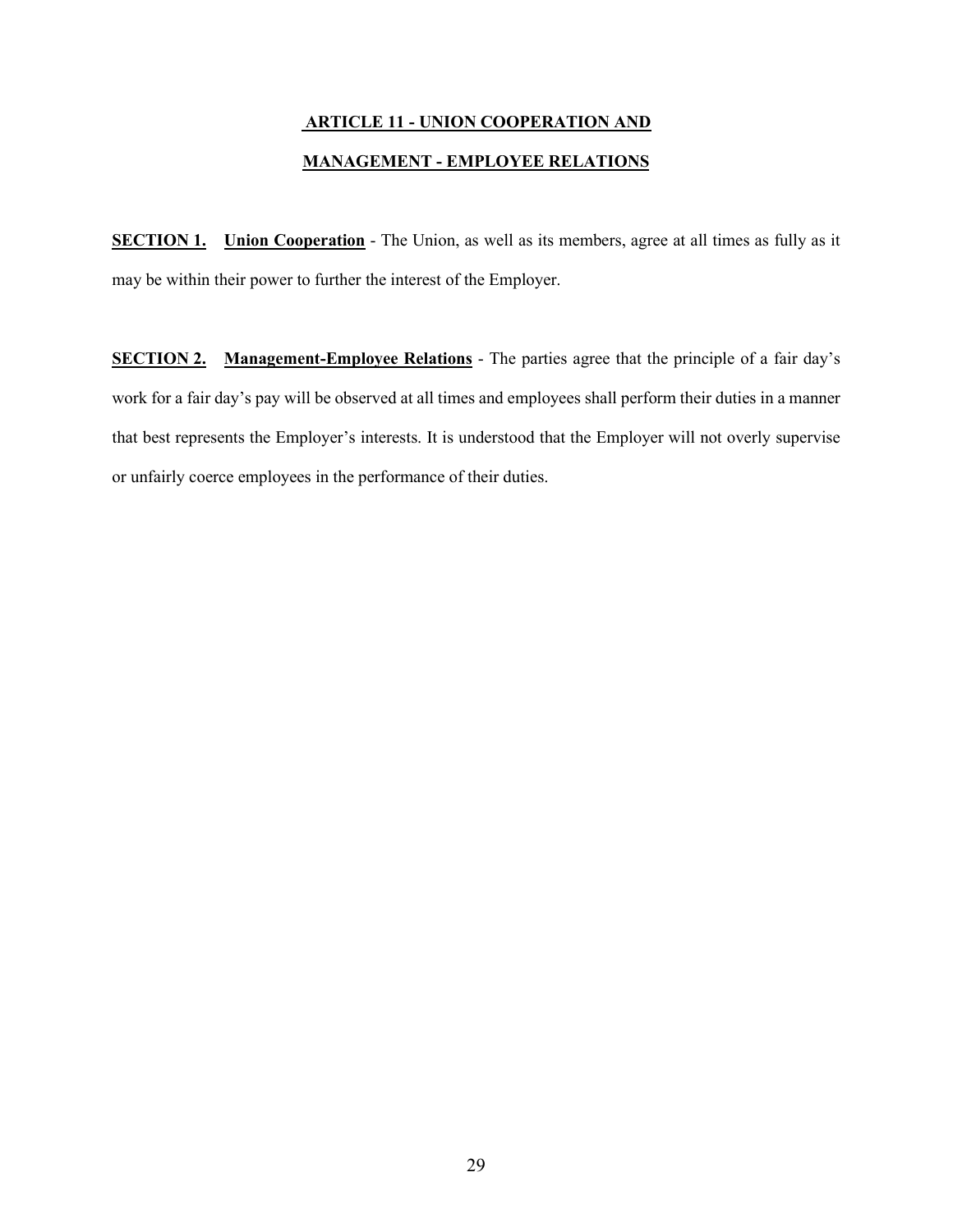## ARTICLE 11 - UNION COOPERATION AND MANAGEMENT - EMPLOYEE RELATIONS

**SECTION 1. Union Cooperation** - The Union, as well as its members, agree at all times as fully as it may be within their power to further the interest of the Employer.

**SECTION 2. Management-Employee Relations** - The parties agree that the principle of a fair day's work for a fair day's pay will be observed at all times and employees shall perform their duties in a manner that best represents the Employer's interests. It is understood that the Employer will not overly supervise or unfairly coerce employees in the performance of their duties.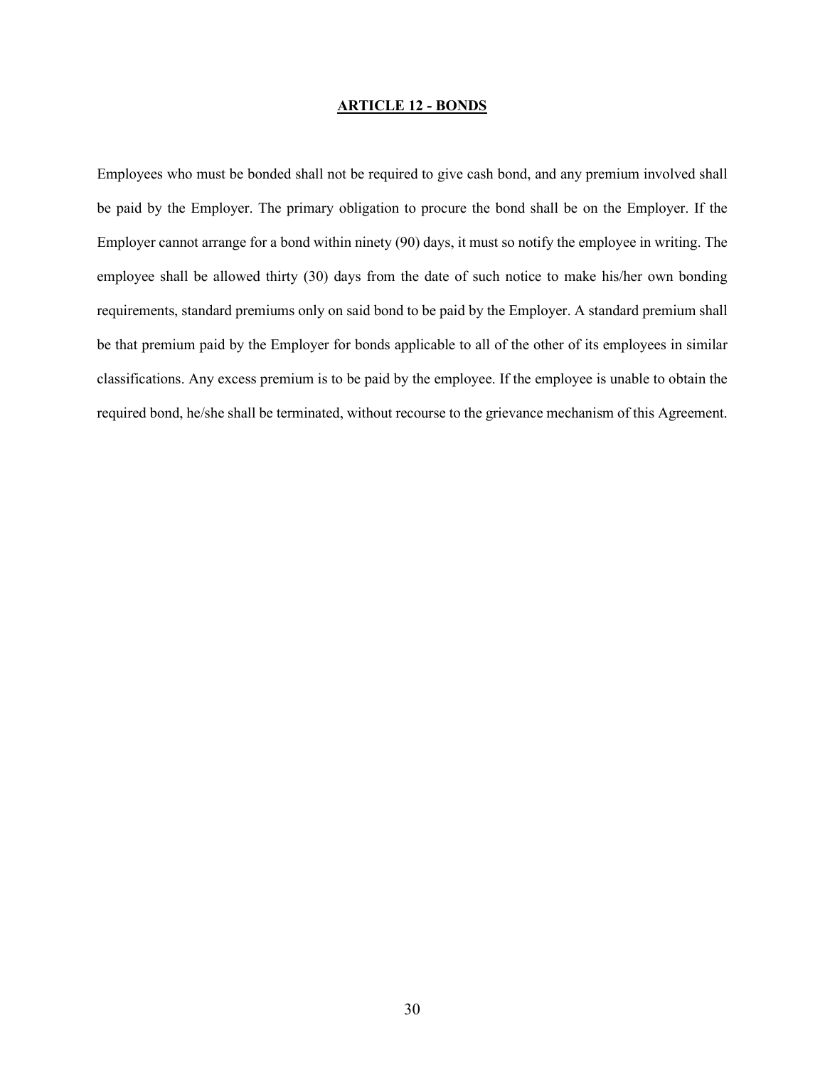## ARTICLE 12 - BONDS

Employees who must be bonded shall not be required to give cash bond, and any premium involved shall be paid by the Employer. The primary obligation to procure the bond shall be on the Employer. If the Employer cannot arrange for a bond within ninety (90) days, it must so notify the employee in writing. The employee shall be allowed thirty (30) days from the date of such notice to make his/her own bonding requirements, standard premiums only on said bond to be paid by the Employer. A standard premium shall be that premium paid by the Employer for bonds applicable to all of the other of its employees in similar classifications. Any excess premium is to be paid by the employee. If the employee is unable to obtain the required bond, he/she shall be terminated, without recourse to the grievance mechanism of this Agreement.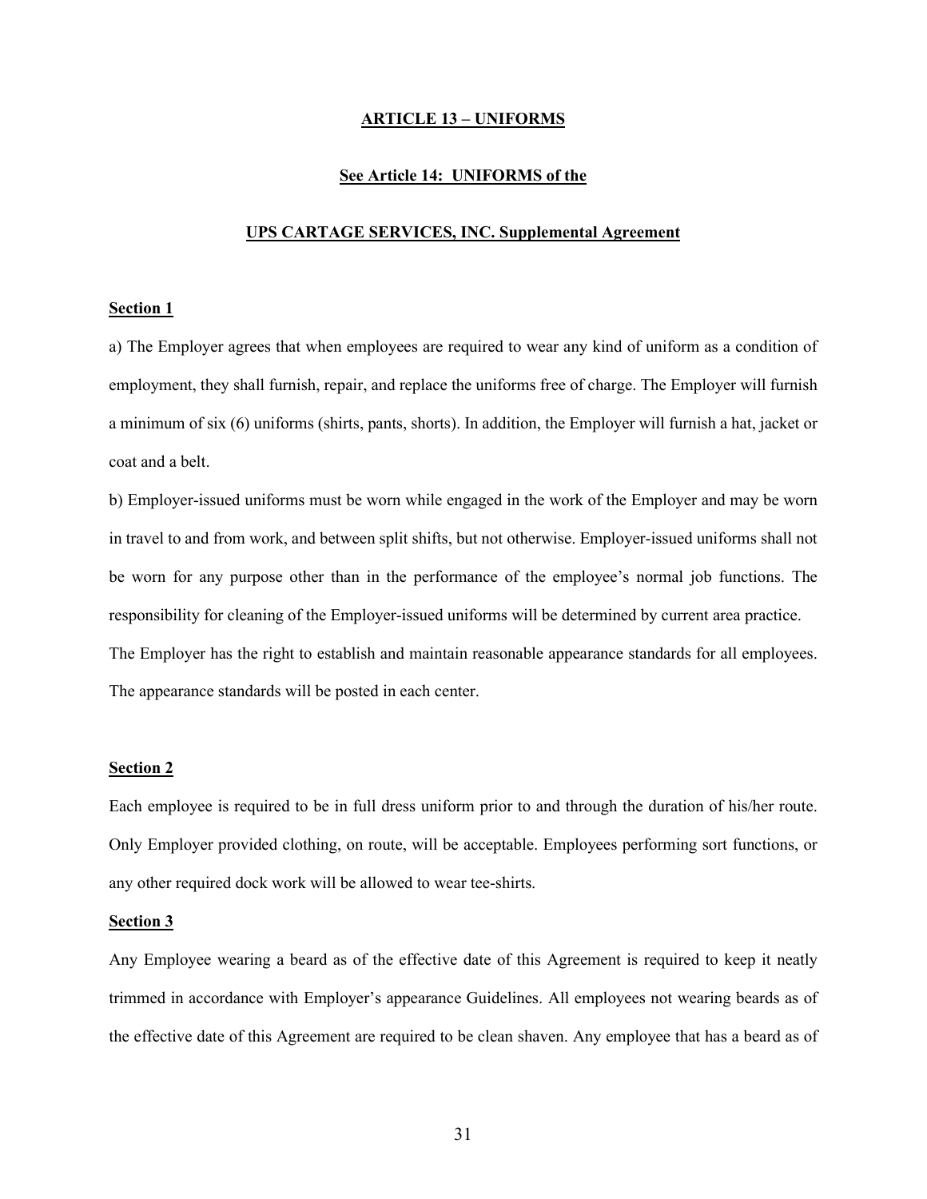## ARTICLE 13 – UNIFORMS

### See Article 14: UNIFORMS of the

### UPS CARTAGE SERVICES, INC. Supplemental Agreement

**Section 1**

a) The Employer agrees that when employees are required to wear any kind of uniform as a condition of employment, they shall furnish, repair, and replace the uniforms free of charge. The Employer will furnish a minimum of six (6) uniforms (shirts, pants, shorts). In addition, the Employer will furnish a hat, jacket or coat and a belt.

b) Employer-issued uniforms must be worn while engaged in the work of the Employer and may be worn in travel to and from work, and between split shifts, but not otherwise. Employer-issued uniforms shall not be worn for any purpose other than in the performance of the employee's normal job functions. The responsibility for cleaning of the Employer-issued uniforms will be determined by current area practice.

The Employer has the right to establish and maintain reasonable appearance standards for all employees. The appearance standards will be posted in each center.

**Section 2**

Each employee is required to be in full dress uniform prior to and through the duration of his/her route. Only Employer provided clothing, on route, will be acceptable. Employees performing sort functions, or any other required dock work will be allowed to wear tee-shirts.

**Section 3**

Any Employee wearing a beard as of the effective date of this Agreement is required to keep it neatly trimmed in accordance with Employer's appearance Guidelines. All employees not wearing beards as of the effective date of this Agreement are required to be clean shaven. Any employee that has a beard as of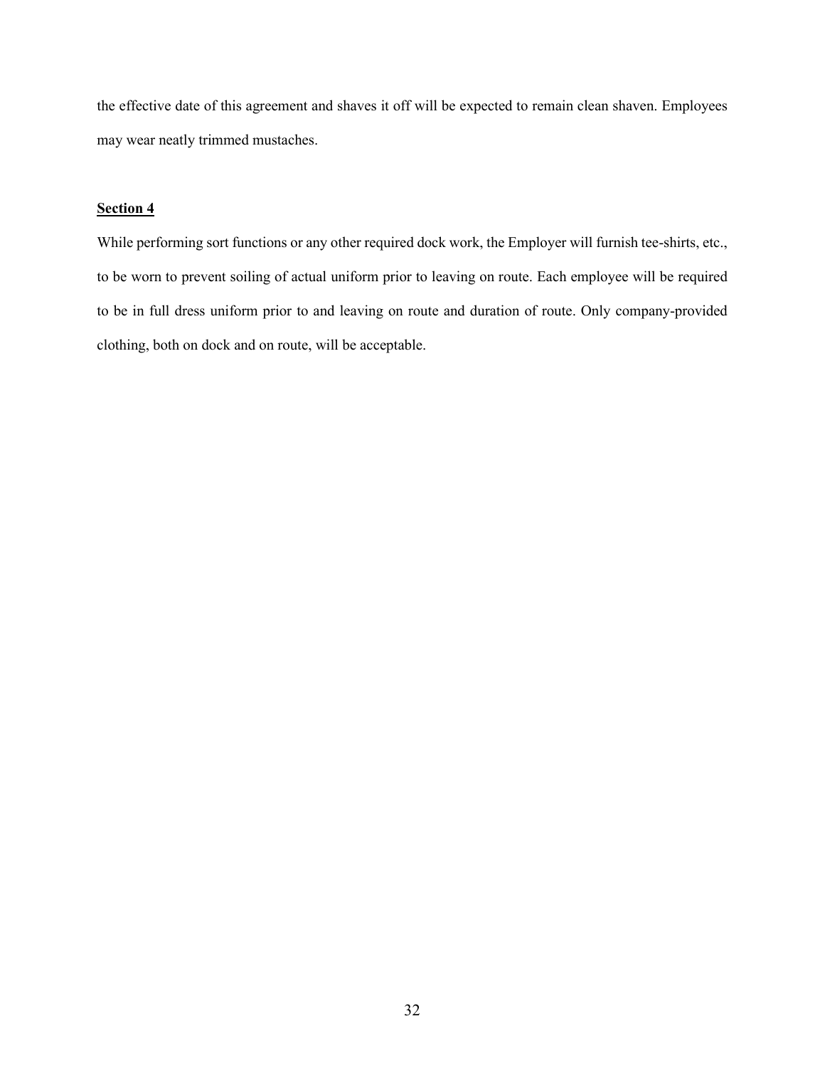the effective date of this agreement and shaves it off will be expected to remain clean shaven. Employees may wear neatly trimmed mustaches.

**Section 4**

While performing sort functions or any other required dock work, the Employer will furnish tee-shirts, etc., to be worn to prevent soiling of actual uniform prior to leaving on route. Each employee will be required to be in full dress uniform prior to and leaving on route and duration of route. Only company-provided clothing, both on dock and on route, will be acceptable.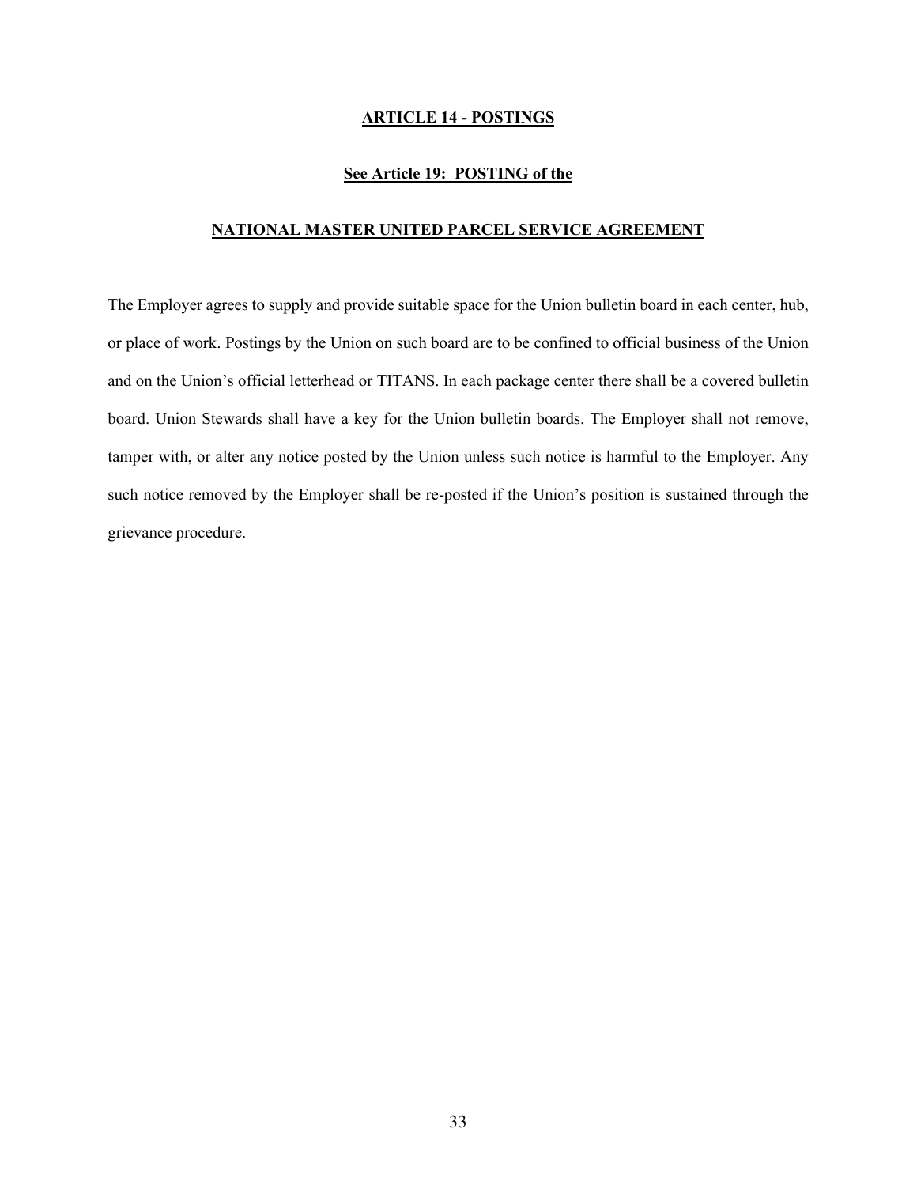## ARTICLE 14 - POSTINGS

**See Article 19: POSTING of the**

**NATIONAL MASTER UNITED PARCEL SERVICE AGREEMENT**

The Employer agrees to supply and provide suitable space for the Union bulletin board in each center, hub, or place of work. Postings by the Union on such board are to be confined to official business of the Union and on the Union's official letterhead or TITANS. In each package center there shall be a covered bulletin board. Union Stewards shall have a key for the Union bulletin boards. The Employer shall not remove, tamper with, or alter any notice posted by the Union unless such notice is harmful to the Employer. Any such notice removed by the Employer shall be re-posted if the Union's position is sustained through the grievance procedure.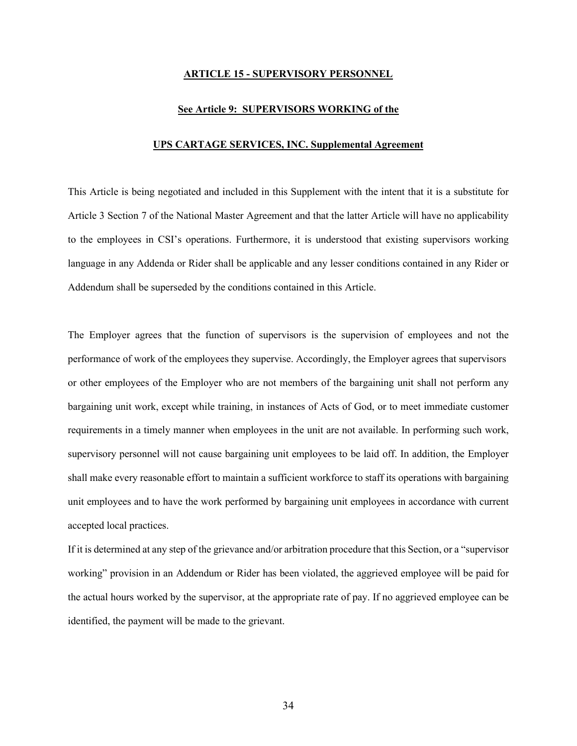## ARTICLE 15 - SUPERVISORY PERSONNEL

**See Article 9: SUPERVISORS WORKING of the**

**UPS CARTAGE SERVICES, INC. Supplemental Agreement**

This Article is being negotiated and included in this Supplement with the intent that it is a substitute for Article 3 Section 7 of the National Master Agreement and that the latter Article will have no applicability to the employees in CSI's operations. Furthermore, it is understood that existing supervisors working language in any Addenda or Rider shall be applicable and any lesser conditions contained in any Rider or Addendum shall be superseded by the conditions contained in this Article.

The Employer agrees that the function of supervisors is the supervision of employees and not the performance of work of the employees they supervise. Accordingly, the Employer agrees that supervisors or other employees of the Employer who are not members of the bargaining unit shall not perform any bargaining unit work, except while training, in instances of Acts of God, or to meet immediate customer requirements in a timely manner when employees in the unit are not available. In performing such work, supervisory personnel will not cause bargaining unit employees to be laid off. In addition, the Employer shall make every reasonable effort to maintain a sufficient workforce to staff its operations with bargaining unit employees and to have the work performed by bargaining unit employees in accordance with current accepted local practices.

If it is determined at any step of the grievance and/or arbitration procedure that this Section, or a "supervisor working" provision in an Addendum or Rider has been violated, the aggrieved employee will be paid for the actual hours worked by the supervisor, at the appropriate rate of pay. If no aggrieved employee can be identified, the payment will be made to the grievant.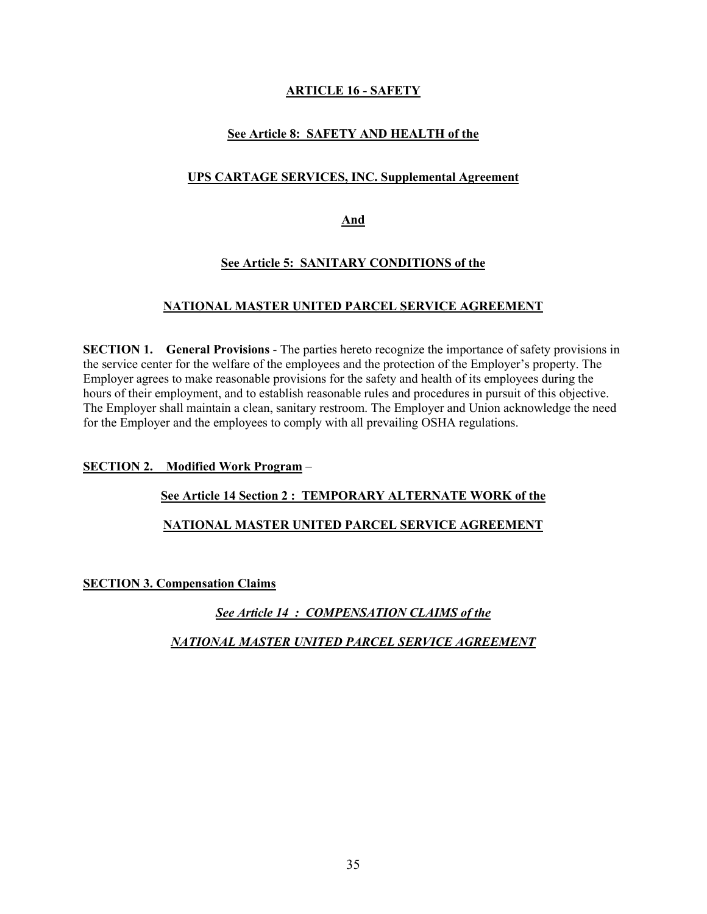# ARTICLE 16 - SAFETY

**See Article 8: SAFETY AND HEALTH of the**

**UPS CARTAGE SERVICES, INC. Supplemental Agreement**

**And**

**See Article 5: SANITARY CONDITIONS of the**

**NATIONAL MASTER UNITED PARCEL SERVICE AGREEMENT**

**SECTION 1. General Provisions** - The parties hereto recognize the importance of safety provisions in the service center for the welfare of the employees and the protection of the Employer's property. The Employer agrees to make reasonable provisions for the safety and health of its employees during the hours of their employment, and to establish reasonable rules and procedures in pursuit of this objective. The Employer shall maintain a clean, sanitary restroom. The Employer and Union acknowledge the need for the Employer and the employees to comply with all prevailing OSHA regulations.

**SECTION 2. Modified Work Program** –

**See Article 14 Section 2 : TEMPORARY ALTERNATE WORK of the**

**NATIONAL MASTER UNITED PARCEL SERVICE AGREEMENT**

**SECTION 3. Compensation Claims**

***See Article 14 : COMPENSATION CLAIMS of the***

***NATIONAL MASTER UNITED PARCEL SERVICE AGREEMENT***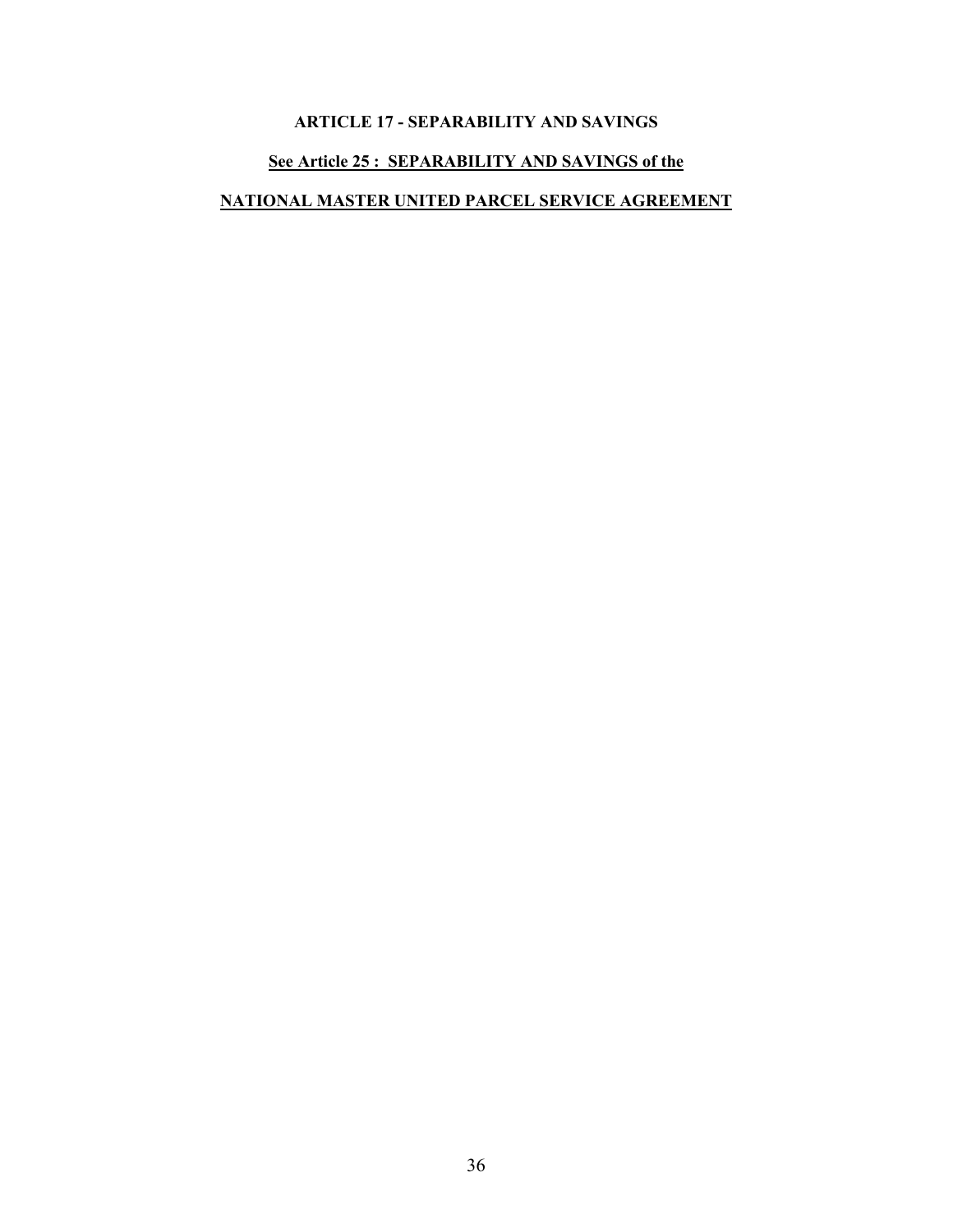## ARTICLE 17 - SEPARABILITY AND SAVINGS

**See Article 25 : SEPARABILITY AND SAVINGS of the**

**NATIONAL MASTER UNITED PARCEL SERVICE AGREEMENT**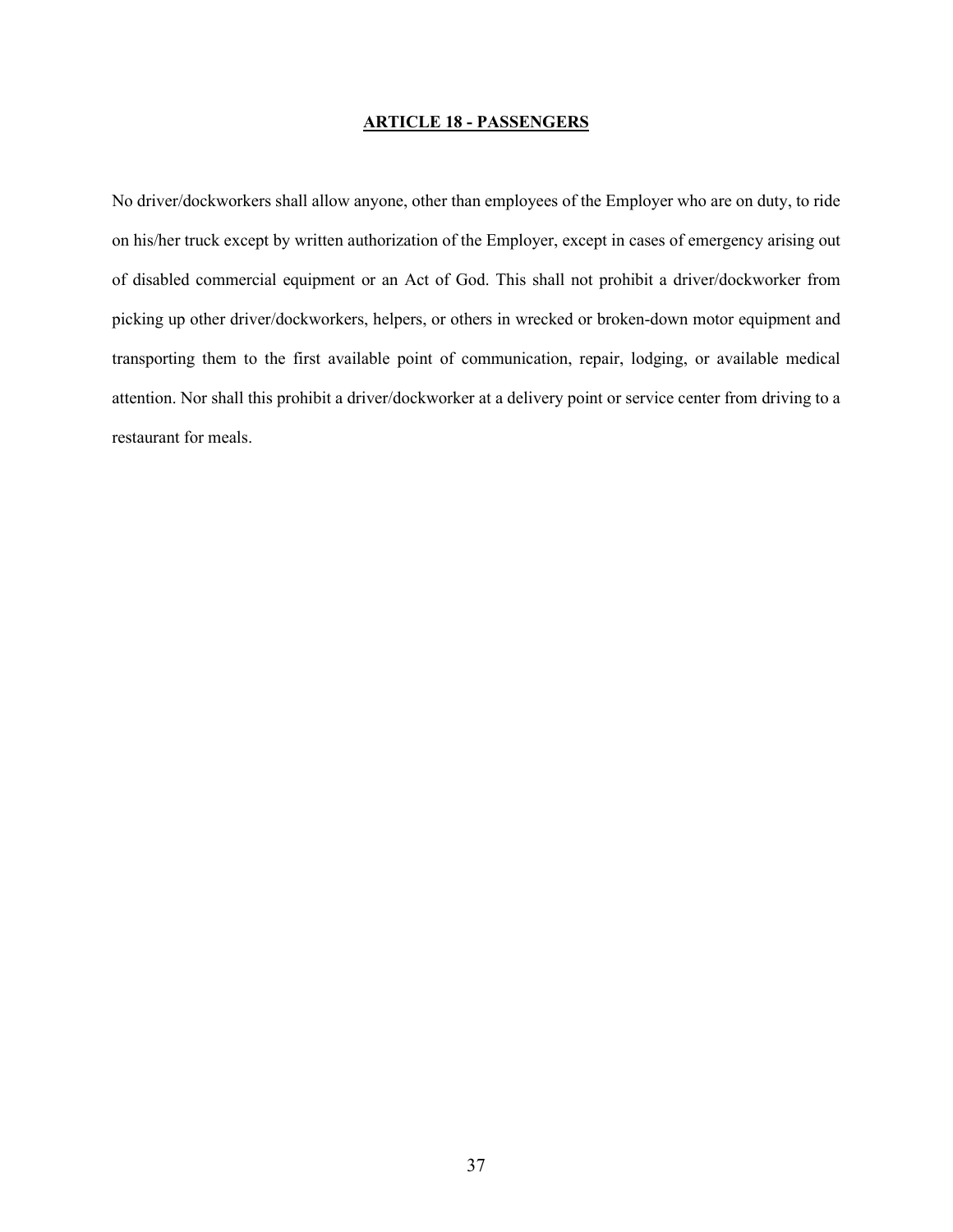## ARTICLE 18 - PASSENGERS

No driver/dockworkers shall allow anyone, other than employees of the Employer who are on duty, to ride on his/her truck except by written authorization of the Employer, except in cases of emergency arising out of disabled commercial equipment or an Act of God. This shall not prohibit a driver/dockworker from picking up other driver/dockworkers, helpers, or others in wrecked or broken-down motor equipment and transporting them to the first available point of communication, repair, lodging, or available medical attention. Nor shall this prohibit a driver/dockworker at a delivery point or service center from driving to a restaurant for meals.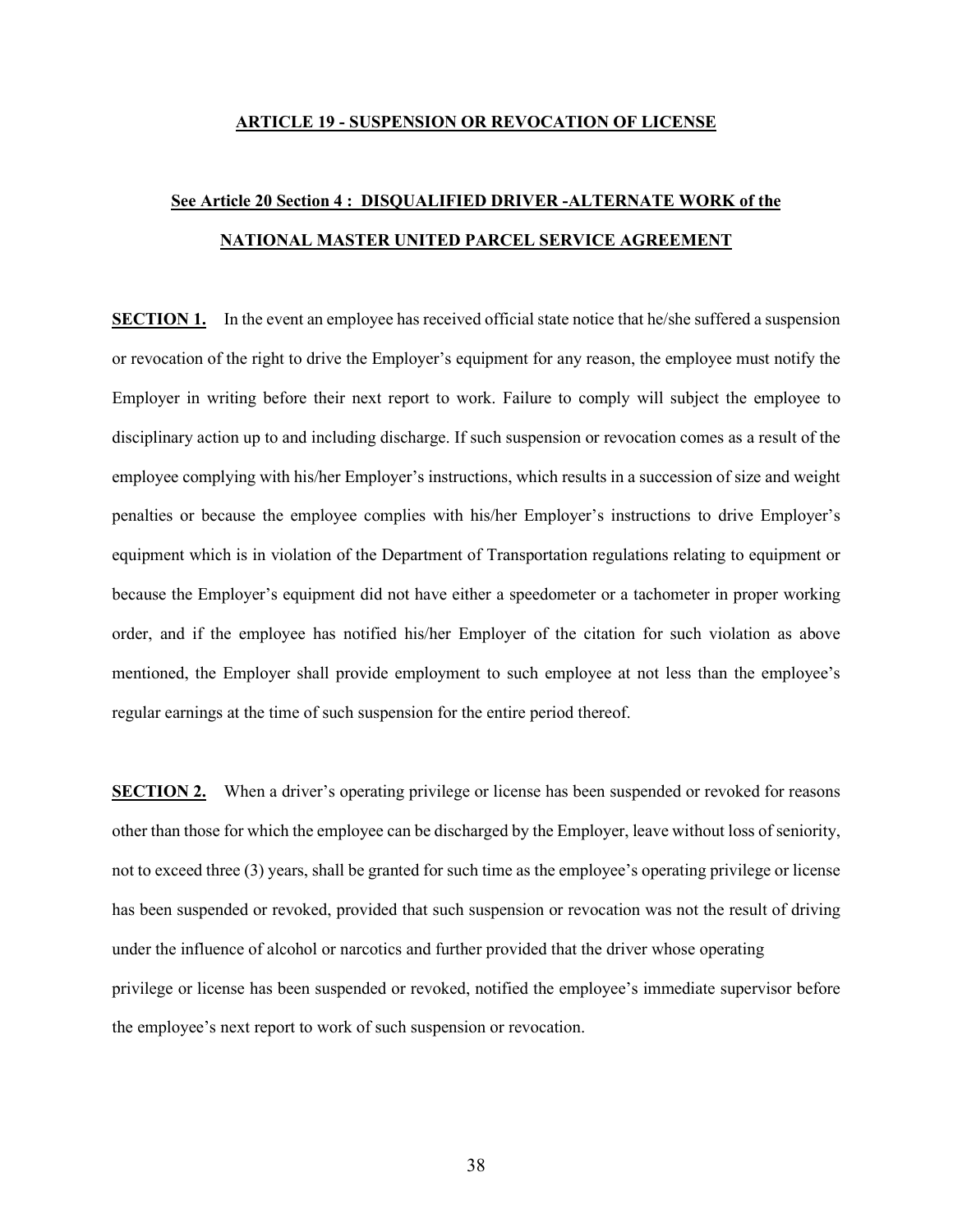## ARTICLE 19 - SUSPENSION OR REVOCATION OF LICENSE

### See Article 20 Section 4 : DISQUALIFIED DRIVER -ALTERNATE WORK of the NATIONAL MASTER UNITED PARCEL SERVICE AGREEMENT

**SECTION 1.** In the event an employee has received official state notice that he/she suffered a suspension or revocation of the right to drive the Employer's equipment for any reason, the employee must notify the Employer in writing before their next report to work. Failure to comply will subject the employee to disciplinary action up to and including discharge. If such suspension or revocation comes as a result of the employee complying with his/her Employer's instructions, which results in a succession of size and weight penalties or because the employee complies with his/her Employer's instructions to drive Employer's equipment which is in violation of the Department of Transportation regulations relating to equipment or because the Employer's equipment did not have either a speedometer or a tachometer in proper working order, and if the employee has notified his/her Employer of the citation for such violation as above mentioned, the Employer shall provide employment to such employee at not less than the employee's regular earnings at the time of such suspension for the entire period thereof.

**SECTION 2.** When a driver's operating privilege or license has been suspended or revoked for reasons other than those for which the employee can be discharged by the Employer, leave without loss of seniority, not to exceed three (3) years, shall be granted for such time as the employee's operating privilege or license has been suspended or revoked, provided that such suspension or revocation was not the result of driving under the influence of alcohol or narcotics and further provided that the driver whose operating privilege or license has been suspended or revoked, notified the employee's immediate supervisor before the employee's next report to work of such suspension or revocation.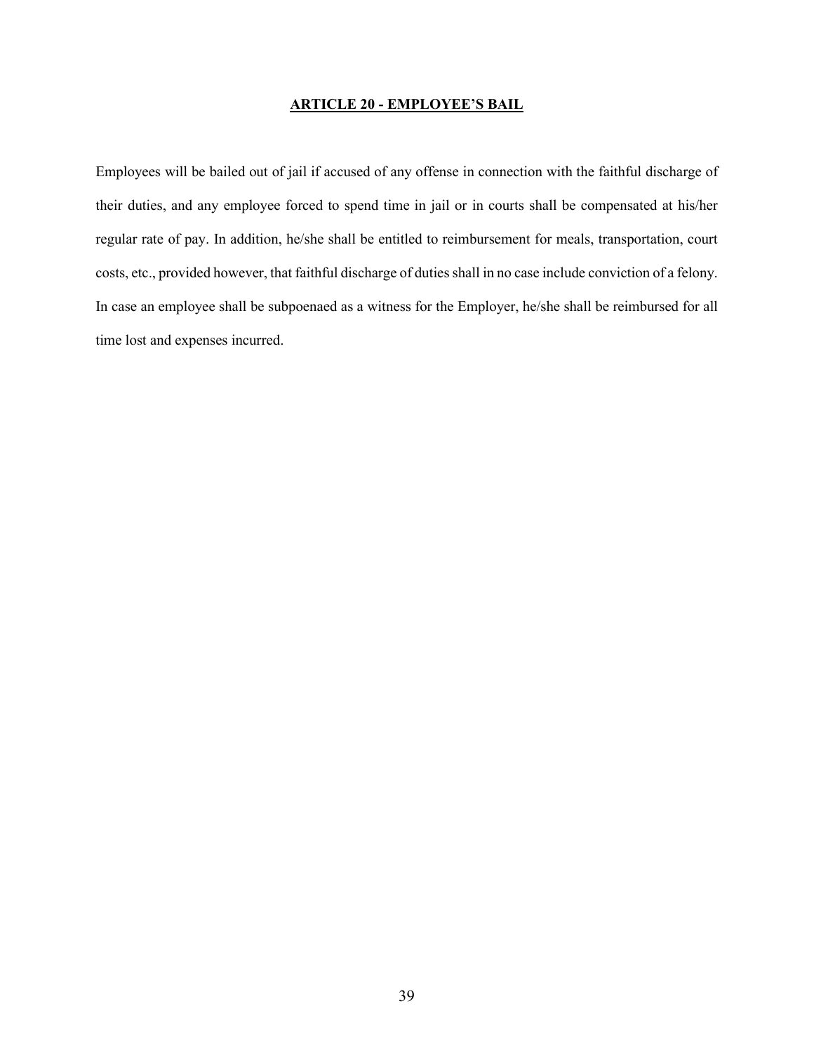## ARTICLE 20 - EMPLOYEE'S BAIL

Employees will be bailed out of jail if accused of any offense in connection with the faithful discharge of their duties, and any employee forced to spend time in jail or in courts shall be compensated at his/her regular rate of pay. In addition, he/she shall be entitled to reimbursement for meals, transportation, court costs, etc., provided however, that faithful discharge of duties shall in no case include conviction of a felony. In case an employee shall be subpoenaed as a witness for the Employer, he/she shall be reimbursed for all time lost and expenses incurred.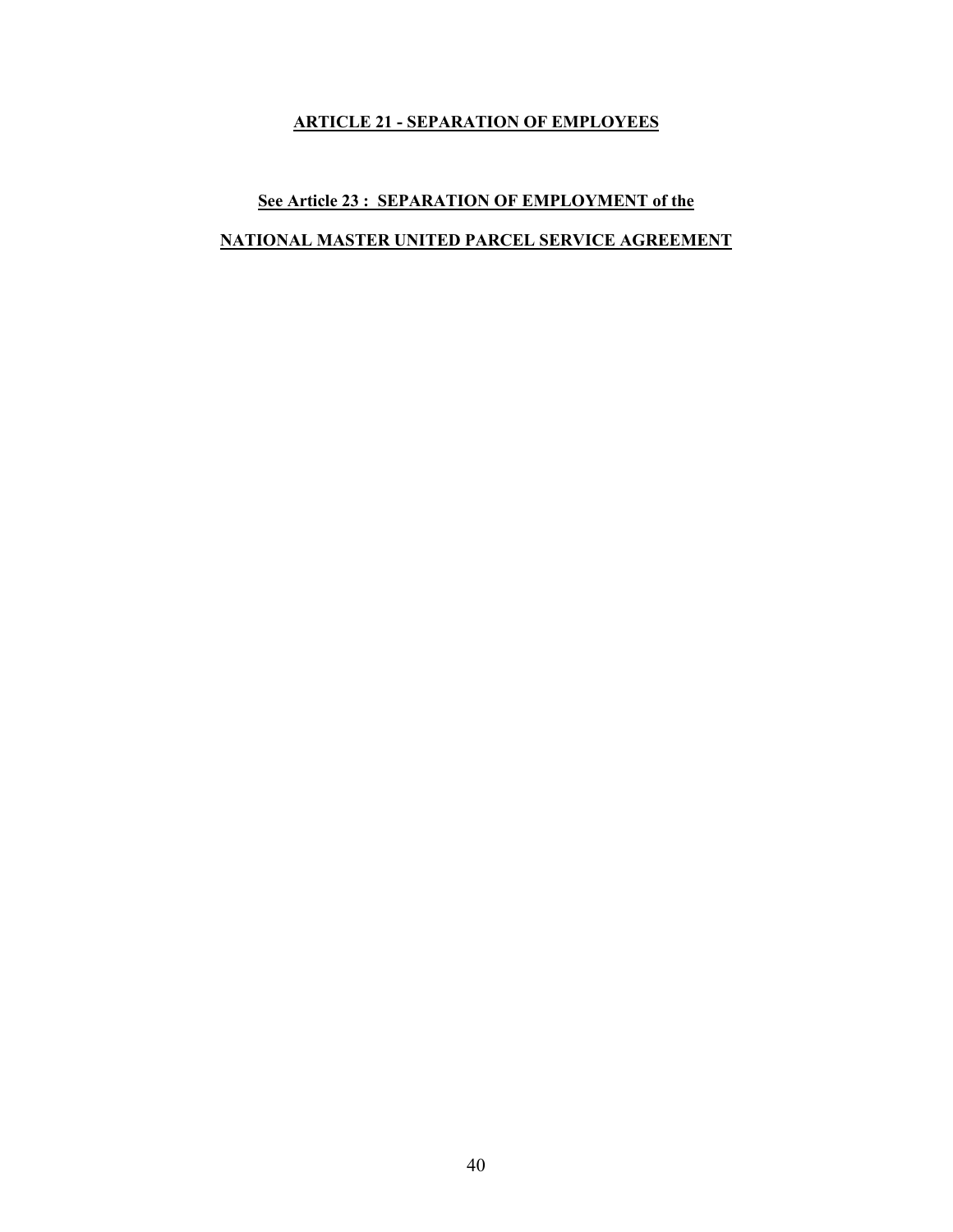## ARTICLE 21 - SEPARATION OF EMPLOYEES

**See Article 23 : SEPARATION OF EMPLOYMENT of the**

**NATIONAL MASTER UNITED PARCEL SERVICE AGREEMENT**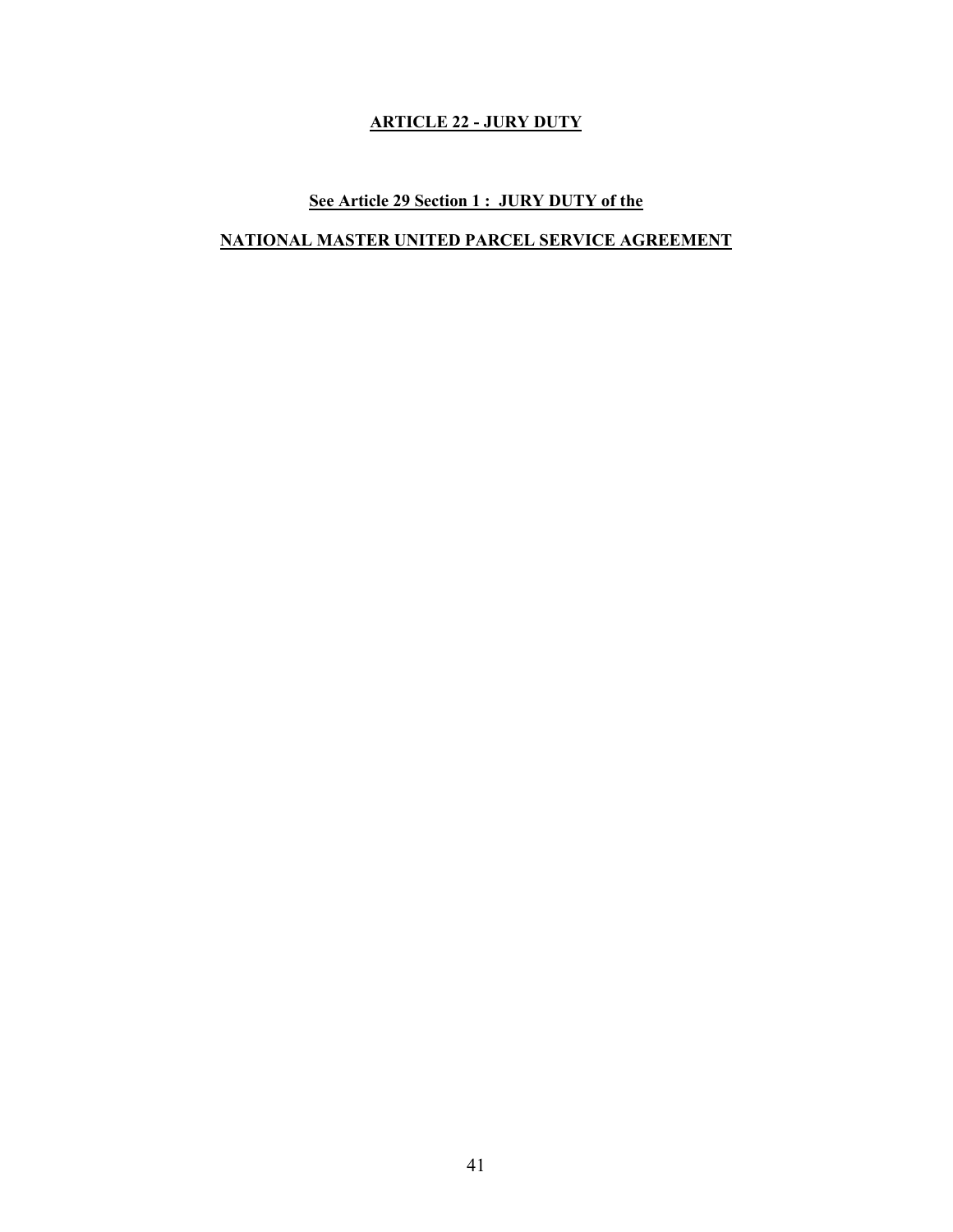# ARTICLE 22 - JURY DUTY

**See Article 29 Section 1 : JURY DUTY of the**

**NATIONAL MASTER UNITED PARCEL SERVICE AGREEMENT**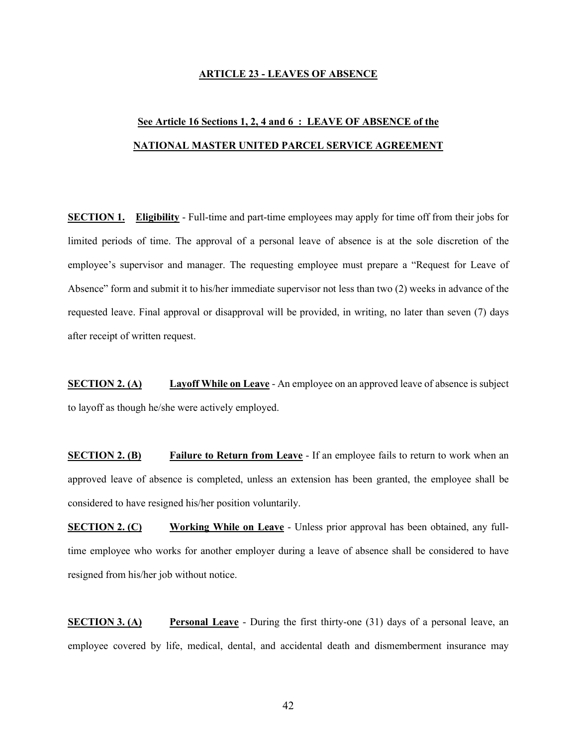## ARTICLE 23 - LEAVES OF ABSENCE

### See Article 16 Sections 1, 2, 4 and 6 : LEAVE OF ABSENCE of the NATIONAL MASTER UNITED PARCEL SERVICE AGREEMENT

**SECTION 1. Eligibility** - Full-time and part-time employees may apply for time off from their jobs for limited periods of time. The approval of a personal leave of absence is at the sole discretion of the employee's supervisor and manager. The requesting employee must prepare a "Request for Leave of Absence" form and submit it to his/her immediate supervisor not less than two (2) weeks in advance of the requested leave. Final approval or disapproval will be provided, in writing, no later than seven (7) days after receipt of written request.

**SECTION 2. (A) Layoff While on Leave** - An employee on an approved leave of absence is subject to layoff as though he/she were actively employed.

**SECTION 2. (B) Failure to Return from Leave** - If an employee fails to return to work when an approved leave of absence is completed, unless an extension has been granted, the employee shall be considered to have resigned his/her position voluntarily.

**SECTION 2. (C) Working While on Leave** - Unless prior approval has been obtained, any full-time employee who works for another employer during a leave of absence shall be considered to have resigned from his/her job without notice.

**SECTION 3. (A) Personal Leave** - During the first thirty-one (31) days of a personal leave, an employee covered by life, medical, dental, and accidental death and dismemberment insurance may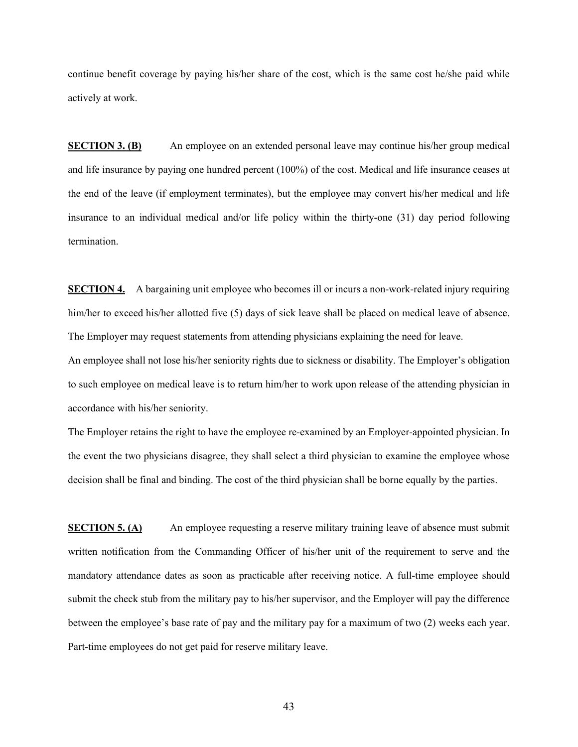continue benefit coverage by paying his/her share of the cost, which is the same cost he/she paid while actively at work.

**SECTION 3. (B)** An employee on an extended personal leave may continue his/her group medical and life insurance by paying one hundred percent (100%) of the cost. Medical and life insurance ceases at the end of the leave (if employment terminates), but the employee may convert his/her medical and life insurance to an individual medical and/or life policy within the thirty-one (31) day period following termination.

**SECTION 4.** A bargaining unit employee who becomes ill or incurs a non-work-related injury requiring him/her to exceed his/her allotted five (5) days of sick leave shall be placed on medical leave of absence. The Employer may request statements from attending physicians explaining the need for leave.

An employee shall not lose his/her seniority rights due to sickness or disability. The Employer's obligation to such employee on medical leave is to return him/her to work upon release of the attending physician in accordance with his/her seniority.

The Employer retains the right to have the employee re-examined by an Employer-appointed physician. In the event the two physicians disagree, they shall select a third physician to examine the employee whose decision shall be final and binding. The cost of the third physician shall be borne equally by the parties.

**SECTION 5. (A)** An employee requesting a reserve military training leave of absence must submit written notification from the Commanding Officer of his/her unit of the requirement to serve and the mandatory attendance dates as soon as practicable after receiving notice. A full-time employee should submit the check stub from the military pay to his/her supervisor, and the Employer will pay the difference between the employee's base rate of pay and the military pay for a maximum of two (2) weeks each year. Part-time employees do not get paid for reserve military leave.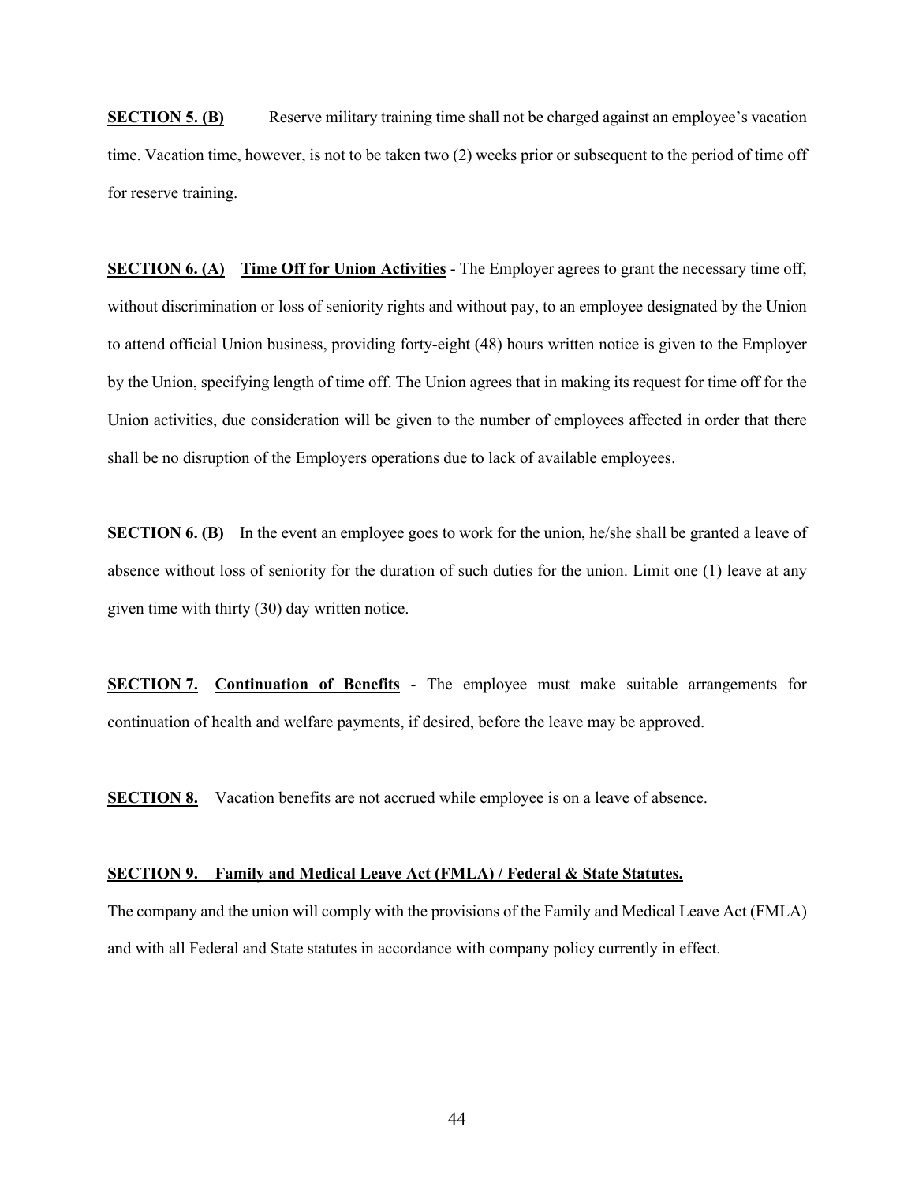**SECTION 5. (B)** Reserve military training time shall not be charged against an employee's vacation time. Vacation time, however, is not to be taken two (2) weeks prior or subsequent to the period of time off for reserve training.

**SECTION 6. (A) Time Off for Union Activities** - The Employer agrees to grant the necessary time off, without discrimination or loss of seniority rights and without pay, to an employee designated by the Union to attend official Union business, providing forty-eight (48) hours written notice is given to the Employer by the Union, specifying length of time off. The Union agrees that in making its request for time off for the Union activities, due consideration will be given to the number of employees affected in order that there shall be no disruption of the Employers operations due to lack of available employees.

**SECTION 6. (B)** In the event an employee goes to work for the union, he/she shall be granted a leave of absence without loss of seniority for the duration of such duties for the union. Limit one (1) leave at any given time with thirty (30) day written notice.

**SECTION 7. Continuation of Benefits** - The employee must make suitable arrangements for continuation of health and welfare payments, if desired, before the leave may be approved.

**SECTION 8.** Vacation benefits are not accrued while employee is on a leave of absence.

**SECTION 9. Family and Medical Leave Act (FMLA) / Federal & State Statutes.**

The company and the union will comply with the provisions of the Family and Medical Leave Act (FMLA) and with all Federal and State statutes in accordance with company policy currently in effect.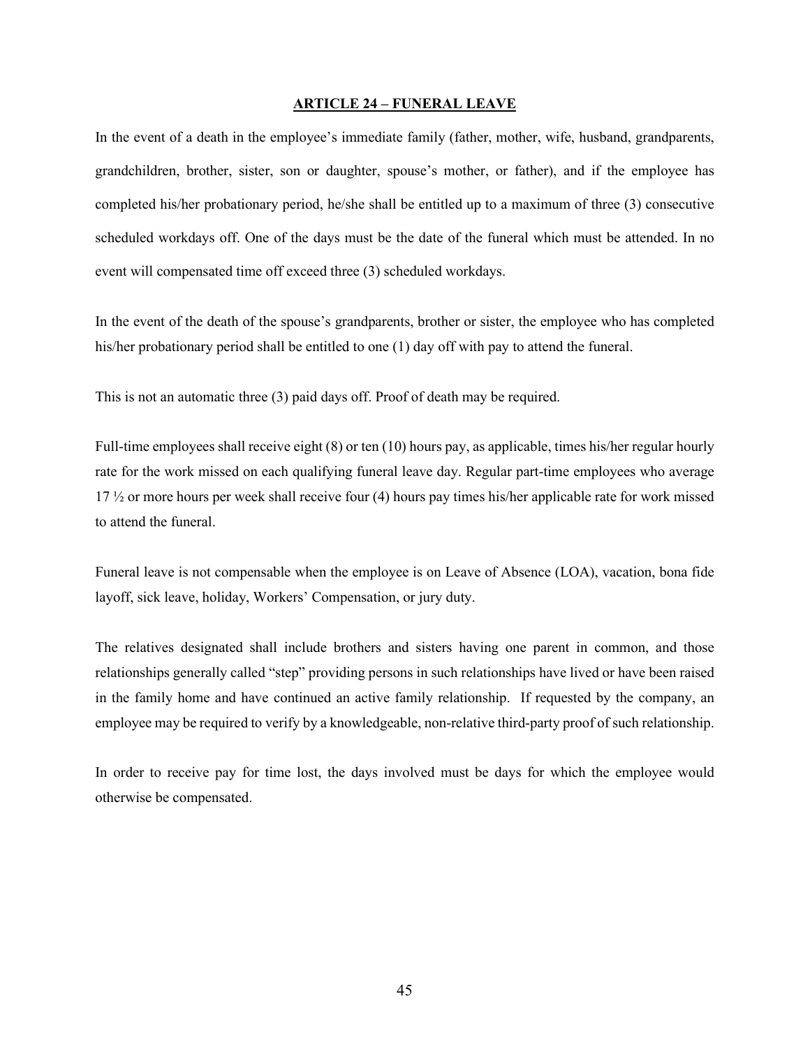## ARTICLE 24 – FUNERAL LEAVE

In the event of a death in the employee's immediate family (father, mother, wife, husband, grandparents, grandchildren, brother, sister, son or daughter, spouse's mother, or father), and if the employee has completed his/her probationary period, he/she shall be entitled up to a maximum of three (3) consecutive scheduled workdays off. One of the days must be the date of the funeral which must be attended. In no event will compensated time off exceed three (3) scheduled workdays.

In the event of the death of the spouse's grandparents, brother or sister, the employee who has completed his/her probationary period shall be entitled to one (1) day off with pay to attend the funeral.

This is not an automatic three (3) paid days off. Proof of death may be required.

Full-time employees shall receive eight (8) or ten (10) hours pay, as applicable, times his/her regular hourly rate for the work missed on each qualifying funeral leave day. Regular part-time employees who average 17 ½ or more hours per week shall receive four (4) hours pay times his/her applicable rate for work missed to attend the funeral.

Funeral leave is not compensable when the employee is on Leave of Absence (LOA), vacation, bona fide layoff, sick leave, holiday, Workers' Compensation, or jury duty.

The relatives designated shall include brothers and sisters having one parent in common, and those relationships generally called "step" providing persons in such relationships have lived or have been raised in the family home and have continued an active family relationship. If requested by the company, an employee may be required to verify by a knowledgeable, non-relative third-party proof of such relationship.

In order to receive pay for time lost, the days involved must be days for which the employee would otherwise be compensated.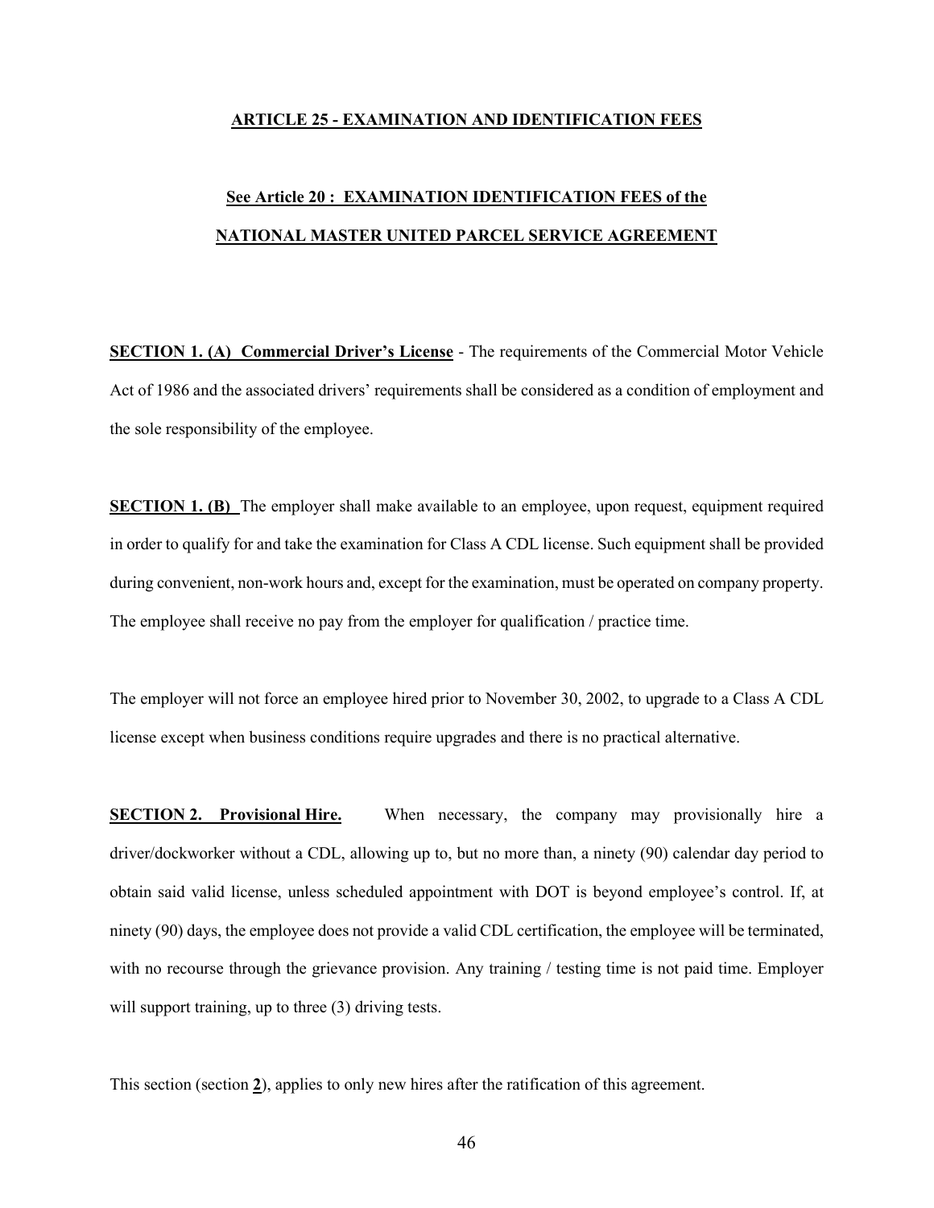## ARTICLE 25 - EXAMINATION AND IDENTIFICATION FEES

### See Article 20 : EXAMINATION IDENTIFICATION FEES of the NATIONAL MASTER UNITED PARCEL SERVICE AGREEMENT

**SECTION 1. (A) Commercial Driver's License** - The requirements of the Commercial Motor Vehicle Act of 1986 and the associated drivers' requirements shall be considered as a condition of employment and the sole responsibility of the employee.

**SECTION 1. (B)** The employer shall make available to an employee, upon request, equipment required in order to qualify for and take the examination for Class A CDL license. Such equipment shall be provided during convenient, non-work hours and, except for the examination, must be operated on company property. The employee shall receive no pay from the employer for qualification / practice time.

The employer will not force an employee hired prior to November 30, 2002, to upgrade to a Class A CDL license except when business conditions require upgrades and there is no practical alternative.

**SECTION 2. Provisional Hire.** When necessary, the company may provisionally hire a driver/dockworker without a CDL, allowing up to, but no more than, a ninety (90) calendar day period to obtain said valid license, unless scheduled appointment with DOT is beyond employee's control. If, at ninety (90) days, the employee does not provide a valid CDL certification, the employee will be terminated, with no recourse through the grievance provision. Any training / testing time is not paid time. Employer will support training, up to three (3) driving tests.

This section (section **2**), applies to only new hires after the ratification of this agreement.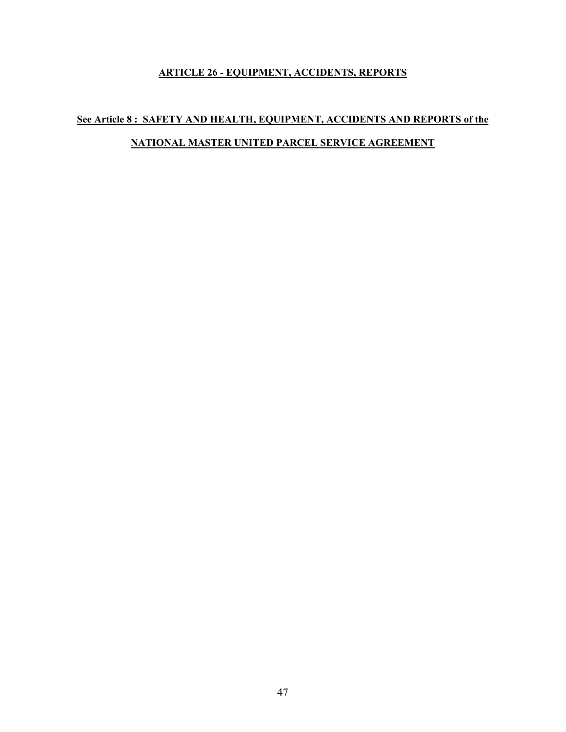## ARTICLE 26 - EQUIPMENT, ACCIDENTS, REPORTS

**See Article 8 : SAFETY AND HEALTH, EQUIPMENT, ACCIDENTS AND REPORTS of the NATIONAL MASTER UNITED PARCEL SERVICE AGREEMENT**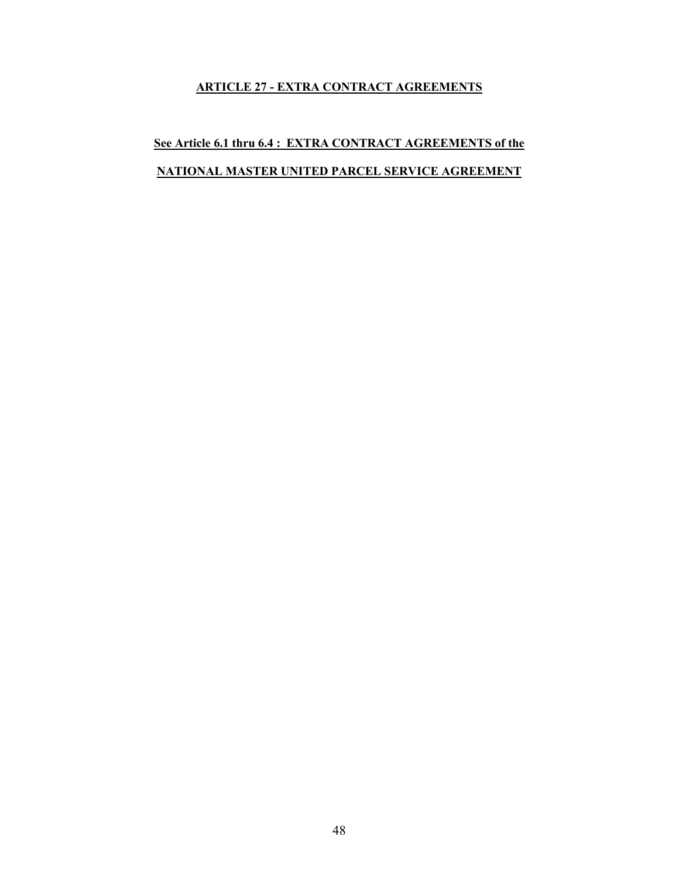## ARTICLE 27 - EXTRA CONTRACT AGREEMENTS

**See Article 6.1 thru 6.4 : EXTRA CONTRACT AGREEMENTS of the**

**NATIONAL MASTER UNITED PARCEL SERVICE AGREEMENT**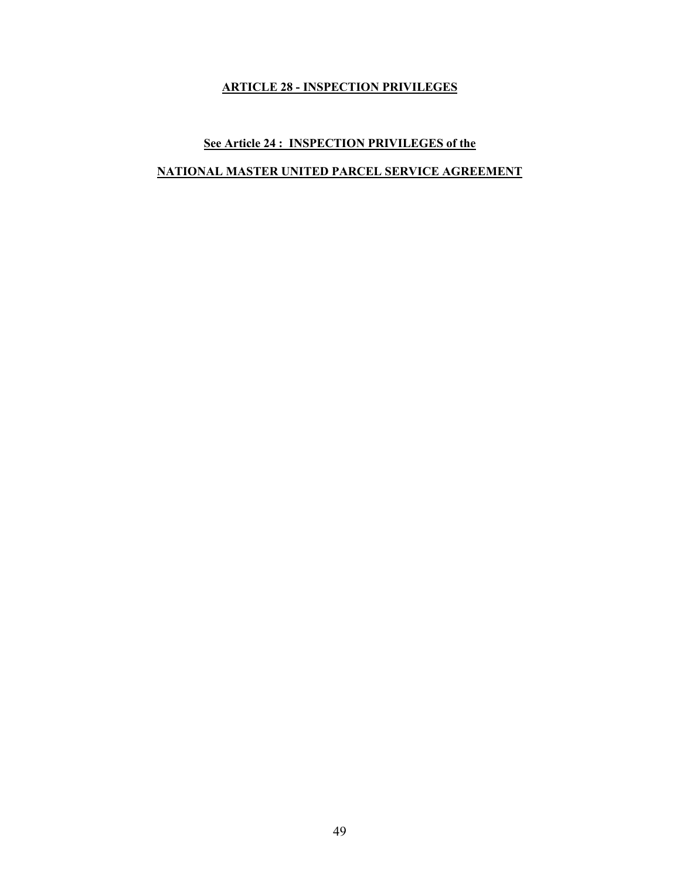# ARTICLE 28 - INSPECTION PRIVILEGES

**See Article 24 : INSPECTION PRIVILEGES of the**

**NATIONAL MASTER UNITED PARCEL SERVICE AGREEMENT**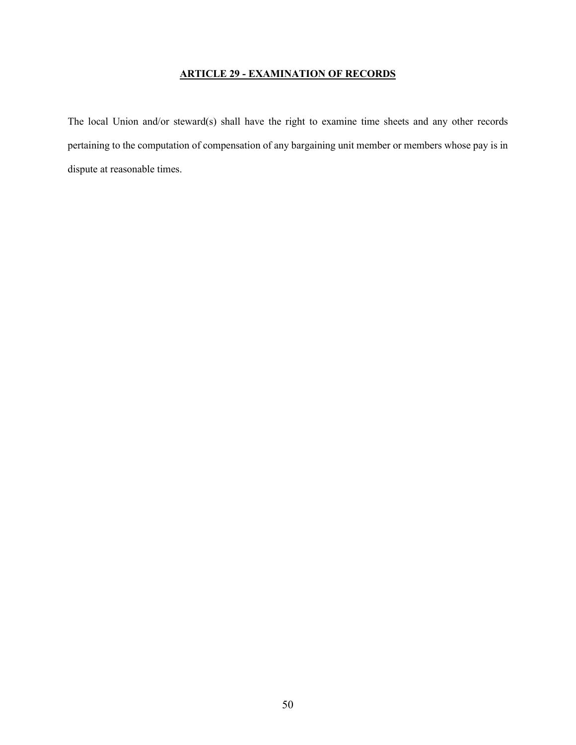## **ARTICLE 29 - EXAMINATION OF RECORDS**

The local Union and/or steward(s) shall have the right to examine time sheets and any other records pertaining to the computation of compensation of any bargaining unit member or members whose pay is in dispute at reasonable times.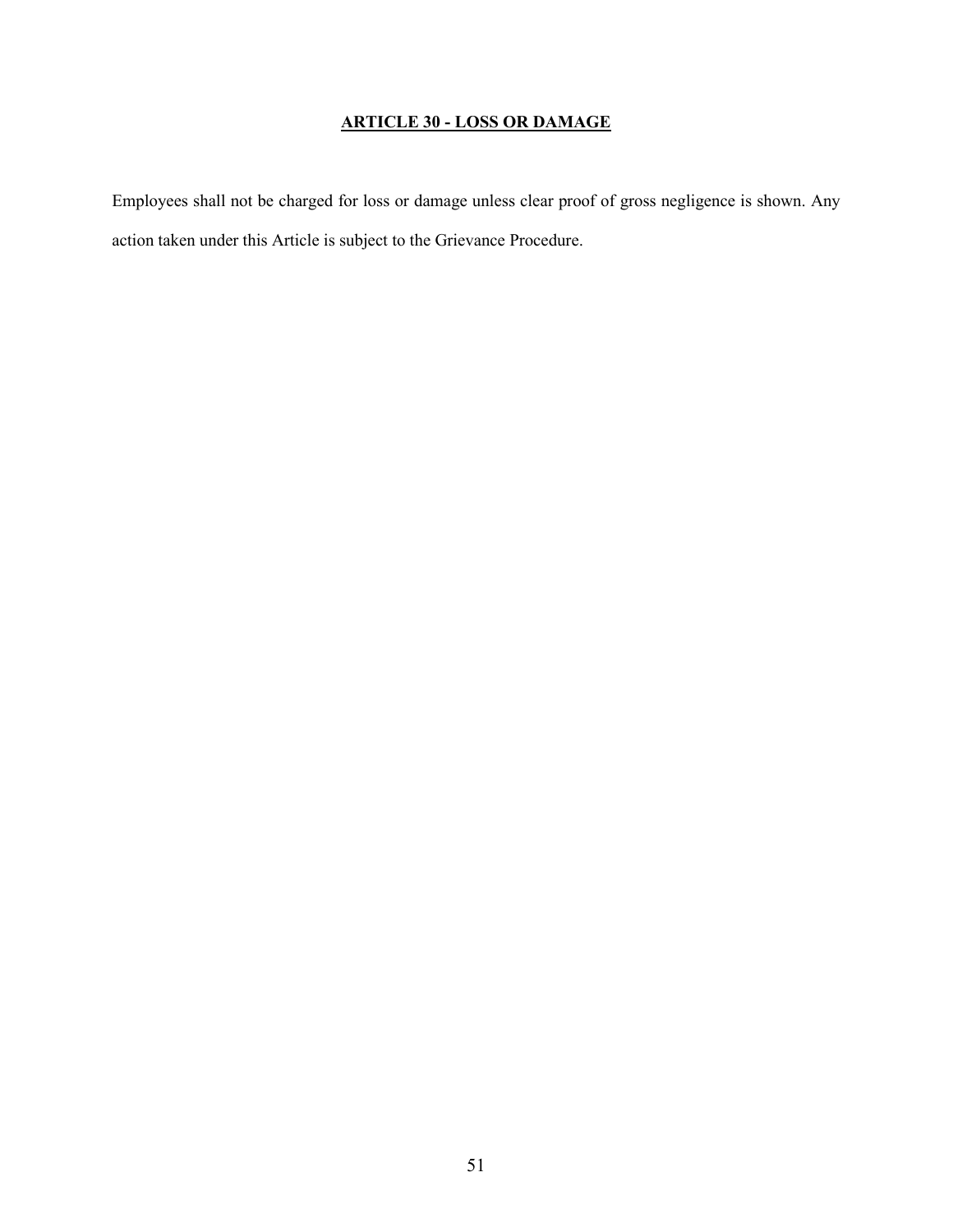## **ARTICLE 30 - LOSS OR DAMAGE**

Employees shall not be charged for loss or damage unless clear proof of gross negligence is shown. Any action taken under this Article is subject to the Grievance Procedure.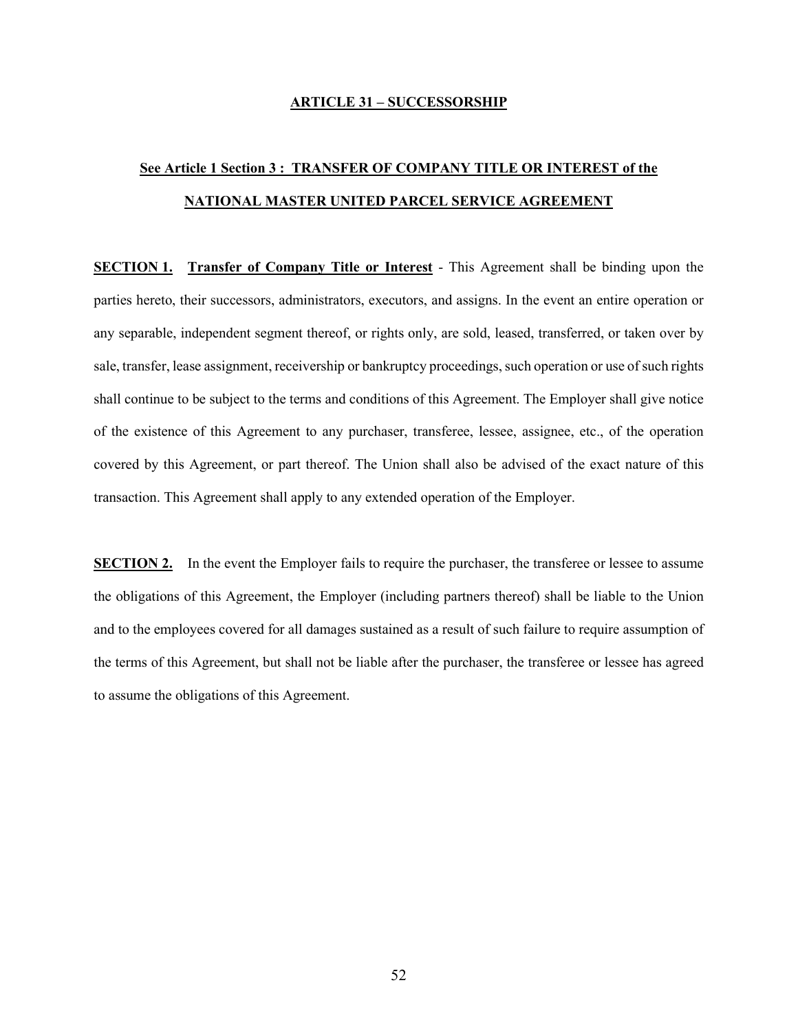## ARTICLE 31 – SUCCESSORSHIP

### See Article 1 Section 3 : TRANSFER OF COMPANY TITLE OR INTEREST of the NATIONAL MASTER UNITED PARCEL SERVICE AGREEMENT

**SECTION 1.** **Transfer of Company Title or Interest** - This Agreement shall be binding upon the parties hereto, their successors, administrators, executors, and assigns. In the event an entire operation or any separable, independent segment thereof, or rights only, are sold, leased, transferred, or taken over by sale, transfer, lease assignment, receivership or bankruptcy proceedings, such operation or use of such rights shall continue to be subject to the terms and conditions of this Agreement. The Employer shall give notice of the existence of this Agreement to any purchaser, transferee, lessee, assignee, etc., of the operation covered by this Agreement, or part thereof. The Union shall also be advised of the exact nature of this transaction. This Agreement shall apply to any extended operation of the Employer.

**SECTION 2.** In the event the Employer fails to require the purchaser, the transferee or lessee to assume the obligations of this Agreement, the Employer (including partners thereof) shall be liable to the Union and to the employees covered for all damages sustained as a result of such failure to require assumption of the terms of this Agreement, but shall not be liable after the purchaser, the transferee or lessee has agreed to assume the obligations of this Agreement.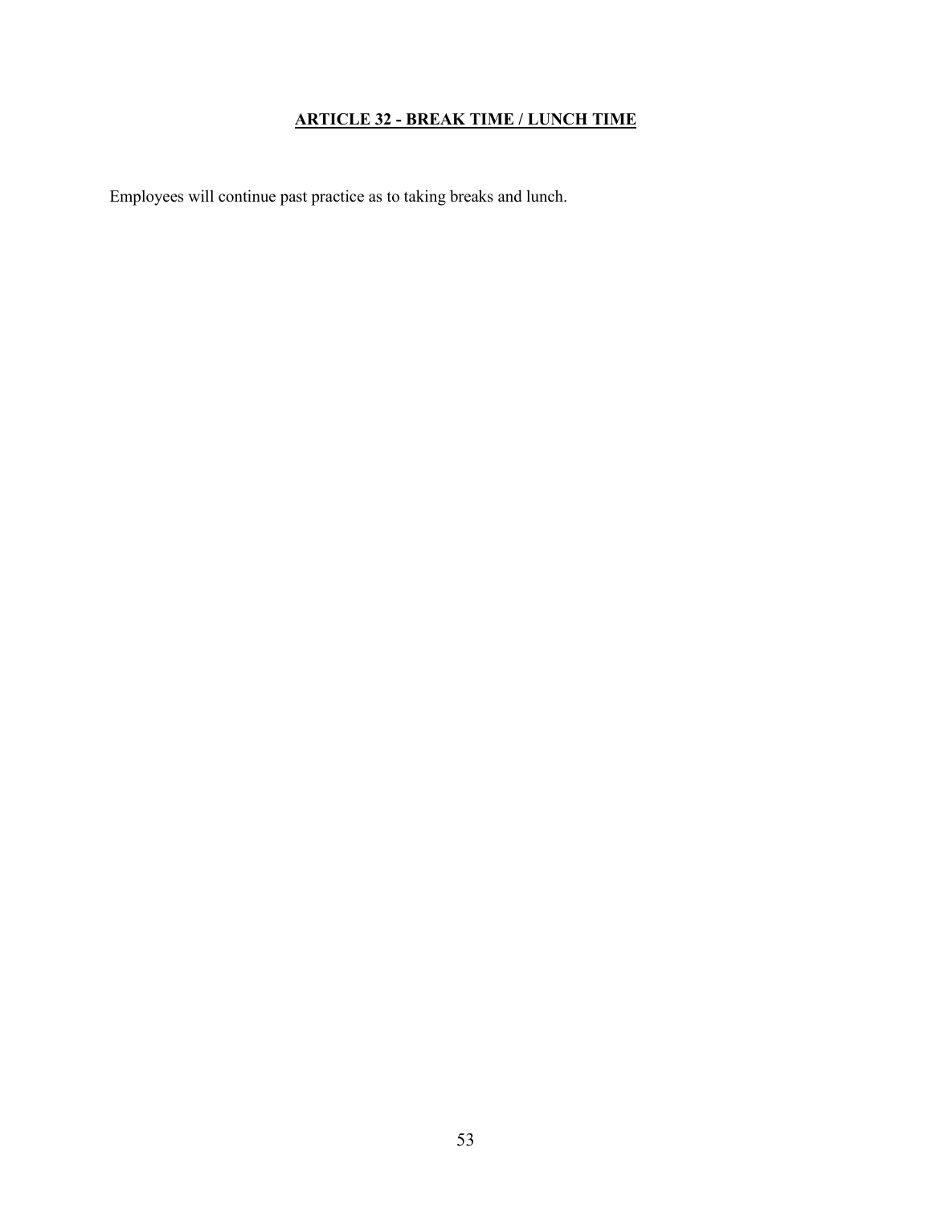## **ARTICLE 32 - BREAK TIME / LUNCH TIME**

Employees will continue past practice as to taking breaks and lunch.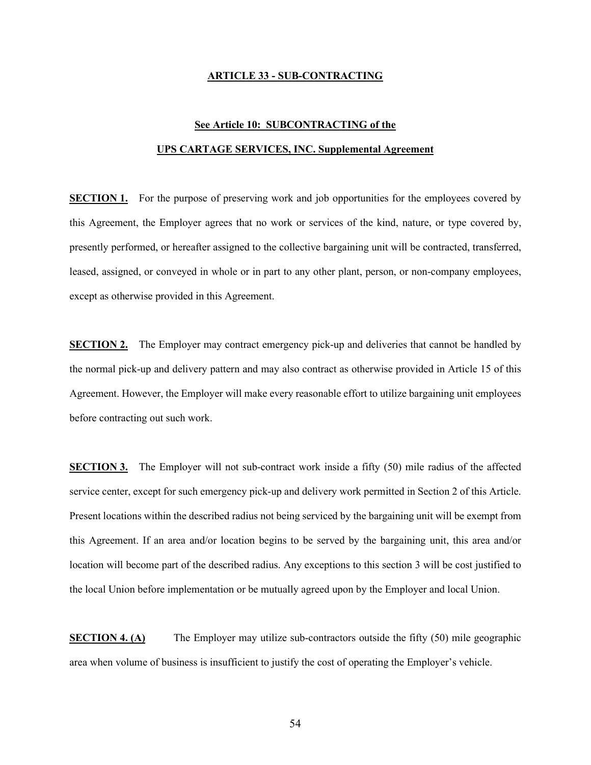## ARTICLE 33 - SUB-CONTRACTING

### See Article 10: SUBCONTRACTING of the UPS CARTAGE SERVICES, INC. Supplemental Agreement

**SECTION 1.** For the purpose of preserving work and job opportunities for the employees covered by this Agreement, the Employer agrees that no work or services of the kind, nature, or type covered by, presently performed, or hereafter assigned to the collective bargaining unit will be contracted, transferred, leased, assigned, or conveyed in whole or in part to any other plant, person, or non-company employees, except as otherwise provided in this Agreement.

**SECTION 2.** The Employer may contract emergency pick-up and deliveries that cannot be handled by the normal pick-up and delivery pattern and may also contract as otherwise provided in Article 15 of this Agreement. However, the Employer will make every reasonable effort to utilize bargaining unit employees before contracting out such work.

**SECTION 3.** The Employer will not sub-contract work inside a fifty (50) mile radius of the affected service center, except for such emergency pick-up and delivery work permitted in Section 2 of this Article. Present locations within the described radius not being serviced by the bargaining unit will be exempt from this Agreement. If an area and/or location begins to be served by the bargaining unit, this area and/or location will become part of the described radius. Any exceptions to this section 3 will be cost justified to the local Union before implementation or be mutually agreed upon by the Employer and local Union.

**SECTION 4. (A)** The Employer may utilize sub-contractors outside the fifty (50) mile geographic area when volume of business is insufficient to justify the cost of operating the Employer's vehicle.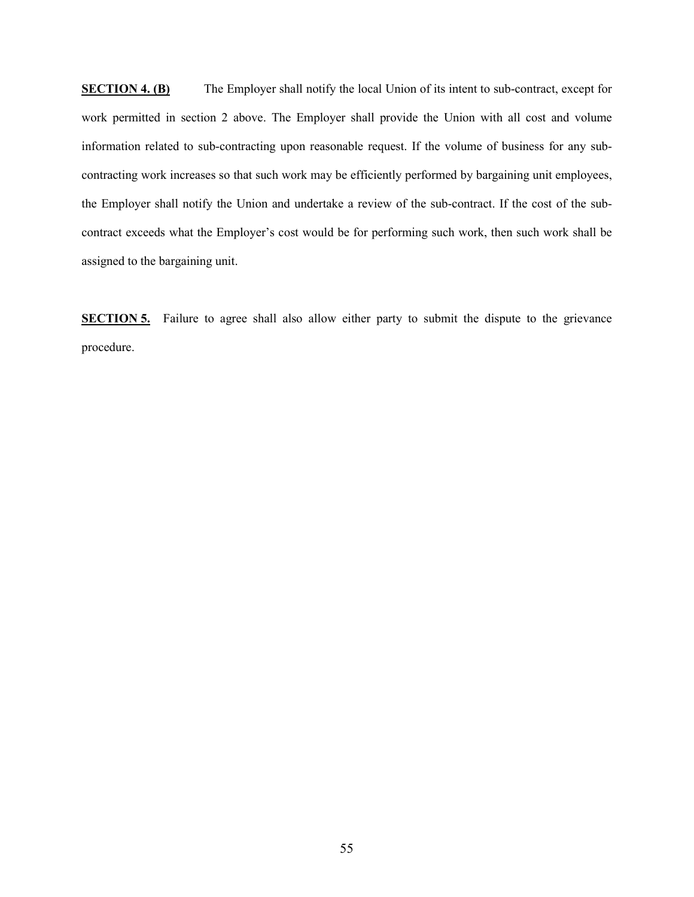**SECTION 4. (B)** The Employer shall notify the local Union of its intent to sub-contract, except for work permitted in section 2 above. The Employer shall provide the Union with all cost and volume information related to sub-contracting upon reasonable request. If the volume of business for any sub-contracting work increases so that such work may be efficiently performed by bargaining unit employees, the Employer shall notify the Union and undertake a review of the sub-contract. If the cost of the sub-contract exceeds what the Employer's cost would be for performing such work, then such work shall be assigned to the bargaining unit.

**SECTION 5.** Failure to agree shall also allow either party to submit the dispute to the grievance procedure.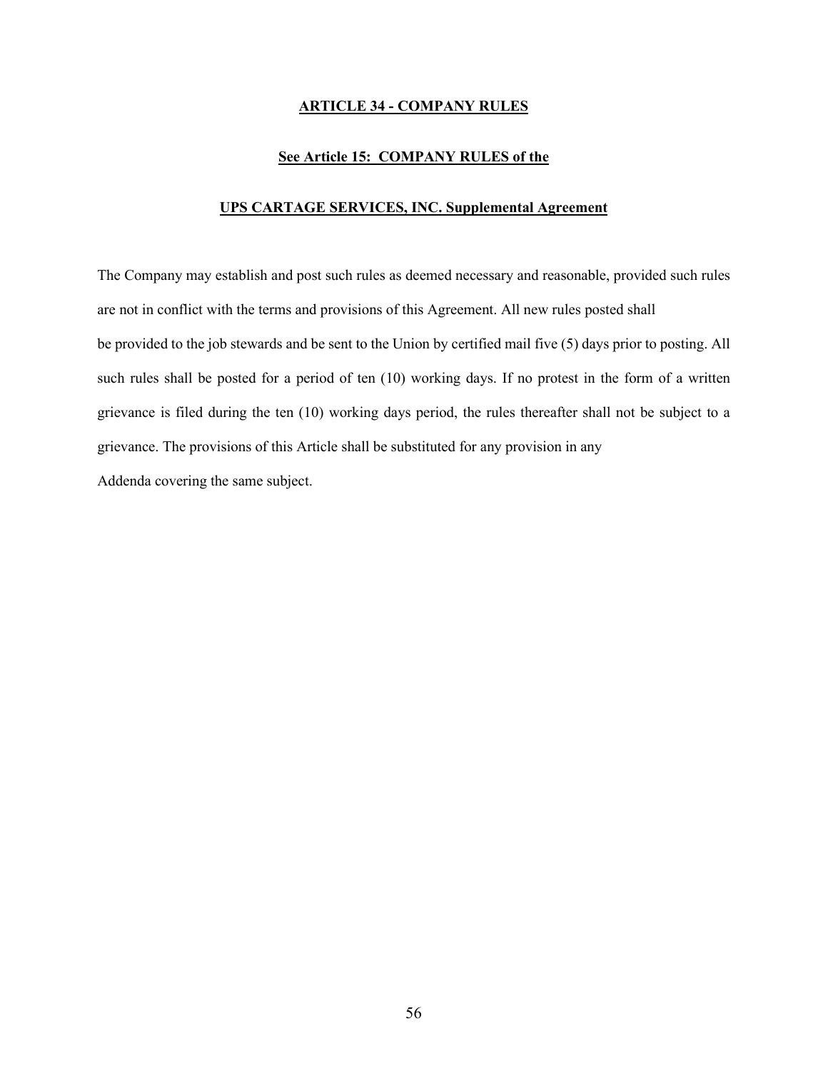## ARTICLE 34 - COMPANY RULES

**See Article 15: COMPANY RULES of the**

**UPS CARTAGE SERVICES, INC. Supplemental Agreement**

The Company may establish and post such rules as deemed necessary and reasonable, provided such rules are not in conflict with the terms and provisions of this Agreement. All new rules posted shall be provided to the job stewards and be sent to the Union by certified mail five (5) days prior to posting. All such rules shall be posted for a period of ten (10) working days. If no protest in the form of a written grievance is filed during the ten (10) working days period, the rules thereafter shall not be subject to a grievance. The provisions of this Article shall be substituted for any provision in any Addenda covering the same subject.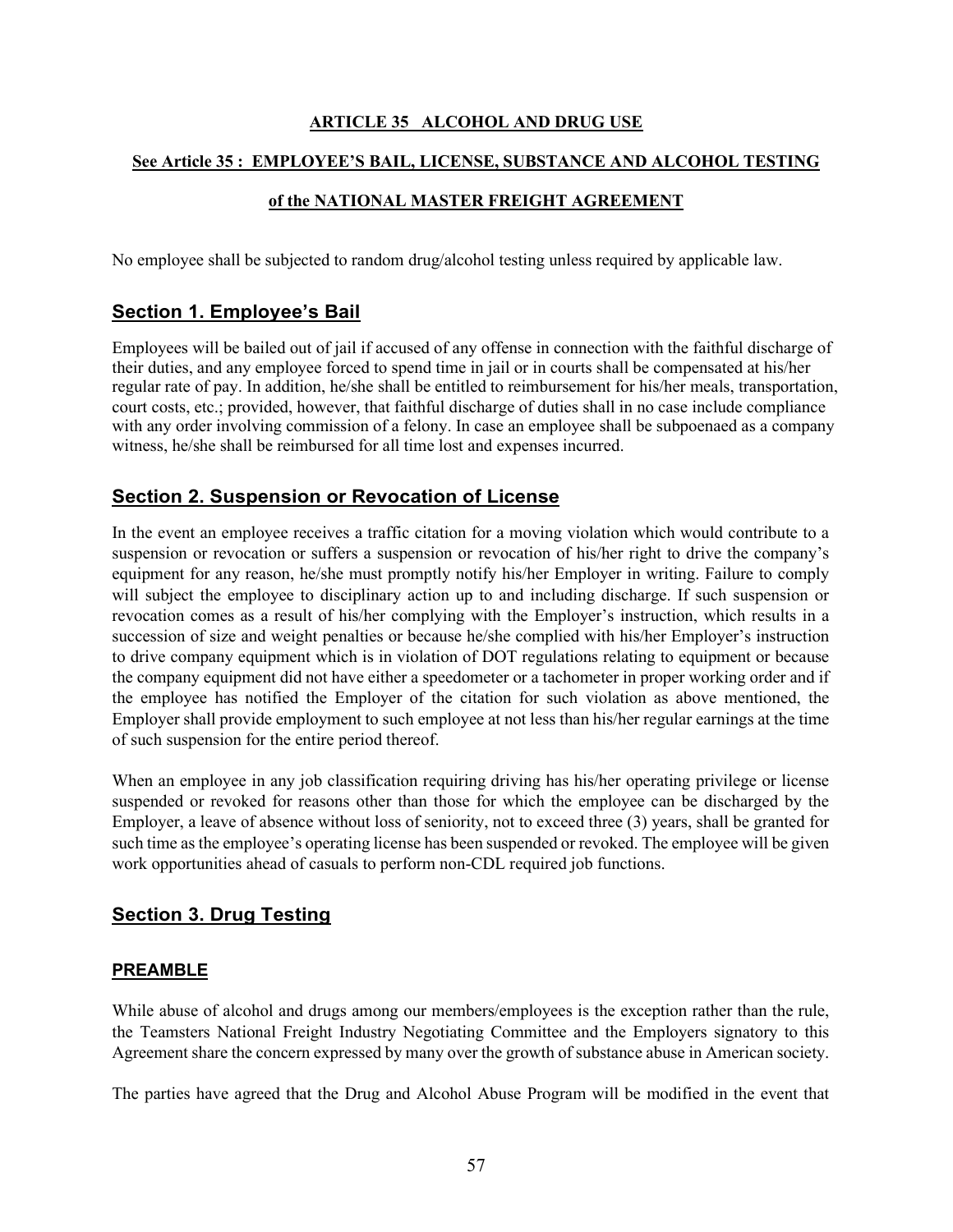**ARTICLE 35 ALCOHOL AND DRUG USE**

**See Article 35 : EMPLOYEE'S BAIL, LICENSE, SUBSTANCE AND ALCOHOL TESTING**

**of the NATIONAL MASTER FREIGHT AGREEMENT**

No employee shall be subjected to random drug/alcohol testing unless required by applicable law.

## Section 1. Employee's Bail

Employees will be bailed out of jail if accused of any offense in connection with the faithful discharge of their duties, and any employee forced to spend time in jail or in courts shall be compensated at his/her regular rate of pay. In addition, he/she shall be entitled to reimbursement for his/her meals, transportation, court costs, etc.; provided, however, that faithful discharge of duties shall in no case include compliance with any order involving commission of a felony. In case an employee shall be subpoenaed as a company witness, he/she shall be reimbursed for all time lost and expenses incurred.

## Section 2. Suspension or Revocation of License

In the event an employee receives a traffic citation for a moving violation which would contribute to a suspension or revocation or suffers a suspension or revocation of his/her right to drive the company's equipment for any reason, he/she must promptly notify his/her Employer in writing. Failure to comply will subject the employee to disciplinary action up to and including discharge. If such suspension or revocation comes as a result of his/her complying with the Employer's instruction, which results in a succession of size and weight penalties or because he/she complied with his/her Employer's instruction to drive company equipment which is in violation of DOT regulations relating to equipment or because the company equipment did not have either a speedometer or a tachometer in proper working order and if the employee has notified the Employer of the citation for such violation as above mentioned, the Employer shall provide employment to such employee at not less than his/her regular earnings at the time of such suspension for the entire period thereof.

When an employee in any job classification requiring driving has his/her operating privilege or license suspended or revoked for reasons other than those for which the employee can be discharged by the Employer, a leave of absence without loss of seniority, not to exceed three (3) years, shall be granted for such time as the employee's operating license has been suspended or revoked. The employee will be given work opportunities ahead of casuals to perform non-CDL required job functions.

## Section 3. Drug Testing

### PREAMBLE

While abuse of alcohol and drugs among our members/employees is the exception rather than the rule, the Teamsters National Freight Industry Negotiating Committee and the Employers signatory to this Agreement share the concern expressed by many over the growth of substance abuse in American society.

The parties have agreed that the Drug and Alcohol Abuse Program will be modified in the event that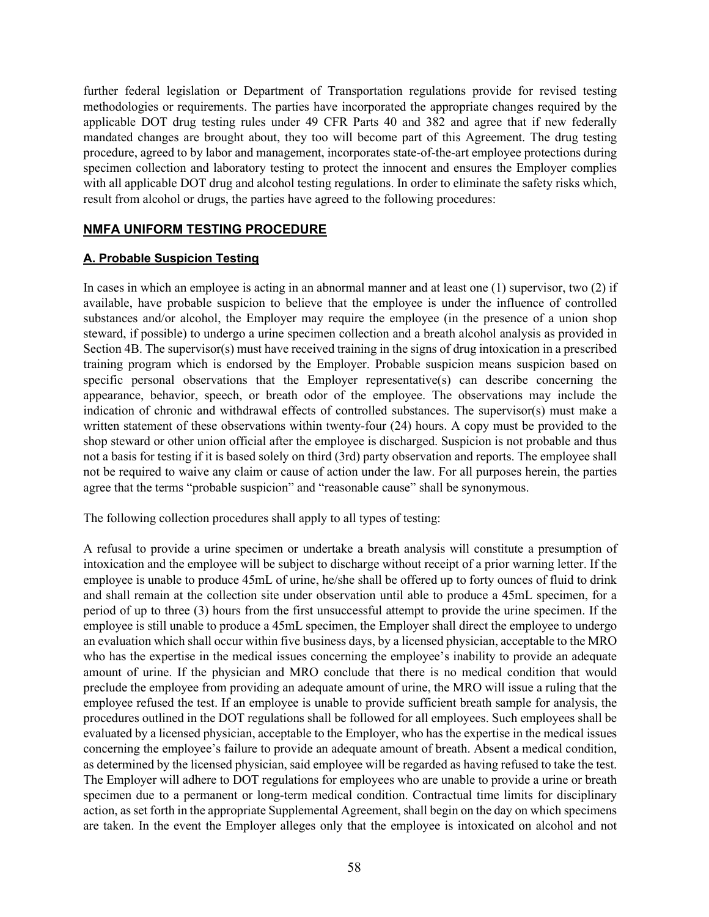further federal legislation or Department of Transportation regulations provide for revised testing methodologies or requirements. The parties have incorporated the appropriate changes required by the applicable DOT drug testing rules under 49 CFR Parts 40 and 382 and agree that if new federally mandated changes are brought about, they too will become part of this Agreement. The drug testing procedure, agreed to by labor and management, incorporates state-of-the-art employee protections during specimen collection and laboratory testing to protect the innocent and ensures the Employer complies with all applicable DOT drug and alcohol testing regulations. In order to eliminate the safety risks which, result from alcohol or drugs, the parties have agreed to the following procedures:

## NMFA UNIFORM TESTING PROCEDURE

### A. Probable Suspicion Testing

In cases in which an employee is acting in an abnormal manner and at least one (1) supervisor, two (2) if available, have probable suspicion to believe that the employee is under the influence of controlled substances and/or alcohol, the Employer may require the employee (in the presence of a union shop steward, if possible) to undergo a urine specimen collection and a breath alcohol analysis as provided in Section 4B. The supervisor(s) must have received training in the signs of drug intoxication in a prescribed training program which is endorsed by the Employer. Probable suspicion means suspicion based on specific personal observations that the Employer representative(s) can describe concerning the appearance, behavior, speech, or breath odor of the employee. The observations may include the indication of chronic and withdrawal effects of controlled substances. The supervisor(s) must make a written statement of these observations within twenty-four (24) hours. A copy must be provided to the shop steward or other union official after the employee is discharged. Suspicion is not probable and thus not a basis for testing if it is based solely on third (3rd) party observation and reports. The employee shall not be required to waive any claim or cause of action under the law. For all purposes herein, the parties agree that the terms "probable suspicion" and "reasonable cause" shall be synonymous.

The following collection procedures shall apply to all types of testing:

A refusal to provide a urine specimen or undertake a breath analysis will constitute a presumption of intoxication and the employee will be subject to discharge without receipt of a prior warning letter. If the employee is unable to produce 45mL of urine, he/she shall be offered up to forty ounces of fluid to drink and shall remain at the collection site under observation until able to produce a 45mL specimen, for a period of up to three (3) hours from the first unsuccessful attempt to provide the urine specimen. If the employee is still unable to produce a 45mL specimen, the Employer shall direct the employee to undergo an evaluation which shall occur within five business days, by a licensed physician, acceptable to the MRO who has the expertise in the medical issues concerning the employee's inability to provide an adequate amount of urine. If the physician and MRO conclude that there is no medical condition that would preclude the employee from providing an adequate amount of urine, the MRO will issue a ruling that the employee refused the test. If an employee is unable to provide sufficient breath sample for analysis, the procedures outlined in the DOT regulations shall be followed for all employees. Such employees shall be evaluated by a licensed physician, acceptable to the Employer, who has the expertise in the medical issues concerning the employee's failure to provide an adequate amount of breath. Absent a medical condition, as determined by the licensed physician, said employee will be regarded as having refused to take the test. The Employer will adhere to DOT regulations for employees who are unable to provide a urine or breath specimen due to a permanent or long-term medical condition. Contractual time limits for disciplinary action, as set forth in the appropriate Supplemental Agreement, shall begin on the day on which specimens are taken. In the event the Employer alleges only that the employee is intoxicated on alcohol and not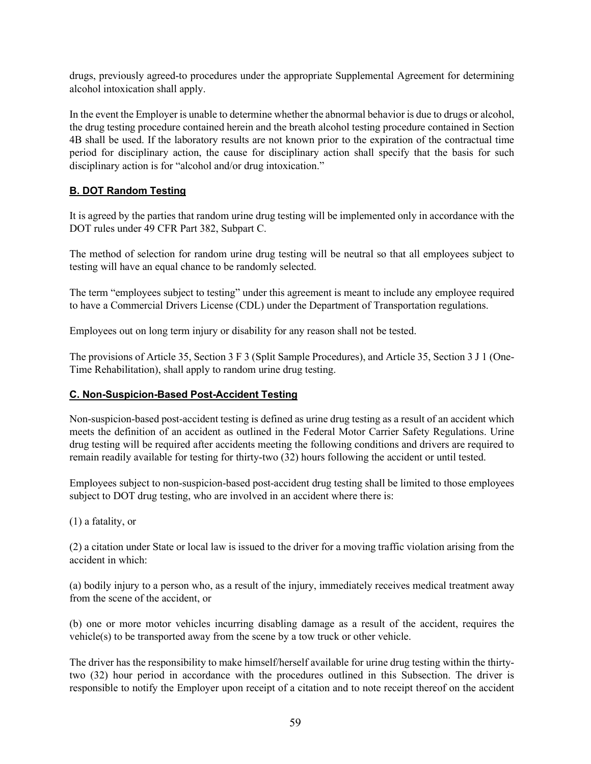drugs, previously agreed-to procedures under the appropriate Supplemental Agreement for determining alcohol intoxication shall apply.

In the event the Employer is unable to determine whether the abnormal behavior is due to drugs or alcohol, the drug testing procedure contained herein and the breath alcohol testing procedure contained in Section 4B shall be used. If the laboratory results are not known prior to the expiration of the contractual time period for disciplinary action, the cause for disciplinary action shall specify that the basis for such disciplinary action is for "alcohol and/or drug intoxication."

**B. DOT Random Testing**

It is agreed by the parties that random urine drug testing will be implemented only in accordance with the DOT rules under 49 CFR Part 382, Subpart C.

The method of selection for random urine drug testing will be neutral so that all employees subject to testing will have an equal chance to be randomly selected.

The term "employees subject to testing" under this agreement is meant to include any employee required to have a Commercial Drivers License (CDL) under the Department of Transportation regulations.

Employees out on long term injury or disability for any reason shall not be tested.

The provisions of Article 35, Section 3 F 3 (Split Sample Procedures), and Article 35, Section 3 J 1 (One-Time Rehabilitation), shall apply to random urine drug testing.

**C. Non-Suspicion-Based Post-Accident Testing**

Non-suspicion-based post-accident testing is defined as urine drug testing as a result of an accident which meets the definition of an accident as outlined in the Federal Motor Carrier Safety Regulations. Urine drug testing will be required after accidents meeting the following conditions and drivers are required to remain readily available for testing for thirty-two (32) hours following the accident or until tested.

Employees subject to non-suspicion-based post-accident drug testing shall be limited to those employees subject to DOT drug testing, who are involved in an accident where there is:

(1) a fatality, or

(2) a citation under State or local law is issued to the driver for a moving traffic violation arising from the accident in which:

(a) bodily injury to a person who, as a result of the injury, immediately receives medical treatment away from the scene of the accident, or

(b) one or more motor vehicles incurring disabling damage as a result of the accident, requires the vehicle(s) to be transported away from the scene by a tow truck or other vehicle.

The driver has the responsibility to make himself/herself available for urine drug testing within the thirty-two (32) hour period in accordance with the procedures outlined in this Subsection. The driver is responsible to notify the Employer upon receipt of a citation and to note receipt thereof on the accident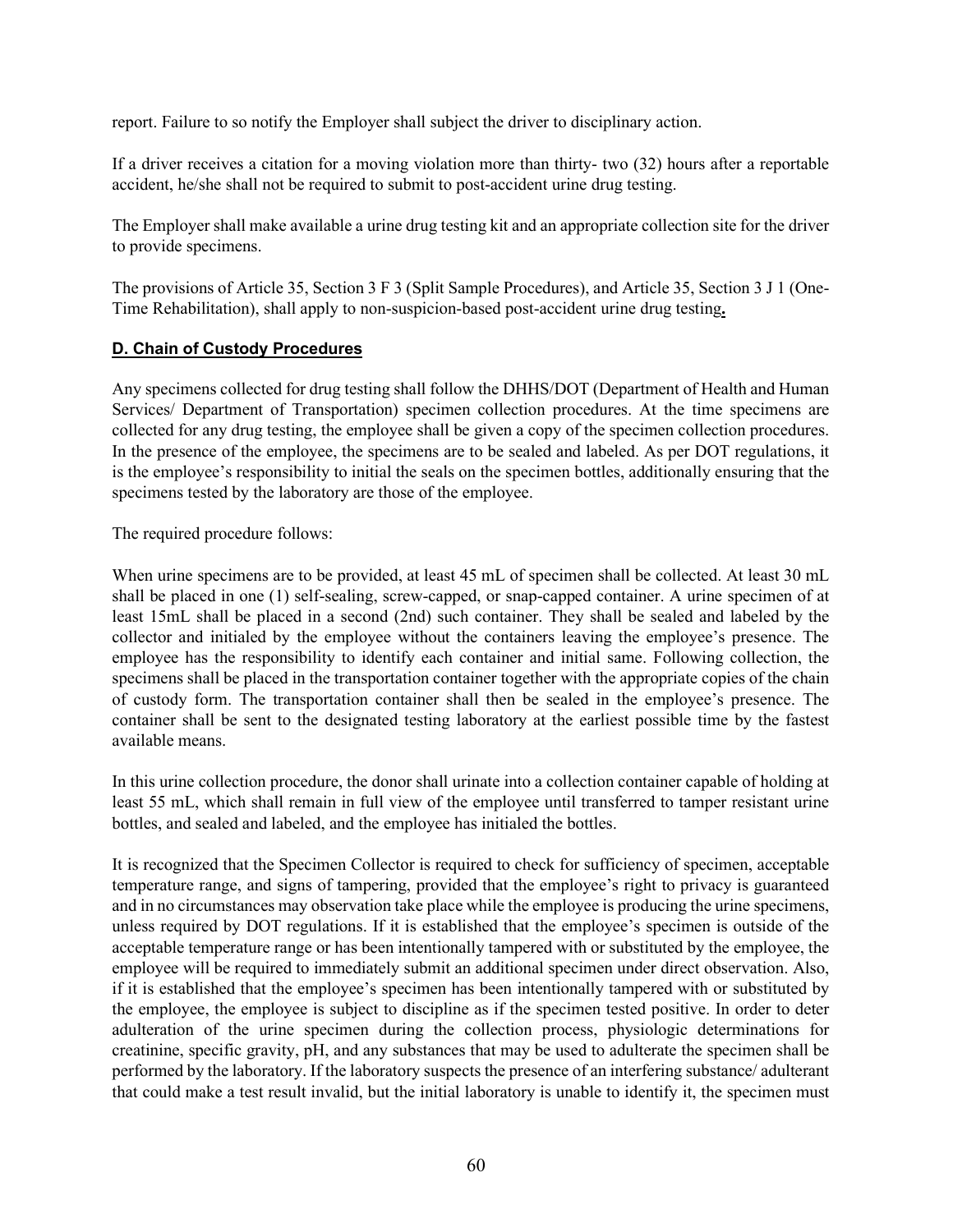report. Failure to so notify the Employer shall subject the driver to disciplinary action.

If a driver receives a citation for a moving violation more than thirty- two (32) hours after a reportable accident, he/she shall not be required to submit to post-accident urine drug testing.

The Employer shall make available a urine drug testing kit and an appropriate collection site for the driver to provide specimens.

The provisions of Article 35, Section 3 F 3 (Split Sample Procedures), and Article 35, Section 3 J 1 (One-Time Rehabilitation), shall apply to non-suspicion-based post-accident urine drug testing**.**

**D. Chain of Custody Procedures**

Any specimens collected for drug testing shall follow the DHHS/DOT (Department of Health and Human Services/ Department of Transportation) specimen collection procedures. At the time specimens are collected for any drug testing, the employee shall be given a copy of the specimen collection procedures. In the presence of the employee, the specimens are to be sealed and labeled. As per DOT regulations, it is the employee's responsibility to initial the seals on the specimen bottles, additionally ensuring that the specimens tested by the laboratory are those of the employee.

The required procedure follows:

When urine specimens are to be provided, at least 45 mL of specimen shall be collected. At least 30 mL shall be placed in one (1) self-sealing, screw-capped, or snap-capped container. A urine specimen of at least 15mL shall be placed in a second (2nd) such container. They shall be sealed and labeled by the collector and initialed by the employee without the containers leaving the employee's presence. The employee has the responsibility to identify each container and initial same. Following collection, the specimens shall be placed in the transportation container together with the appropriate copies of the chain of custody form. The transportation container shall then be sealed in the employee's presence. The container shall be sent to the designated testing laboratory at the earliest possible time by the fastest available means.

In this urine collection procedure, the donor shall urinate into a collection container capable of holding at least 55 mL, which shall remain in full view of the employee until transferred to tamper resistant urine bottles, and sealed and labeled, and the employee has initialed the bottles.

It is recognized that the Specimen Collector is required to check for sufficiency of specimen, acceptable temperature range, and signs of tampering, provided that the employee's right to privacy is guaranteed and in no circumstances may observation take place while the employee is producing the urine specimens, unless required by DOT regulations. If it is established that the employee's specimen is outside of the acceptable temperature range or has been intentionally tampered with or substituted by the employee, the employee will be required to immediately submit an additional specimen under direct observation. Also, if it is established that the employee's specimen has been intentionally tampered with or substituted by the employee, the employee is subject to discipline as if the specimen tested positive. In order to deter adulteration of the urine specimen during the collection process, physiologic determinations for creatinine, specific gravity, pH, and any substances that may be used to adulterate the specimen shall be performed by the laboratory. If the laboratory suspects the presence of an interfering substance/ adulterant that could make a test result invalid, but the initial laboratory is unable to identify it, the specimen must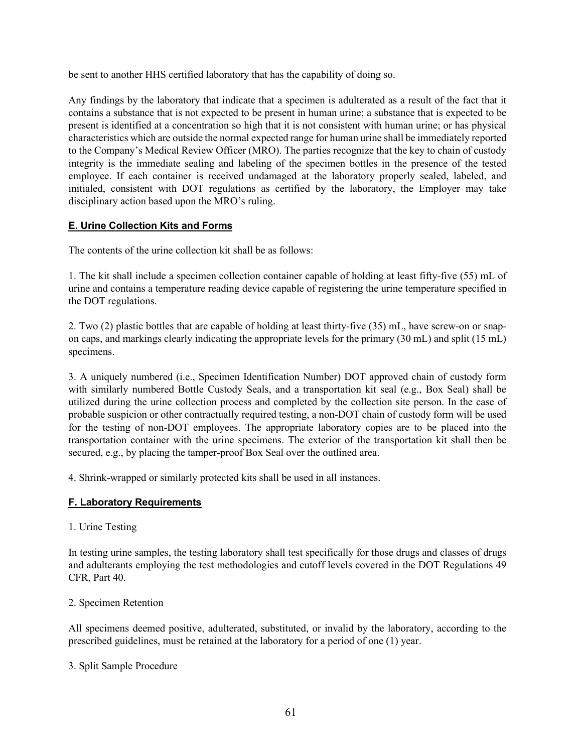be sent to another HHS certified laboratory that has the capability of doing so.

Any findings by the laboratory that indicate that a specimen is adulterated as a result of the fact that it contains a substance that is not expected to be present in human urine; a substance that is expected to be present is identified at a concentration so high that it is not consistent with human urine; or has physical characteristics which are outside the normal expected range for human urine shall be immediately reported to the Company's Medical Review Officer (MRO). The parties recognize that the key to chain of custody integrity is the immediate sealing and labeling of the specimen bottles in the presence of the tested employee. If each container is received undamaged at the laboratory properly sealed, labeled, and initialed, consistent with DOT regulations as certified by the laboratory, the Employer may take disciplinary action based upon the MRO's ruling.

## E. Urine Collection Kits and Forms

The contents of the urine collection kit shall be as follows:

1. The kit shall include a specimen collection container capable of holding at least fifty-five (55) mL of urine and contains a temperature reading device capable of registering the urine temperature specified in the DOT regulations.

2. Two (2) plastic bottles that are capable of holding at least thirty-five (35) mL, have screw-on or snap-on caps, and markings clearly indicating the appropriate levels for the primary (30 mL) and split (15 mL) specimens.

3. A uniquely numbered (i.e., Specimen Identification Number) DOT approved chain of custody form with similarly numbered Bottle Custody Seals, and a transportation kit seal (e.g., Box Seal) shall be utilized during the urine collection process and completed by the collection site person. In the case of probable suspicion or other contractually required testing, a non-DOT chain of custody form will be used for the testing of non-DOT employees. The appropriate laboratory copies are to be placed into the transportation container with the urine specimens. The exterior of the transportation kit shall then be secured, e.g., by placing the tamper-proof Box Seal over the outlined area.

4. Shrink-wrapped or similarly protected kits shall be used in all instances.

## F. Laboratory Requirements

1. Urine Testing

In testing urine samples, the testing laboratory shall test specifically for those drugs and classes of drugs and adulterants employing the test methodologies and cutoff levels covered in the DOT Regulations 49 CFR, Part 40.

2. Specimen Retention

All specimens deemed positive, adulterated, substituted, or invalid by the laboratory, according to the prescribed guidelines, must be retained at the laboratory for a period of one (1) year.

3. Split Sample Procedure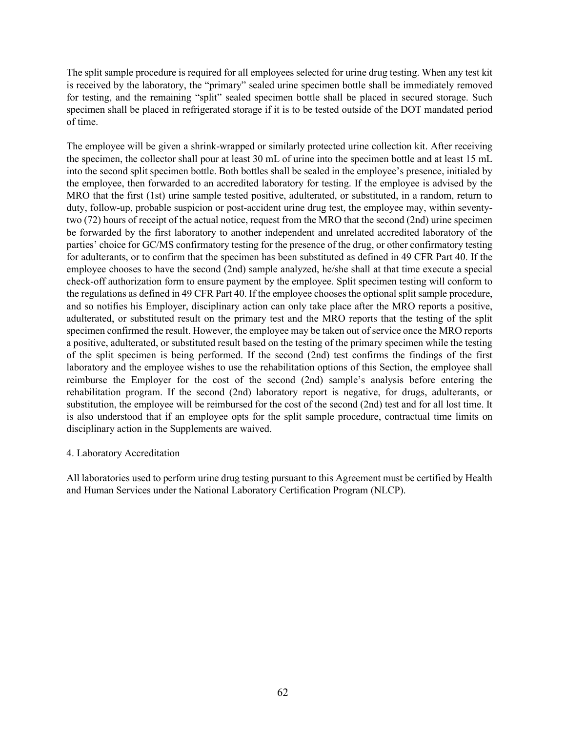The split sample procedure is required for all employees selected for urine drug testing. When any test kit is received by the laboratory, the "primary" sealed urine specimen bottle shall be immediately removed for testing, and the remaining "split" sealed specimen bottle shall be placed in secured storage. Such specimen shall be placed in refrigerated storage if it is to be tested outside of the DOT mandated period of time.

The employee will be given a shrink-wrapped or similarly protected urine collection kit. After receiving the specimen, the collector shall pour at least 30 mL of urine into the specimen bottle and at least 15 mL into the second split specimen bottle. Both bottles shall be sealed in the employee's presence, initialed by the employee, then forwarded to an accredited laboratory for testing. If the employee is advised by the MRO that the first (1st) urine sample tested positive, adulterated, or substituted, in a random, return to duty, follow-up, probable suspicion or post-accident urine drug test, the employee may, within seventy-two (72) hours of receipt of the actual notice, request from the MRO that the second (2nd) urine specimen be forwarded by the first laboratory to another independent and unrelated accredited laboratory of the parties' choice for GC/MS confirmatory testing for the presence of the drug, or other confirmatory testing for adulterants, or to confirm that the specimen has been substituted as defined in 49 CFR Part 40. If the employee chooses to have the second (2nd) sample analyzed, he/she shall at that time execute a special check-off authorization form to ensure payment by the employee. Split specimen testing will conform to the regulations as defined in 49 CFR Part 40. If the employee chooses the optional split sample procedure, and so notifies his Employer, disciplinary action can only take place after the MRO reports a positive, adulterated, or substituted result on the primary test and the MRO reports that the testing of the split specimen confirmed the result. However, the employee may be taken out of service once the MRO reports a positive, adulterated, or substituted result based on the testing of the primary specimen while the testing of the split specimen is being performed. If the second (2nd) test confirms the findings of the first laboratory and the employee wishes to use the rehabilitation options of this Section, the employee shall reimburse the Employer for the cost of the second (2nd) sample's analysis before entering the rehabilitation program. If the second (2nd) laboratory report is negative, for drugs, adulterants, or substitution, the employee will be reimbursed for the cost of the second (2nd) test and for all lost time. It is also understood that if an employee opts for the split sample procedure, contractual time limits on disciplinary action in the Supplements are waived.

4. Laboratory Accreditation

All laboratories used to perform urine drug testing pursuant to this Agreement must be certified by Health and Human Services under the National Laboratory Certification Program (NLCP).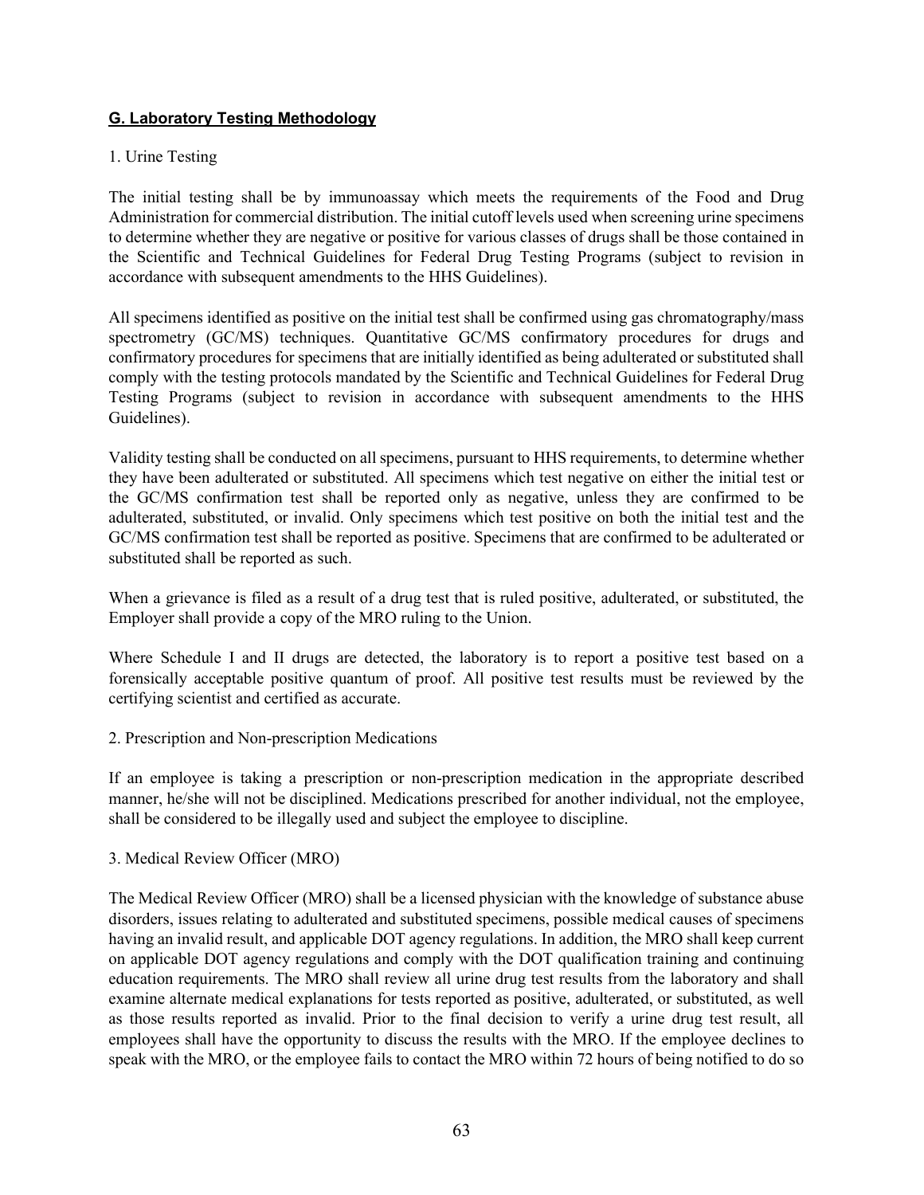## G. Laboratory Testing Methodology

1. Urine Testing

The initial testing shall be by immunoassay which meets the requirements of the Food and Drug Administration for commercial distribution. The initial cutoff levels used when screening urine specimens to determine whether they are negative or positive for various classes of drugs shall be those contained in the Scientific and Technical Guidelines for Federal Drug Testing Programs (subject to revision in accordance with subsequent amendments to the HHS Guidelines).

All specimens identified as positive on the initial test shall be confirmed using gas chromatography/mass spectrometry (GC/MS) techniques. Quantitative GC/MS confirmatory procedures for drugs and confirmatory procedures for specimens that are initially identified as being adulterated or substituted shall comply with the testing protocols mandated by the Scientific and Technical Guidelines for Federal Drug Testing Programs (subject to revision in accordance with subsequent amendments to the HHS Guidelines).

Validity testing shall be conducted on all specimens, pursuant to HHS requirements, to determine whether they have been adulterated or substituted. All specimens which test negative on either the initial test or the GC/MS confirmation test shall be reported only as negative, unless they are confirmed to be adulterated, substituted, or invalid. Only specimens which test positive on both the initial test and the GC/MS confirmation test shall be reported as positive. Specimens that are confirmed to be adulterated or substituted shall be reported as such.

When a grievance is filed as a result of a drug test that is ruled positive, adulterated, or substituted, the Employer shall provide a copy of the MRO ruling to the Union.

Where Schedule I and II drugs are detected, the laboratory is to report a positive test based on a forensically acceptable positive quantum of proof. All positive test results must be reviewed by the certifying scientist and certified as accurate.

2. Prescription and Non-prescription Medications

If an employee is taking a prescription or non-prescription medication in the appropriate described manner, he/she will not be disciplined. Medications prescribed for another individual, not the employee, shall be considered to be illegally used and subject the employee to discipline.

3. Medical Review Officer (MRO)

The Medical Review Officer (MRO) shall be a licensed physician with the knowledge of substance abuse disorders, issues relating to adulterated and substituted specimens, possible medical causes of specimens having an invalid result, and applicable DOT agency regulations. In addition, the MRO shall keep current on applicable DOT agency regulations and comply with the DOT qualification training and continuing education requirements. The MRO shall review all urine drug test results from the laboratory and shall examine alternate medical explanations for tests reported as positive, adulterated, or substituted, as well as those results reported as invalid. Prior to the final decision to verify a urine drug test result, all employees shall have the opportunity to discuss the results with the MRO. If the employee declines to speak with the MRO, or the employee fails to contact the MRO within 72 hours of being notified to do so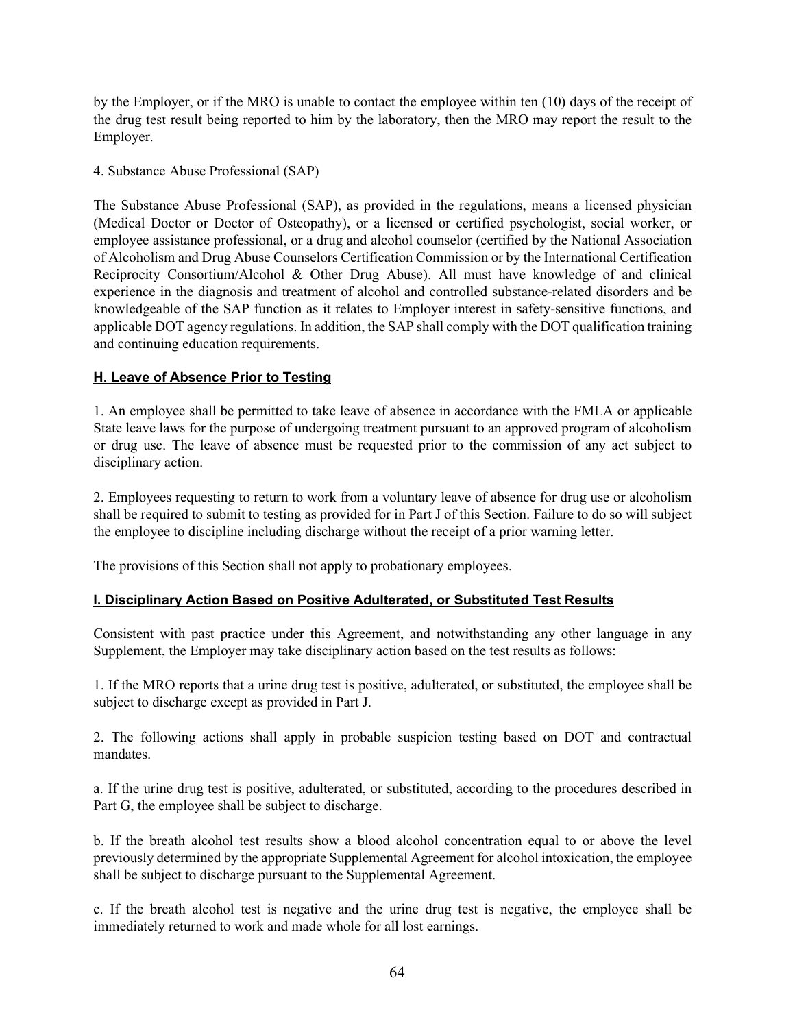by the Employer, or if the MRO is unable to contact the employee within ten (10) days of the receipt of the drug test result being reported to him by the laboratory, then the MRO may report the result to the Employer.

4. Substance Abuse Professional (SAP)

The Substance Abuse Professional (SAP), as provided in the regulations, means a licensed physician (Medical Doctor or Doctor of Osteopathy), or a licensed or certified psychologist, social worker, or employee assistance professional, or a drug and alcohol counselor (certified by the National Association of Alcoholism and Drug Abuse Counselors Certification Commission or by the International Certification Reciprocity Consortium/Alcohol & Other Drug Abuse). All must have knowledge of and clinical experience in the diagnosis and treatment of alcohol and controlled substance-related disorders and be knowledgeable of the SAP function as it relates to Employer interest in safety-sensitive functions, and applicable DOT agency regulations. In addition, the SAP shall comply with the DOT qualification training and continuing education requirements.

### H. Leave of Absence Prior to Testing

1. An employee shall be permitted to take leave of absence in accordance with the FMLA or applicable State leave laws for the purpose of undergoing treatment pursuant to an approved program of alcoholism or drug use. The leave of absence must be requested prior to the commission of any act subject to disciplinary action.

2. Employees requesting to return to work from a voluntary leave of absence for drug use or alcoholism shall be required to submit to testing as provided for in Part J of this Section. Failure to do so will subject the employee to discipline including discharge without the receipt of a prior warning letter.

The provisions of this Section shall not apply to probationary employees.

### I. Disciplinary Action Based on Positive Adulterated, or Substituted Test Results

Consistent with past practice under this Agreement, and notwithstanding any other language in any Supplement, the Employer may take disciplinary action based on the test results as follows:

1. If the MRO reports that a urine drug test is positive, adulterated, or substituted, the employee shall be subject to discharge except as provided in Part J.

2. The following actions shall apply in probable suspicion testing based on DOT and contractual mandates.

a. If the urine drug test is positive, adulterated, or substituted, according to the procedures described in Part G, the employee shall be subject to discharge.

b. If the breath alcohol test results show a blood alcohol concentration equal to or above the level previously determined by the appropriate Supplemental Agreement for alcohol intoxication, the employee shall be subject to discharge pursuant to the Supplemental Agreement.

c. If the breath alcohol test is negative and the urine drug test is negative, the employee shall be immediately returned to work and made whole for all lost earnings.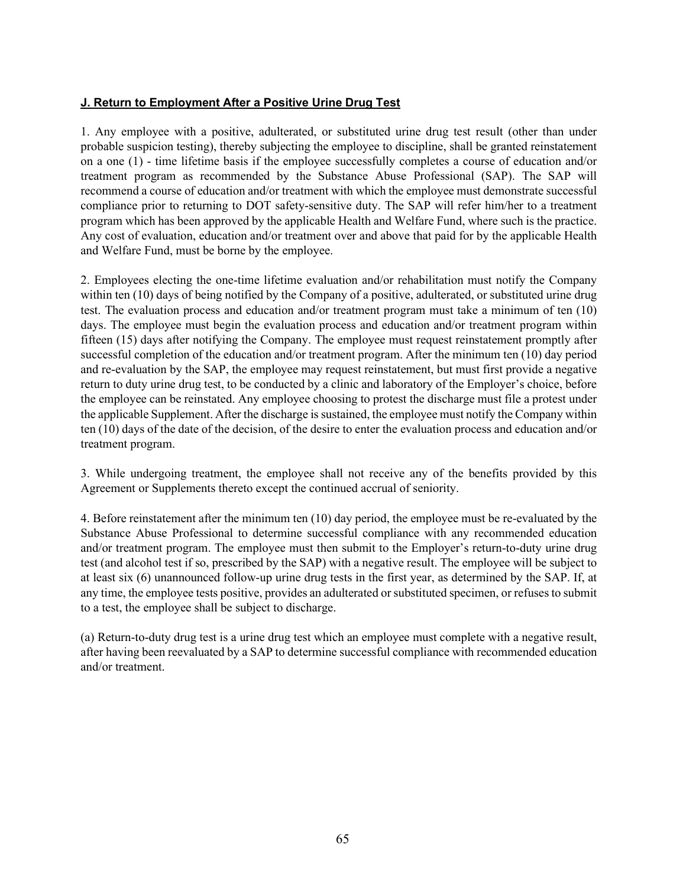**J. Return to Employment After a Positive Urine Drug Test**

1. Any employee with a positive, adulterated, or substituted urine drug test result (other than under probable suspicion testing), thereby subjecting the employee to discipline, shall be granted reinstatement on a one (1) - time lifetime basis if the employee successfully completes a course of education and/or treatment program as recommended by the Substance Abuse Professional (SAP). The SAP will recommend a course of education and/or treatment with which the employee must demonstrate successful compliance prior to returning to DOT safety-sensitive duty. The SAP will refer him/her to a treatment program which has been approved by the applicable Health and Welfare Fund, where such is the practice. Any cost of evaluation, education and/or treatment over and above that paid for by the applicable Health and Welfare Fund, must be borne by the employee.

2. Employees electing the one-time lifetime evaluation and/or rehabilitation must notify the Company within ten (10) days of being notified by the Company of a positive, adulterated, or substituted urine drug test. The evaluation process and education and/or treatment program must take a minimum of ten (10) days. The employee must begin the evaluation process and education and/or treatment program within fifteen (15) days after notifying the Company. The employee must request reinstatement promptly after successful completion of the education and/or treatment program. After the minimum ten (10) day period and re-evaluation by the SAP, the employee may request reinstatement, but must first provide a negative return to duty urine drug test, to be conducted by a clinic and laboratory of the Employer's choice, before the employee can be reinstated. Any employee choosing to protest the discharge must file a protest under the applicable Supplement. After the discharge is sustained, the employee must notify the Company within ten (10) days of the date of the decision, of the desire to enter the evaluation process and education and/or treatment program.

3. While undergoing treatment, the employee shall not receive any of the benefits provided by this Agreement or Supplements thereto except the continued accrual of seniority.

4. Before reinstatement after the minimum ten (10) day period, the employee must be re-evaluated by the Substance Abuse Professional to determine successful compliance with any recommended education and/or treatment program. The employee must then submit to the Employer's return-to-duty urine drug test (and alcohol test if so, prescribed by the SAP) with a negative result. The employee will be subject to at least six (6) unannounced follow-up urine drug tests in the first year, as determined by the SAP. If, at any time, the employee tests positive, provides an adulterated or substituted specimen, or refuses to submit to a test, the employee shall be subject to discharge.

(a) Return-to-duty drug test is a urine drug test which an employee must complete with a negative result, after having been reevaluated by a SAP to determine successful compliance with recommended education and/or treatment.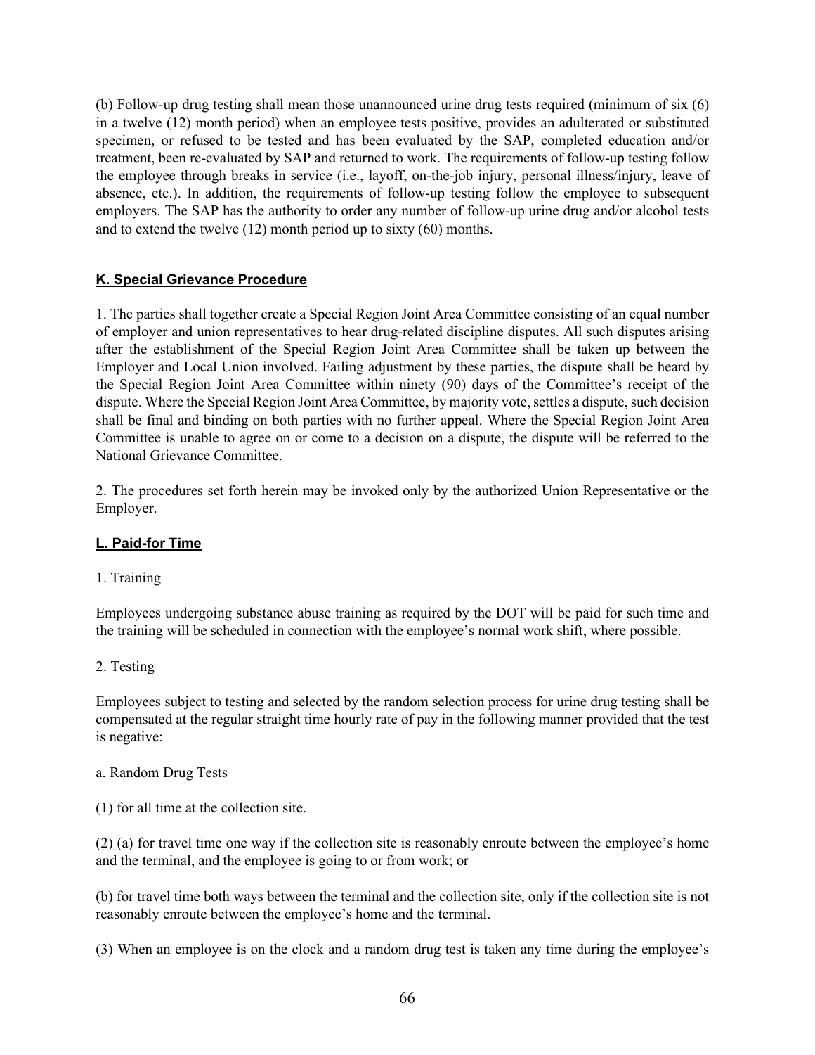(b) Follow-up drug testing shall mean those unannounced urine drug tests required (minimum of six (6) in a twelve (12) month period) when an employee tests positive, provides an adulterated or substituted specimen, or refused to be tested and has been evaluated by the SAP, completed education and/or treatment, been re-evaluated by SAP and returned to work. The requirements of follow-up testing follow the employee through breaks in service (i.e., layoff, on-the-job injury, personal illness/injury, leave of absence, etc.). In addition, the requirements of follow-up testing follow the employee to subsequent employers. The SAP has the authority to order any number of follow-up urine drug and/or alcohol tests and to extend the twelve (12) month period up to sixty (60) months.

## K. Special Grievance Procedure

1. The parties shall together create a Special Region Joint Area Committee consisting of an equal number of employer and union representatives to hear drug-related discipline disputes. All such disputes arising after the establishment of the Special Region Joint Area Committee shall be taken up between the Employer and Local Union involved. Failing adjustment by these parties, the dispute shall be heard by the Special Region Joint Area Committee within ninety (90) days of the Committee's receipt of the dispute. Where the Special Region Joint Area Committee, by majority vote, settles a dispute, such decision shall be final and binding on both parties with no further appeal. Where the Special Region Joint Area Committee is unable to agree on or come to a decision on a dispute, the dispute will be referred to the National Grievance Committee.

2. The procedures set forth herein may be invoked only by the authorized Union Representative or the Employer.

## L. Paid-for Time

1. Training

Employees undergoing substance abuse training as required by the DOT will be paid for such time and the training will be scheduled in connection with the employee's normal work shift, where possible.

2. Testing

Employees subject to testing and selected by the random selection process for urine drug testing shall be compensated at the regular straight time hourly rate of pay in the following manner provided that the test is negative:

a. Random Drug Tests

(1) for all time at the collection site.

(2) (a) for travel time one way if the collection site is reasonably enroute between the employee's home and the terminal, and the employee is going to or from work; or

(b) for travel time both ways between the terminal and the collection site, only if the collection site is not reasonably enroute between the employee's home and the terminal.

(3) When an employee is on the clock and a random drug test is taken any time during the employee's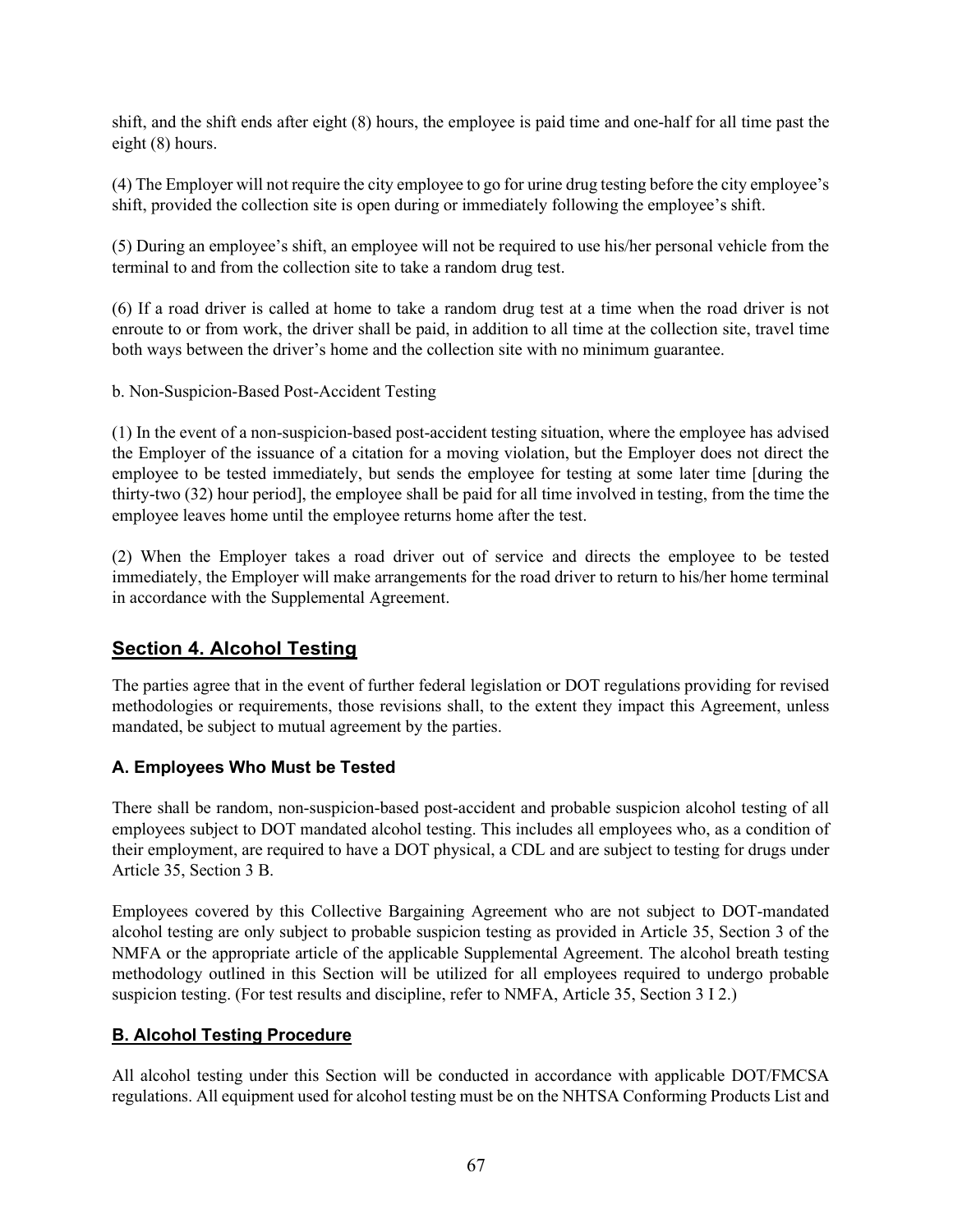shift, and the shift ends after eight (8) hours, the employee is paid time and one-half for all time past the eight (8) hours.

(4) The Employer will not require the city employee to go for urine drug testing before the city employee's shift, provided the collection site is open during or immediately following the employee's shift.

(5) During an employee's shift, an employee will not be required to use his/her personal vehicle from the terminal to and from the collection site to take a random drug test.

(6) If a road driver is called at home to take a random drug test at a time when the road driver is not enroute to or from work, the driver shall be paid, in addition to all time at the collection site, travel time both ways between the driver's home and the collection site with no minimum guarantee.

b. Non-Suspicion-Based Post-Accident Testing

(1) In the event of a non-suspicion-based post-accident testing situation, where the employee has advised the Employer of the issuance of a citation for a moving violation, but the Employer does not direct the employee to be tested immediately, but sends the employee for testing at some later time [during the thirty-two (32) hour period], the employee shall be paid for all time involved in testing, from the time the employee leaves home until the employee returns home after the test.

(2) When the Employer takes a road driver out of service and directs the employee to be tested immediately, the Employer will make arrangements for the road driver to return to his/her home terminal in accordance with the Supplemental Agreement.

## Section 4. Alcohol Testing

The parties agree that in the event of further federal legislation or DOT regulations providing for revised methodologies or requirements, those revisions shall, to the extent they impact this Agreement, unless mandated, be subject to mutual agreement by the parties.

### A. Employees Who Must be Tested

There shall be random, non-suspicion-based post-accident and probable suspicion alcohol testing of all employees subject to DOT mandated alcohol testing. This includes all employees who, as a condition of their employment, are required to have a DOT physical, a CDL and are subject to testing for drugs under Article 35, Section 3 B.

Employees covered by this Collective Bargaining Agreement who are not subject to DOT-mandated alcohol testing are only subject to probable suspicion testing as provided in Article 35, Section 3 of the NMFA or the appropriate article of the applicable Supplemental Agreement. The alcohol breath testing methodology outlined in this Section will be utilized for all employees required to undergo probable suspicion testing. (For test results and discipline, refer to NMFA, Article 35, Section 3 I 2.)

### B. Alcohol Testing Procedure

All alcohol testing under this Section will be conducted in accordance with applicable DOT/FMCSA regulations. All equipment used for alcohol testing must be on the NHTSA Conforming Products List and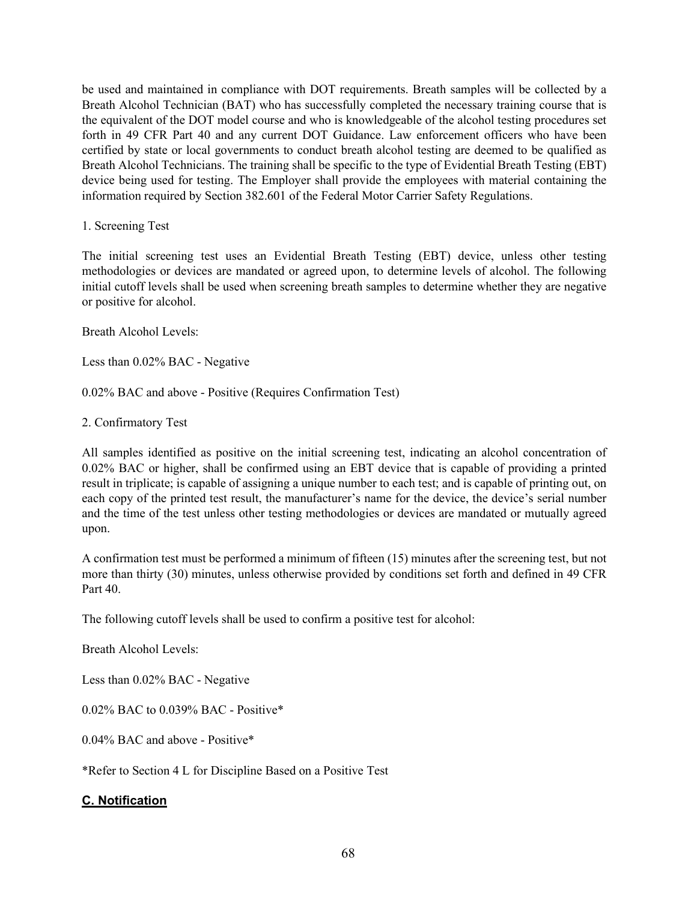be used and maintained in compliance with DOT requirements. Breath samples will be collected by a Breath Alcohol Technician (BAT) who has successfully completed the necessary training course that is the equivalent of the DOT model course and who is knowledgeable of the alcohol testing procedures set forth in 49 CFR Part 40 and any current DOT Guidance. Law enforcement officers who have been certified by state or local governments to conduct breath alcohol testing are deemed to be qualified as Breath Alcohol Technicians. The training shall be specific to the type of Evidential Breath Testing (EBT) device being used for testing. The Employer shall provide the employees with material containing the information required by Section 382.601 of the Federal Motor Carrier Safety Regulations.

1. Screening Test

The initial screening test uses an Evidential Breath Testing (EBT) device, unless other testing methodologies or devices are mandated or agreed upon, to determine levels of alcohol. The following initial cutoff levels shall be used when screening breath samples to determine whether they are negative or positive for alcohol.

Breath Alcohol Levels:

Less than 0.02% BAC - Negative

0.02% BAC and above - Positive (Requires Confirmation Test)

2. Confirmatory Test

All samples identified as positive on the initial screening test, indicating an alcohol concentration of 0.02% BAC or higher, shall be confirmed using an EBT device that is capable of providing a printed result in triplicate; is capable of assigning a unique number to each test; and is capable of printing out, on each copy of the printed test result, the manufacturer's name for the device, the device's serial number and the time of the test unless other testing methodologies or devices are mandated or mutually agreed upon.

A confirmation test must be performed a minimum of fifteen (15) minutes after the screening test, but not more than thirty (30) minutes, unless otherwise provided by conditions set forth and defined in 49 CFR Part 40.

The following cutoff levels shall be used to confirm a positive test for alcohol:

Breath Alcohol Levels:

Less than 0.02% BAC - Negative

0.02% BAC to 0.039% BAC - Positive*

0.04% BAC and above - Positive*

*Refer to Section 4 L for Discipline Based on a Positive Test

## C. Notification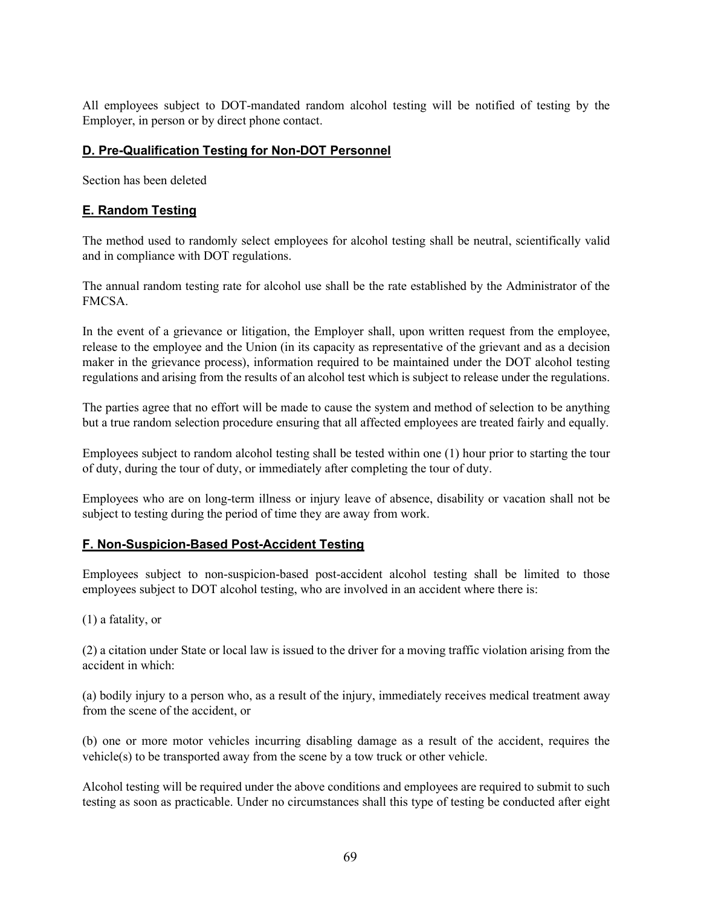All employees subject to DOT-mandated random alcohol testing will be notified of testing by the Employer, in person or by direct phone contact.

### D. Pre-Qualification Testing for Non-DOT Personnel

Section has been deleted

### E. Random Testing

The method used to randomly select employees for alcohol testing shall be neutral, scientifically valid and in compliance with DOT regulations.

The annual random testing rate for alcohol use shall be the rate established by the Administrator of the FMCSA.

In the event of a grievance or litigation, the Employer shall, upon written request from the employee, release to the employee and the Union (in its capacity as representative of the grievant and as a decision maker in the grievance process), information required to be maintained under the DOT alcohol testing regulations and arising from the results of an alcohol test which is subject to release under the regulations.

The parties agree that no effort will be made to cause the system and method of selection to be anything but a true random selection procedure ensuring that all affected employees are treated fairly and equally.

Employees subject to random alcohol testing shall be tested within one (1) hour prior to starting the tour of duty, during the tour of duty, or immediately after completing the tour of duty.

Employees who are on long-term illness or injury leave of absence, disability or vacation shall not be subject to testing during the period of time they are away from work.

### F. Non-Suspicion-Based Post-Accident Testing

Employees subject to non-suspicion-based post-accident alcohol testing shall be limited to those employees subject to DOT alcohol testing, who are involved in an accident where there is:

(1) a fatality, or

(2) a citation under State or local law is issued to the driver for a moving traffic violation arising from the accident in which:

(a) bodily injury to a person who, as a result of the injury, immediately receives medical treatment away from the scene of the accident, or

(b) one or more motor vehicles incurring disabling damage as a result of the accident, requires the vehicle(s) to be transported away from the scene by a tow truck or other vehicle.

Alcohol testing will be required under the above conditions and employees are required to submit to such testing as soon as practicable. Under no circumstances shall this type of testing be conducted after eight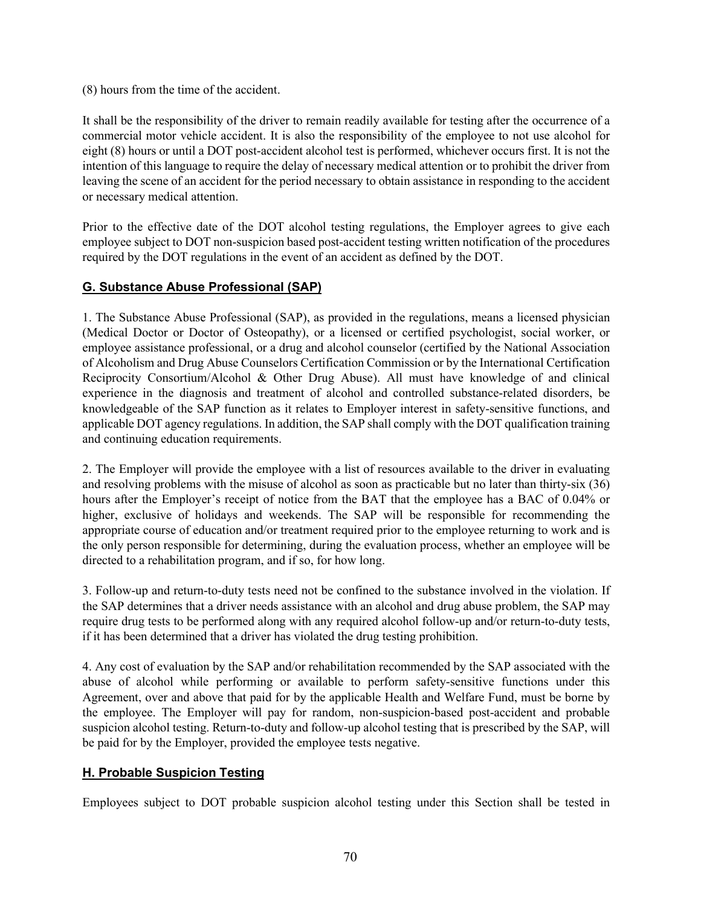(8) hours from the time of the accident.

It shall be the responsibility of the driver to remain readily available for testing after the occurrence of a commercial motor vehicle accident. It is also the responsibility of the employee to not use alcohol for eight (8) hours or until a DOT post-accident alcohol test is performed, whichever occurs first. It is not the intention of this language to require the delay of necessary medical attention or to prohibit the driver from leaving the scene of an accident for the period necessary to obtain assistance in responding to the accident or necessary medical attention.

Prior to the effective date of the DOT alcohol testing regulations, the Employer agrees to give each employee subject to DOT non-suspicion based post-accident testing written notification of the procedures required by the DOT regulations in the event of an accident as defined by the DOT.

## G. Substance Abuse Professional (SAP)

1. The Substance Abuse Professional (SAP), as provided in the regulations, means a licensed physician (Medical Doctor or Doctor of Osteopathy), or a licensed or certified psychologist, social worker, or employee assistance professional, or a drug and alcohol counselor (certified by the National Association of Alcoholism and Drug Abuse Counselors Certification Commission or by the International Certification Reciprocity Consortium/Alcohol & Other Drug Abuse). All must have knowledge of and clinical experience in the diagnosis and treatment of alcohol and controlled substance-related disorders, be knowledgeable of the SAP function as it relates to Employer interest in safety-sensitive functions, and applicable DOT agency regulations. In addition, the SAP shall comply with the DOT qualification training and continuing education requirements.

2. The Employer will provide the employee with a list of resources available to the driver in evaluating and resolving problems with the misuse of alcohol as soon as practicable but no later than thirty-six (36) hours after the Employer's receipt of notice from the BAT that the employee has a BAC of 0.04% or higher, exclusive of holidays and weekends. The SAP will be responsible for recommending the appropriate course of education and/or treatment required prior to the employee returning to work and is the only person responsible for determining, during the evaluation process, whether an employee will be directed to a rehabilitation program, and if so, for how long.

3. Follow-up and return-to-duty tests need not be confined to the substance involved in the violation. If the SAP determines that a driver needs assistance with an alcohol and drug abuse problem, the SAP may require drug tests to be performed along with any required alcohol follow-up and/or return-to-duty tests, if it has been determined that a driver has violated the drug testing prohibition.

4. Any cost of evaluation by the SAP and/or rehabilitation recommended by the SAP associated with the abuse of alcohol while performing or available to perform safety-sensitive functions under this Agreement, over and above that paid for by the applicable Health and Welfare Fund, must be borne by the employee. The Employer will pay for random, non-suspicion-based post-accident and probable suspicion alcohol testing. Return-to-duty and follow-up alcohol testing that is prescribed by the SAP, will be paid for by the Employer, provided the employee tests negative.

## H. Probable Suspicion Testing

Employees subject to DOT probable suspicion alcohol testing under this Section shall be tested in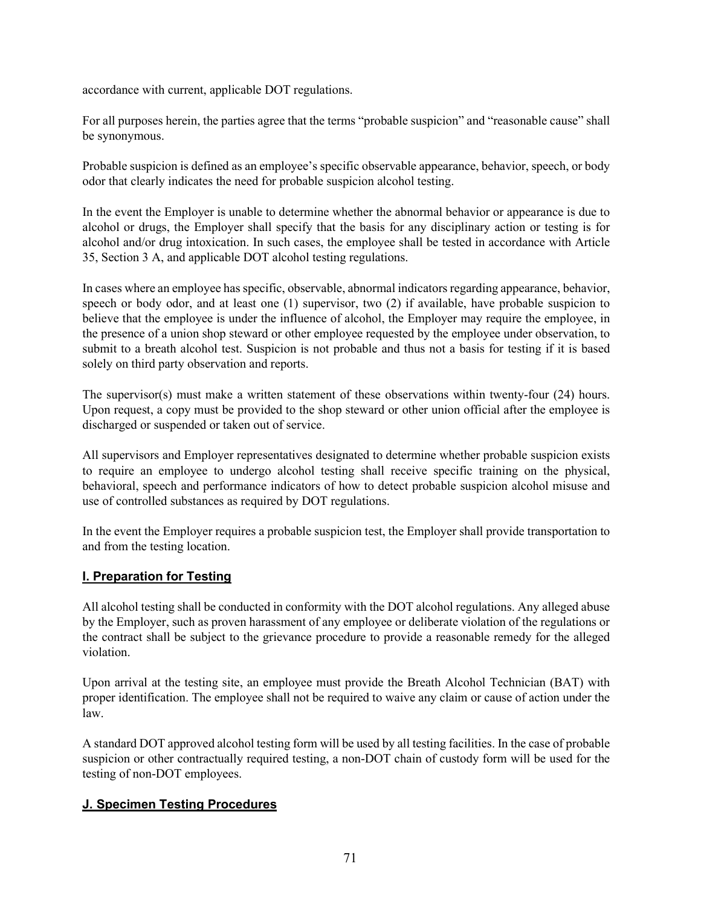accordance with current, applicable DOT regulations.

For all purposes herein, the parties agree that the terms "probable suspicion" and "reasonable cause" shall be synonymous.

Probable suspicion is defined as an employee's specific observable appearance, behavior, speech, or body odor that clearly indicates the need for probable suspicion alcohol testing.

In the event the Employer is unable to determine whether the abnormal behavior or appearance is due to alcohol or drugs, the Employer shall specify that the basis for any disciplinary action or testing is for alcohol and/or drug intoxication. In such cases, the employee shall be tested in accordance with Article 35, Section 3 A, and applicable DOT alcohol testing regulations.

In cases where an employee has specific, observable, abnormal indicators regarding appearance, behavior, speech or body odor, and at least one (1) supervisor, two (2) if available, have probable suspicion to believe that the employee is under the influence of alcohol, the Employer may require the employee, in the presence of a union shop steward or other employee requested by the employee under observation, to submit to a breath alcohol test. Suspicion is not probable and thus not a basis for testing if it is based solely on third party observation and reports.

The supervisor(s) must make a written statement of these observations within twenty-four (24) hours. Upon request, a copy must be provided to the shop steward or other union official after the employee is discharged or suspended or taken out of service.

All supervisors and Employer representatives designated to determine whether probable suspicion exists to require an employee to undergo alcohol testing shall receive specific training on the physical, behavioral, speech and performance indicators of how to detect probable suspicion alcohol misuse and use of controlled substances as required by DOT regulations.

In the event the Employer requires a probable suspicion test, the Employer shall provide transportation to and from the testing location.

## I. Preparation for Testing

All alcohol testing shall be conducted in conformity with the DOT alcohol regulations. Any alleged abuse by the Employer, such as proven harassment of any employee or deliberate violation of the regulations or the contract shall be subject to the grievance procedure to provide a reasonable remedy for the alleged violation.

Upon arrival at the testing site, an employee must provide the Breath Alcohol Technician (BAT) with proper identification. The employee shall not be required to waive any claim or cause of action under the law.

A standard DOT approved alcohol testing form will be used by all testing facilities. In the case of probable suspicion or other contractually required testing, a non-DOT chain of custody form will be used for the testing of non-DOT employees.

## J. Specimen Testing Procedures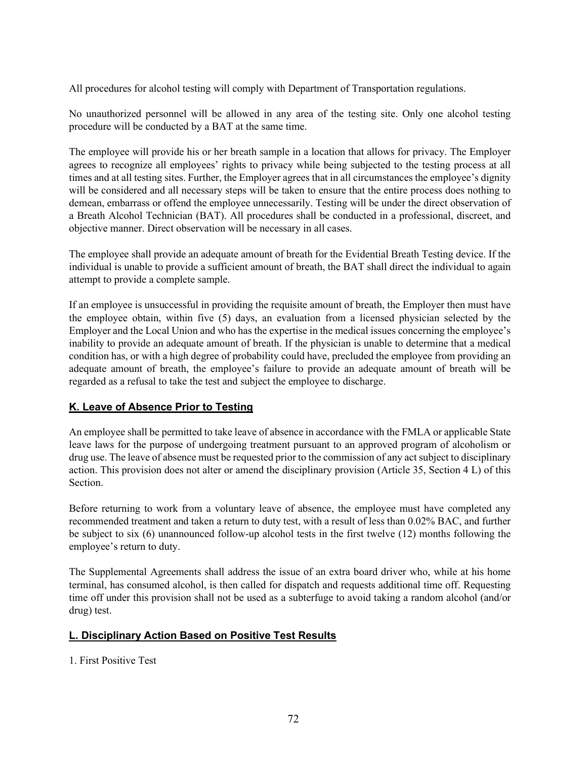All procedures for alcohol testing will comply with Department of Transportation regulations.

No unauthorized personnel will be allowed in any area of the testing site. Only one alcohol testing procedure will be conducted by a BAT at the same time.

The employee will provide his or her breath sample in a location that allows for privacy. The Employer agrees to recognize all employees' rights to privacy while being subjected to the testing process at all times and at all testing sites. Further, the Employer agrees that in all circumstances the employee's dignity will be considered and all necessary steps will be taken to ensure that the entire process does nothing to demean, embarrass or offend the employee unnecessarily. Testing will be under the direct observation of a Breath Alcohol Technician (BAT). All procedures shall be conducted in a professional, discreet, and objective manner. Direct observation will be necessary in all cases.

The employee shall provide an adequate amount of breath for the Evidential Breath Testing device. If the individual is unable to provide a sufficient amount of breath, the BAT shall direct the individual to again attempt to provide a complete sample.

If an employee is unsuccessful in providing the requisite amount of breath, the Employer then must have the employee obtain, within five (5) days, an evaluation from a licensed physician selected by the Employer and the Local Union and who has the expertise in the medical issues concerning the employee's inability to provide an adequate amount of breath. If the physician is unable to determine that a medical condition has, or with a high degree of probability could have, precluded the employee from providing an adequate amount of breath, the employee's failure to provide an adequate amount of breath will be regarded as a refusal to take the test and subject the employee to discharge.

## K. Leave of Absence Prior to Testing

An employee shall be permitted to take leave of absence in accordance with the FMLA or applicable State leave laws for the purpose of undergoing treatment pursuant to an approved program of alcoholism or drug use. The leave of absence must be requested prior to the commission of any act subject to disciplinary action. This provision does not alter or amend the disciplinary provision (Article 35, Section 4 L) of this Section.

Before returning to work from a voluntary leave of absence, the employee must have completed any recommended treatment and taken a return to duty test, with a result of less than 0.02% BAC, and further be subject to six (6) unannounced follow-up alcohol tests in the first twelve (12) months following the employee's return to duty.

The Supplemental Agreements shall address the issue of an extra board driver who, while at his home terminal, has consumed alcohol, is then called for dispatch and requests additional time off. Requesting time off under this provision shall not be used as a subterfuge to avoid taking a random alcohol (and/or drug) test.

## L. Disciplinary Action Based on Positive Test Results

1. First Positive Test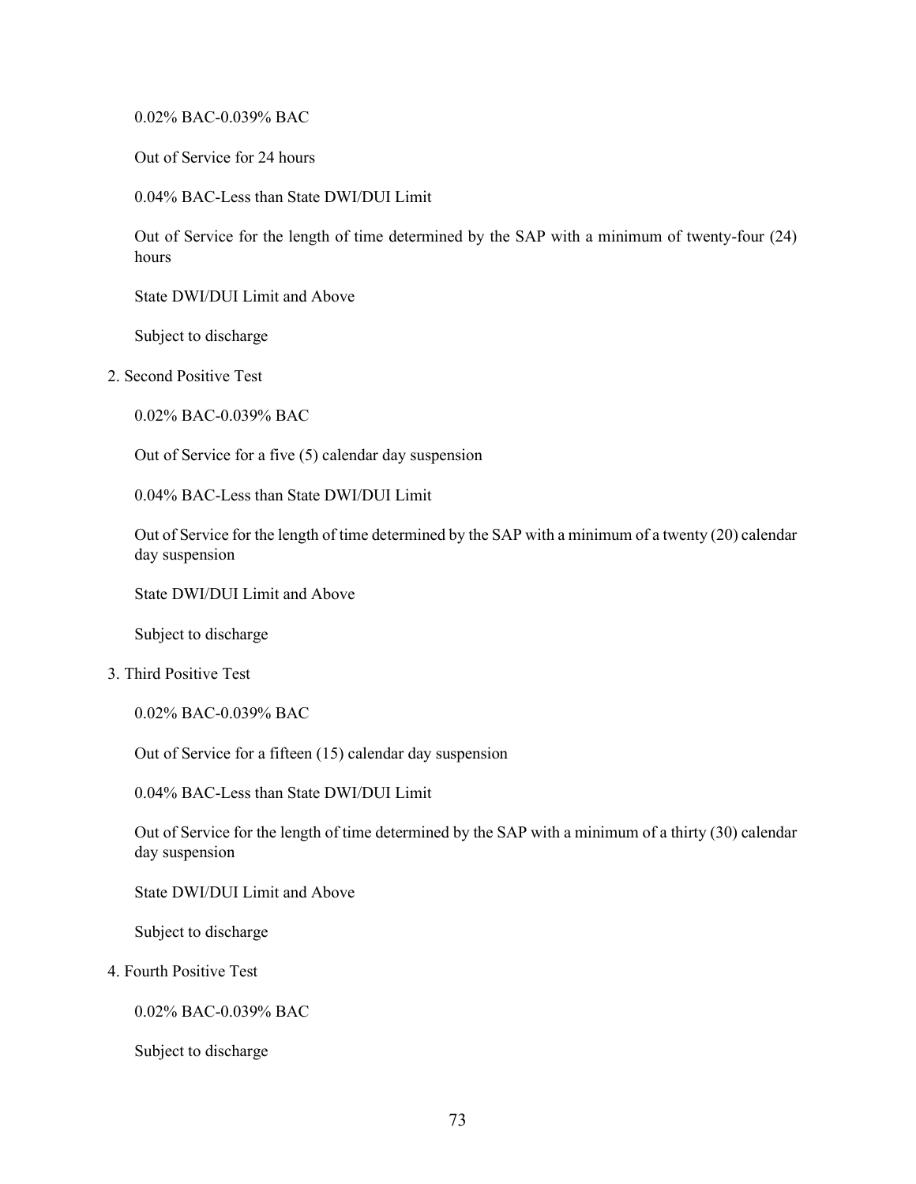0.02% BAC-0.039% BAC

Out of Service for 24 hours

0.04% BAC-Less than State DWI/DUI Limit

Out of Service for the length of time determined by the SAP with a minimum of twenty-four (24) hours

State DWI/DUI Limit and Above

Subject to discharge

2. Second Positive Test

   0.02% BAC-0.039% BAC

   Out of Service for a five (5) calendar day suspension

   0.04% BAC-Less than State DWI/DUI Limit

   Out of Service for the length of time determined by the SAP with a minimum of a twenty (20) calendar day suspension

   State DWI/DUI Limit and Above

   Subject to discharge

3. Third Positive Test

   0.02% BAC-0.039% BAC

   Out of Service for a fifteen (15) calendar day suspension

   0.04% BAC-Less than State DWI/DUI Limit

   Out of Service for the length of time determined by the SAP with a minimum of a thirty (30) calendar day suspension

   State DWI/DUI Limit and Above

   Subject to discharge

4. Fourth Positive Test

   0.02% BAC-0.039% BAC

   Subject to discharge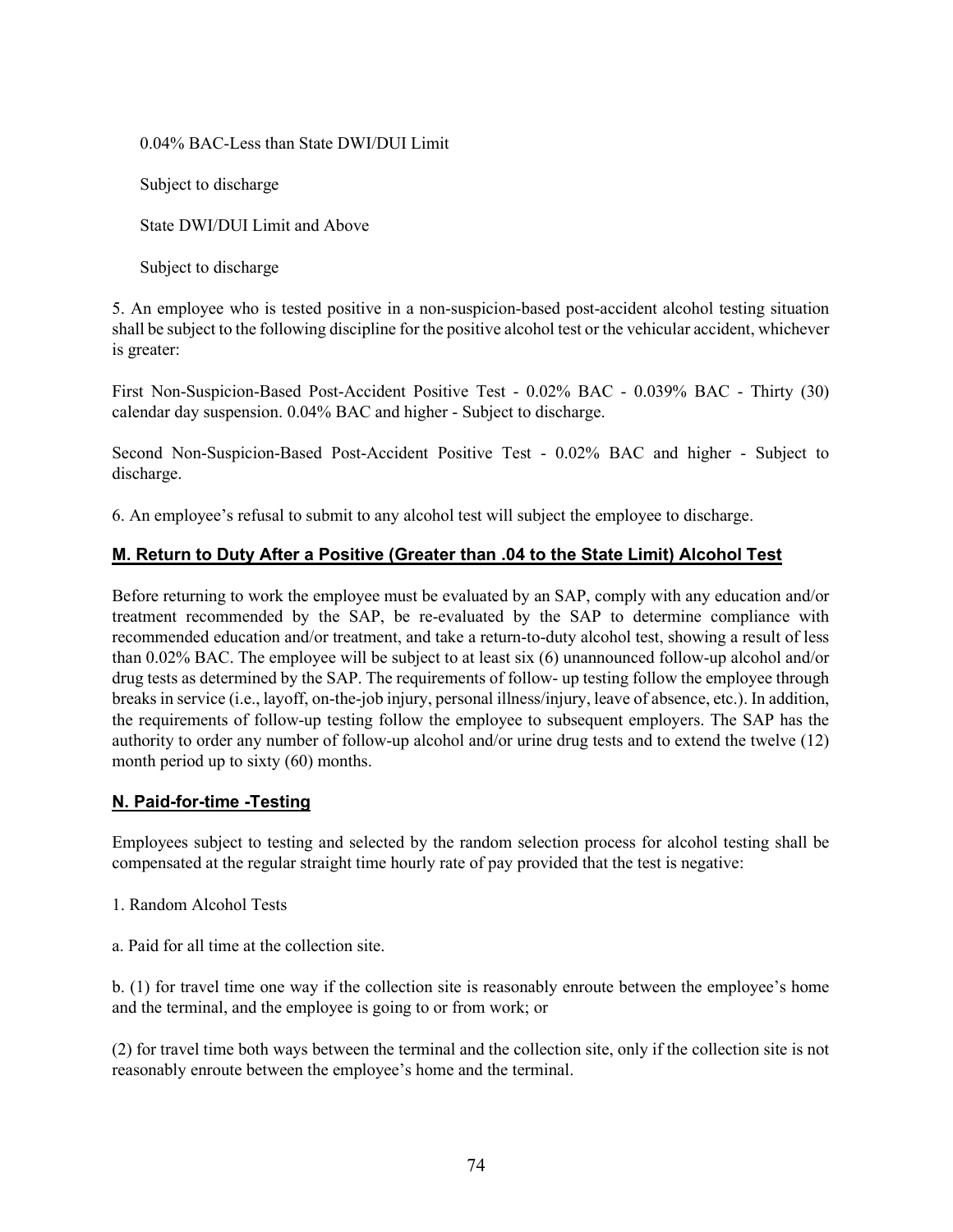0.04% BAC-Less than State DWI/DUI Limit

Subject to discharge

State DWI/DUI Limit and Above

Subject to discharge

5. An employee who is tested positive in a non-suspicion-based post-accident alcohol testing situation shall be subject to the following discipline for the positive alcohol test or the vehicular accident, whichever is greater:

First Non-Suspicion-Based Post-Accident Positive Test - 0.02% BAC - 0.039% BAC - Thirty (30) calendar day suspension. 0.04% BAC and higher - Subject to discharge.

Second Non-Suspicion-Based Post-Accident Positive Test - 0.02% BAC and higher - Subject to discharge.

6. An employee's refusal to submit to any alcohol test will subject the employee to discharge.

## **M. Return to Duty After a Positive (Greater than .04 to the State Limit) Alcohol Test**

Before returning to work the employee must be evaluated by an SAP, comply with any education and/or treatment recommended by the SAP, be re-evaluated by the SAP to determine compliance with recommended education and/or treatment, and take a return-to-duty alcohol test, showing a result of less than 0.02% BAC. The employee will be subject to at least six (6) unannounced follow-up alcohol and/or drug tests as determined by the SAP. The requirements of follow- up testing follow the employee through breaks in service (i.e., layoff, on-the-job injury, personal illness/injury, leave of absence, etc.). In addition, the requirements of follow-up testing follow the employee to subsequent employers. The SAP has the authority to order any number of follow-up alcohol and/or urine drug tests and to extend the twelve (12) month period up to sixty (60) months.

## **N. Paid-for-time -Testing**

Employees subject to testing and selected by the random selection process for alcohol testing shall be compensated at the regular straight time hourly rate of pay provided that the test is negative:

1. Random Alcohol Tests

a. Paid for all time at the collection site.

b. (1) for travel time one way if the collection site is reasonably enroute between the employee's home and the terminal, and the employee is going to or from work; or

(2) for travel time both ways between the terminal and the collection site, only if the collection site is not reasonably enroute between the employee's home and the terminal.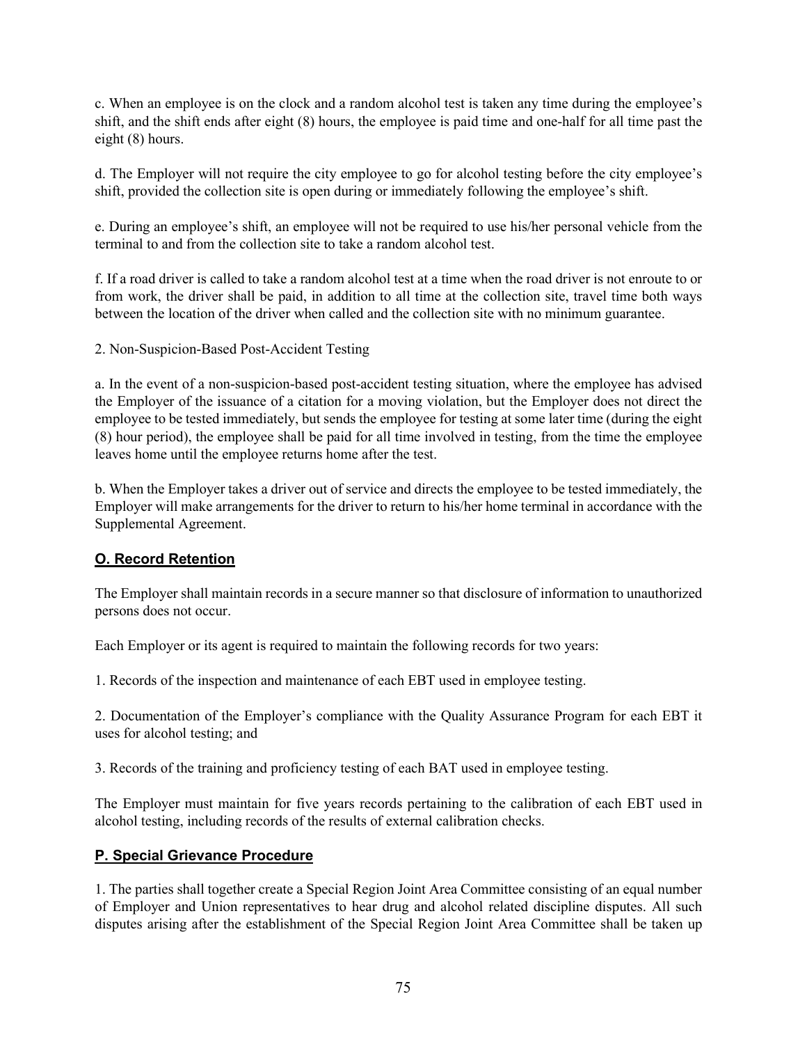c. When an employee is on the clock and a random alcohol test is taken any time during the employee's shift, and the shift ends after eight (8) hours, the employee is paid time and one-half for all time past the eight (8) hours.

d. The Employer will not require the city employee to go for alcohol testing before the city employee's shift, provided the collection site is open during or immediately following the employee's shift.

e. During an employee's shift, an employee will not be required to use his/her personal vehicle from the terminal to and from the collection site to take a random alcohol test.

f. If a road driver is called to take a random alcohol test at a time when the road driver is not enroute to or from work, the driver shall be paid, in addition to all time at the collection site, travel time both ways between the location of the driver when called and the collection site with no minimum guarantee.

2. Non-Suspicion-Based Post-Accident Testing

a. In the event of a non-suspicion-based post-accident testing situation, where the employee has advised the Employer of the issuance of a citation for a moving violation, but the Employer does not direct the employee to be tested immediately, but sends the employee for testing at some later time (during the eight (8) hour period), the employee shall be paid for all time involved in testing, from the time the employee leaves home until the employee returns home after the test.

b. When the Employer takes a driver out of service and directs the employee to be tested immediately, the Employer will make arrangements for the driver to return to his/her home terminal in accordance with the Supplemental Agreement.

## O. Record Retention

The Employer shall maintain records in a secure manner so that disclosure of information to unauthorized persons does not occur.

Each Employer or its agent is required to maintain the following records for two years:

1. Records of the inspection and maintenance of each EBT used in employee testing.

2. Documentation of the Employer's compliance with the Quality Assurance Program for each EBT it uses for alcohol testing; and

3. Records of the training and proficiency testing of each BAT used in employee testing.

The Employer must maintain for five years records pertaining to the calibration of each EBT used in alcohol testing, including records of the results of external calibration checks.

## P. Special Grievance Procedure

1. The parties shall together create a Special Region Joint Area Committee consisting of an equal number of Employer and Union representatives to hear drug and alcohol related discipline disputes. All such disputes arising after the establishment of the Special Region Joint Area Committee shall be taken up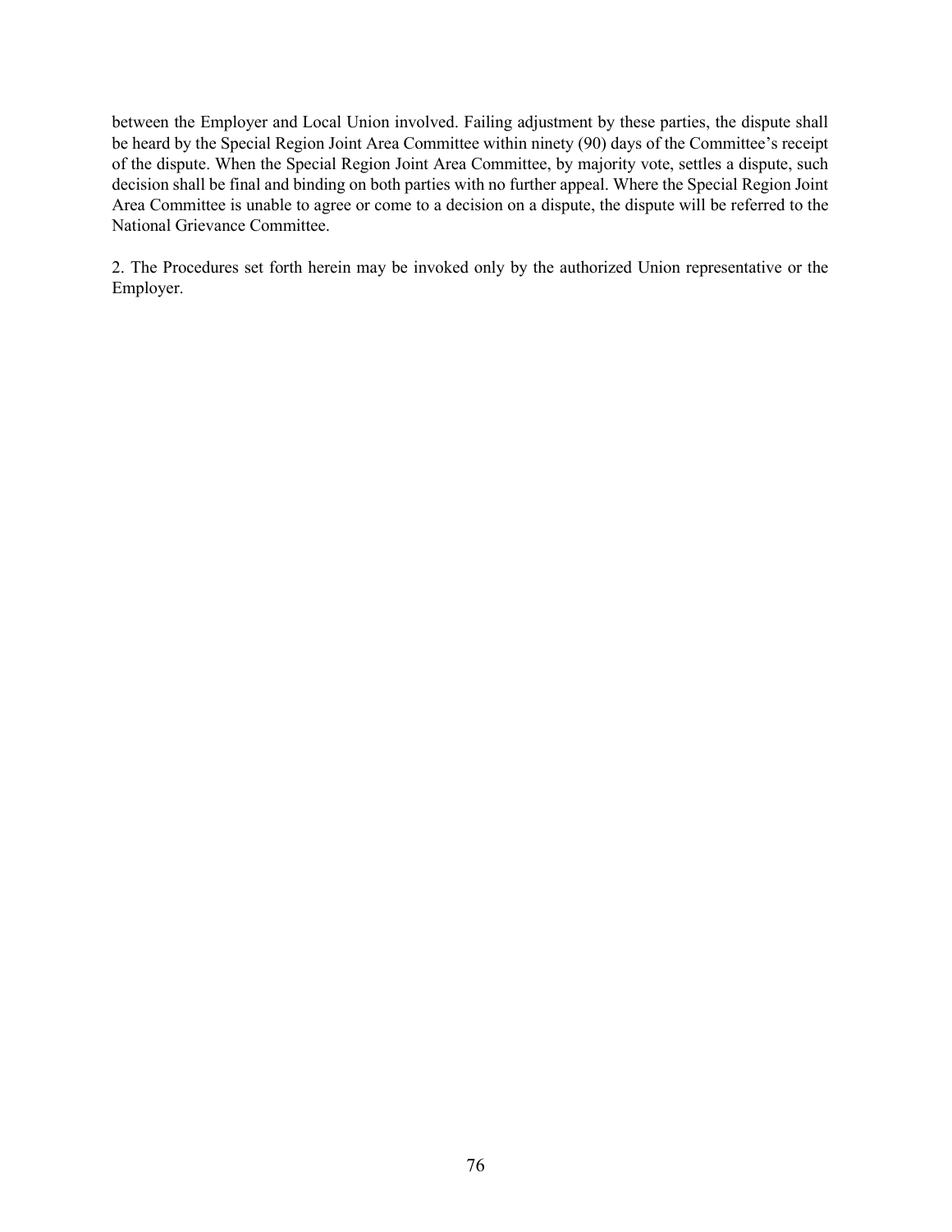between the Employer and Local Union involved. Failing adjustment by these parties, the dispute shall be heard by the Special Region Joint Area Committee within ninety (90) days of the Committee's receipt of the dispute. When the Special Region Joint Area Committee, by majority vote, settles a dispute, such decision shall be final and binding on both parties with no further appeal. Where the Special Region Joint Area Committee is unable to agree or come to a decision on a dispute, the dispute will be referred to the National Grievance Committee.

2. The Procedures set forth herein may be invoked only by the authorized Union representative or the Employer.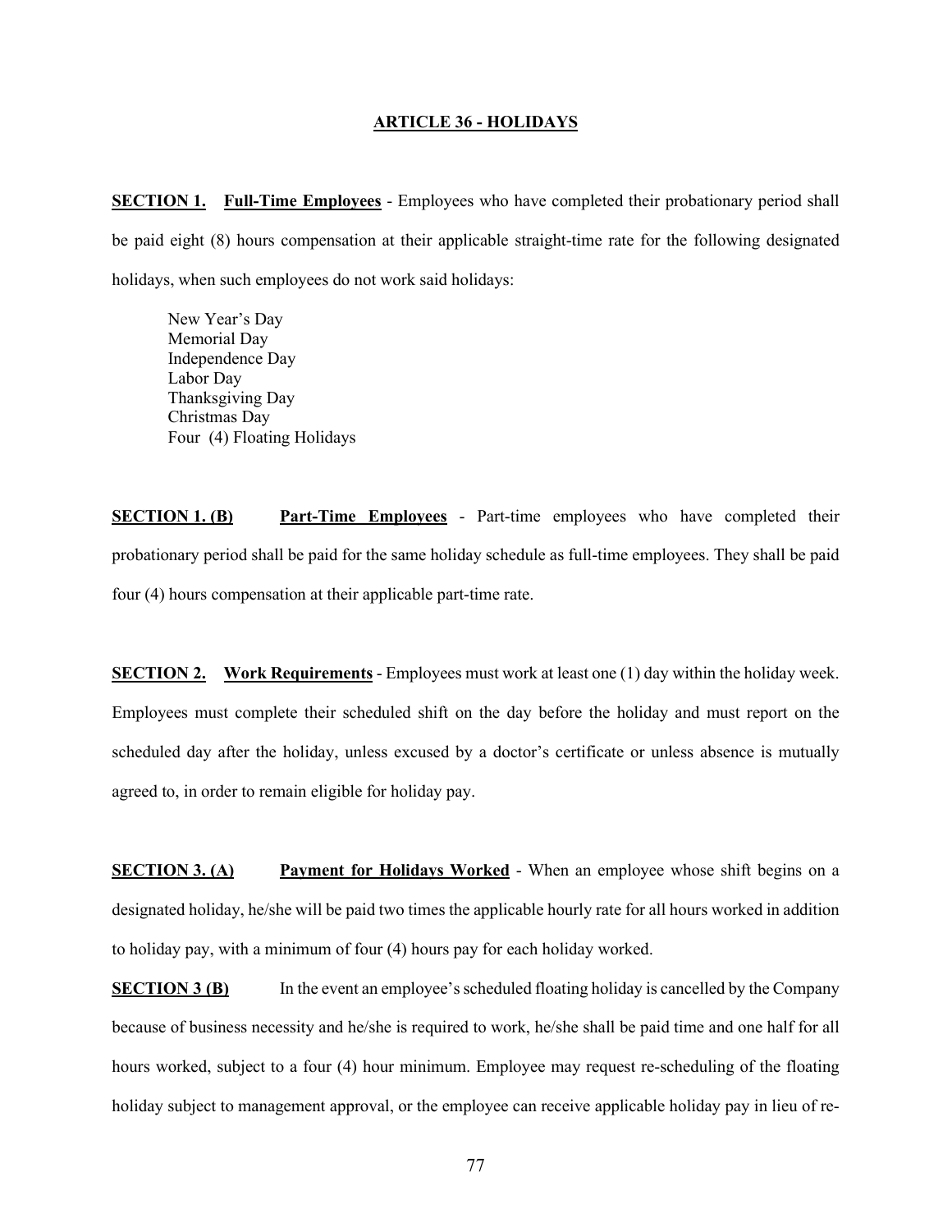## ARTICLE 36 - HOLIDAYS

**SECTION 1. Full-Time Employees** - Employees who have completed their probationary period shall be paid eight (8) hours compensation at their applicable straight-time rate for the following designated holidays, when such employees do not work said holidays:

New Year's Day
Memorial Day
Independence Day
Labor Day
Thanksgiving Day
Christmas Day
Four (4) Floating Holidays

**SECTION 1. (B) Part-Time Employees** - Part-time employees who have completed their probationary period shall be paid for the same holiday schedule as full-time employees. They shall be paid four (4) hours compensation at their applicable part-time rate.

**SECTION 2. Work Requirements** - Employees must work at least one (1) day within the holiday week. Employees must complete their scheduled shift on the day before the holiday and must report on the scheduled day after the holiday, unless excused by a doctor's certificate or unless absence is mutually agreed to, in order to remain eligible for holiday pay.

**SECTION 3. (A) Payment for Holidays Worked** - When an employee whose shift begins on a designated holiday, he/she will be paid two times the applicable hourly rate for all hours worked in addition to holiday pay, with a minimum of four (4) hours pay for each holiday worked.

**SECTION 3 (B)** In the event an employee's scheduled floating holiday is cancelled by the Company because of business necessity and he/she is required to work, he/she shall be paid time and one half for all hours worked, subject to a four (4) hour minimum. Employee may request re-scheduling of the floating holiday subject to management approval, or the employee can receive applicable holiday pay in lieu of re-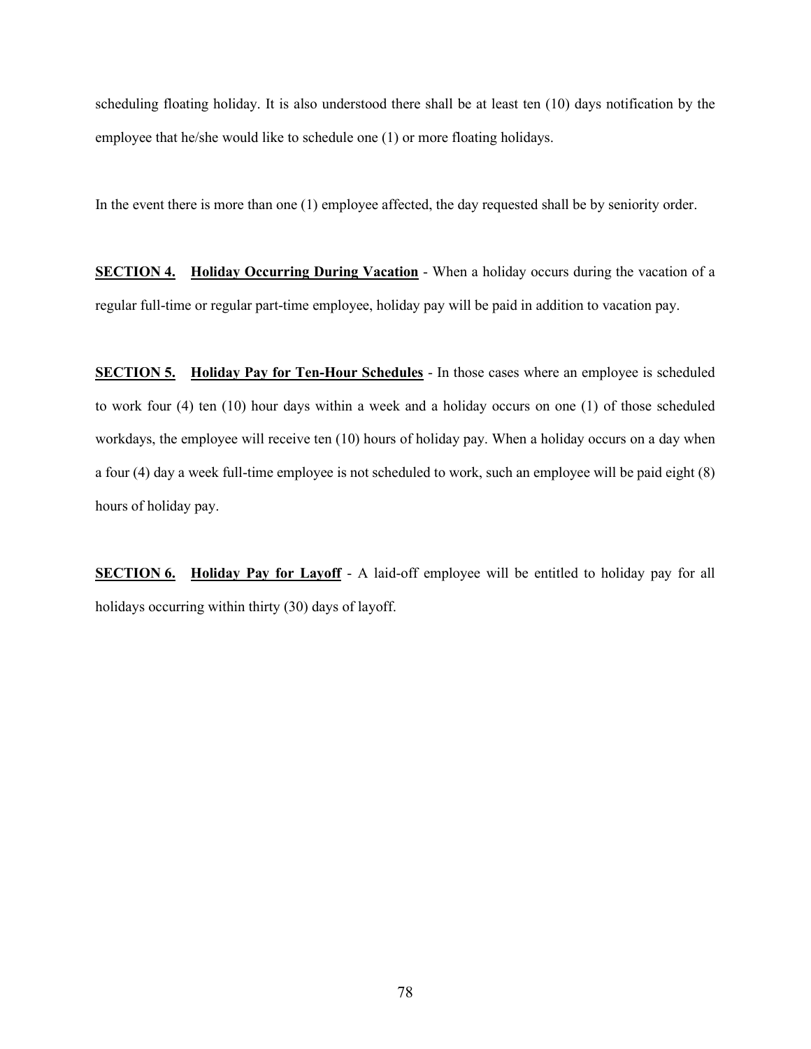scheduling floating holiday. It is also understood there shall be at least ten (10) days notification by the employee that he/she would like to schedule one (1) or more floating holidays.

In the event there is more than one (1) employee affected, the day requested shall be by seniority order.

**SECTION 4. Holiday Occurring During Vacation** - When a holiday occurs during the vacation of a regular full-time or regular part-time employee, holiday pay will be paid in addition to vacation pay.

**SECTION 5. Holiday Pay for Ten-Hour Schedules** - In those cases where an employee is scheduled to work four (4) ten (10) hour days within a week and a holiday occurs on one (1) of those scheduled workdays, the employee will receive ten (10) hours of holiday pay. When a holiday occurs on a day when a four (4) day a week full-time employee is not scheduled to work, such an employee will be paid eight (8) hours of holiday pay.

**SECTION 6. Holiday Pay for Layoff** - A laid-off employee will be entitled to holiday pay for all holidays occurring within thirty (30) days of layoff.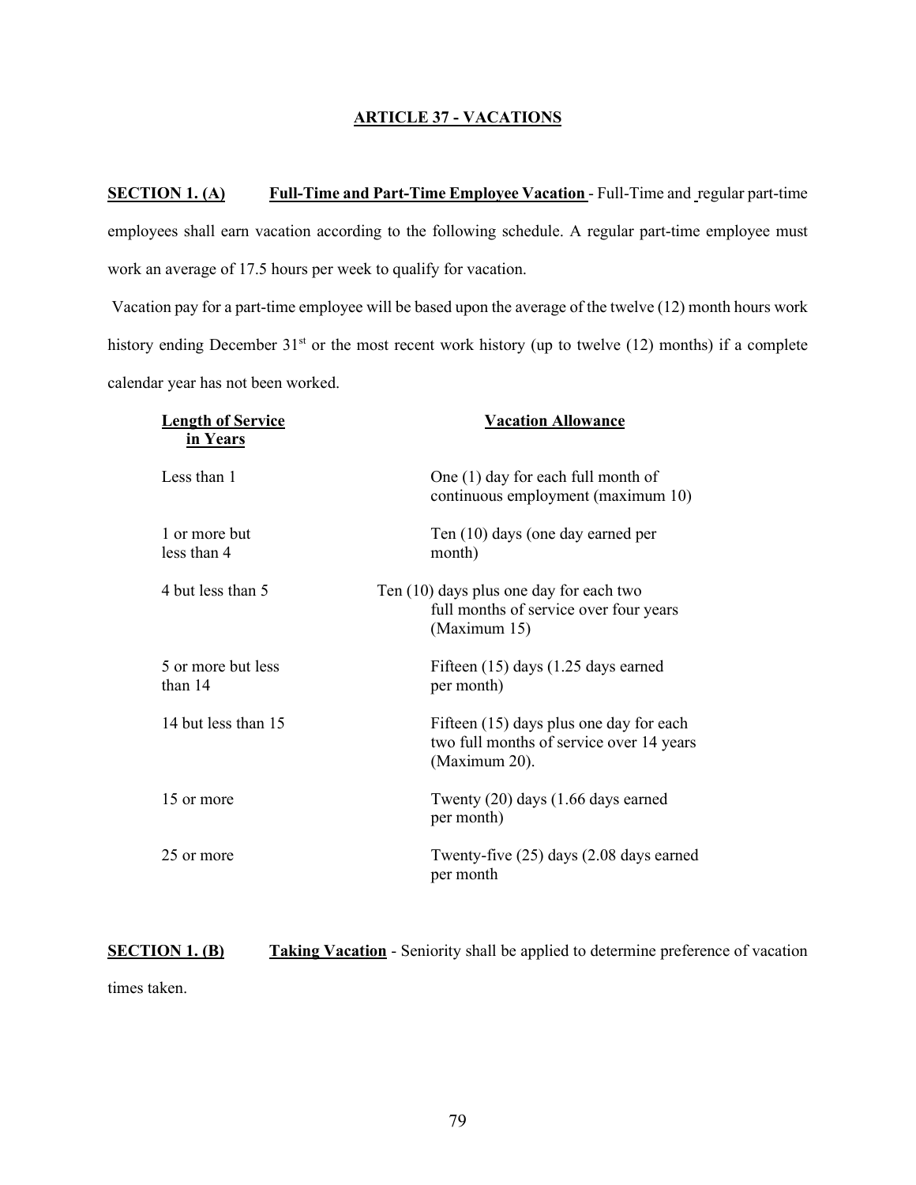## ARTICLE 37 - VACATIONS

**SECTION 1. (A)** **Full-Time and Part-Time Employee Vacation** - Full-Time and regular part-time employees shall earn vacation according to the following schedule. A regular part-time employee must work an average of 17.5 hours per week to qualify for vacation.

Vacation pay for a part-time employee will be based upon the average of the twelve (12) month hours work history ending December 31st or the most recent work history (up to twelve (12) months) if a complete calendar year has not been worked.

| Length of Service in Years | Vacation Allowance |
|---|---|
| Less than 1 | One (1) day for each full month of continuous employment (maximum 10) |
| 1 or more but less than 4 | Ten (10) days (one day earned per month) |
| 4 but less than 5 | Ten (10) days plus one day for each two full months of service over four years (Maximum 15) |
| 5 or more but less than 14 | Fifteen (15) days (1.25 days earned per month) |
| 14 but less than 15 | Fifteen (15) days plus one day for each two full months of service over 14 years (Maximum 20). |
| 15 or more | Twenty (20) days (1.66 days earned per month) |
| 25 or more | Twenty-five (25) days (2.08 days earned per month |

**SECTION 1. (B)** **Taking Vacation** - Seniority shall be applied to determine preference of vacation times taken.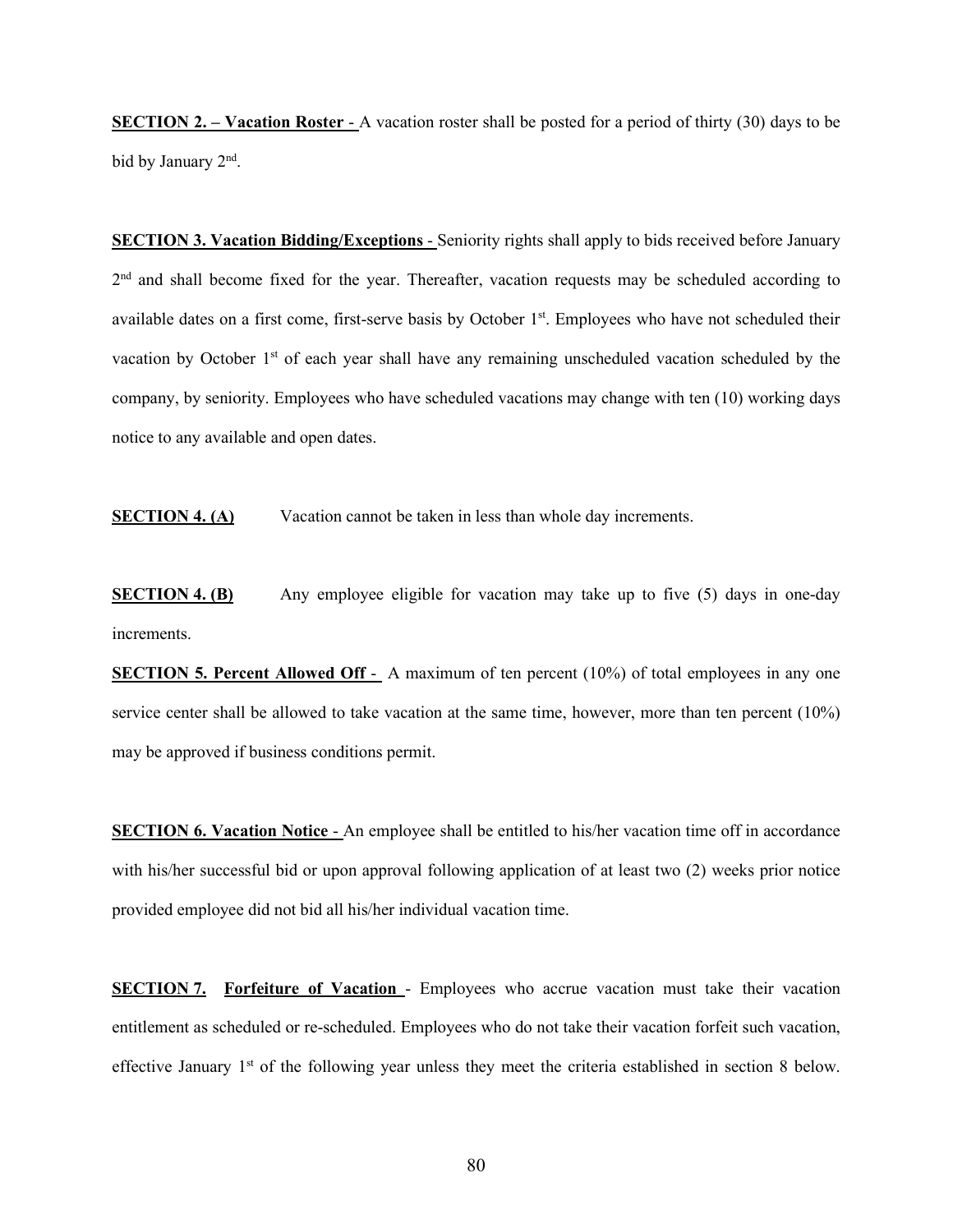**SECTION 2. – Vacation Roster** - A vacation roster shall be posted for a period of thirty (30) days to be bid by January 2nd.

**SECTION 3. Vacation Bidding/Exceptions** - Seniority rights shall apply to bids received before January 2nd and shall become fixed for the year. Thereafter, vacation requests may be scheduled according to available dates on a first come, first-serve basis by October 1st. Employees who have not scheduled their vacation by October 1st of each year shall have any remaining unscheduled vacation scheduled by the company, by seniority. Employees who have scheduled vacations may change with ten (10) working days notice to any available and open dates.

**SECTION 4. (A)** Vacation cannot be taken in less than whole day increments.

**SECTION 4. (B)** Any employee eligible for vacation may take up to five (5) days in one-day increments.

**SECTION 5. Percent Allowed Off** - A maximum of ten percent (10%) of total employees in any one service center shall be allowed to take vacation at the same time, however, more than ten percent (10%) may be approved if business conditions permit.

**SECTION 6. Vacation Notice** - An employee shall be entitled to his/her vacation time off in accordance with his/her successful bid or upon approval following application of at least two (2) weeks prior notice provided employee did not bid all his/her individual vacation time.

**SECTION 7. Forfeiture of Vacation** - Employees who accrue vacation must take their vacation entitlement as scheduled or re-scheduled. Employees who do not take their vacation forfeit such vacation, effective January 1st of the following year unless they meet the criteria established in section 8 below.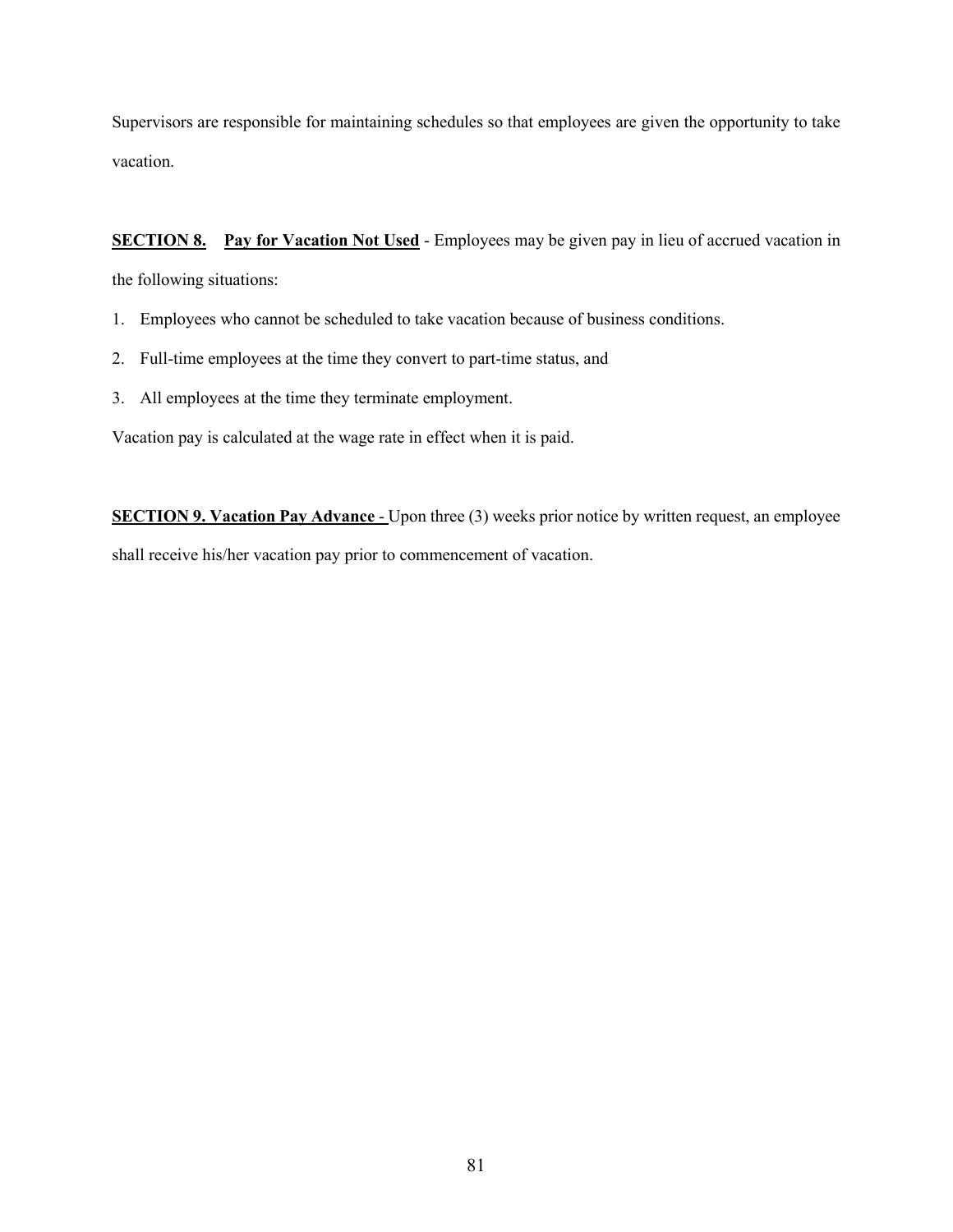Supervisors are responsible for maintaining schedules so that employees are given the opportunity to take vacation.

**SECTION 8. Pay for Vacation Not Used** - Employees may be given pay in lieu of accrued vacation in the following situations:

1. Employees who cannot be scheduled to take vacation because of business conditions.
2. Full-time employees at the time they convert to part-time status, and
3. All employees at the time they terminate employment.

Vacation pay is calculated at the wage rate in effect when it is paid.

**SECTION 9. Vacation Pay Advance** - Upon three (3) weeks prior notice by written request, an employee shall receive his/her vacation pay prior to commencement of vacation.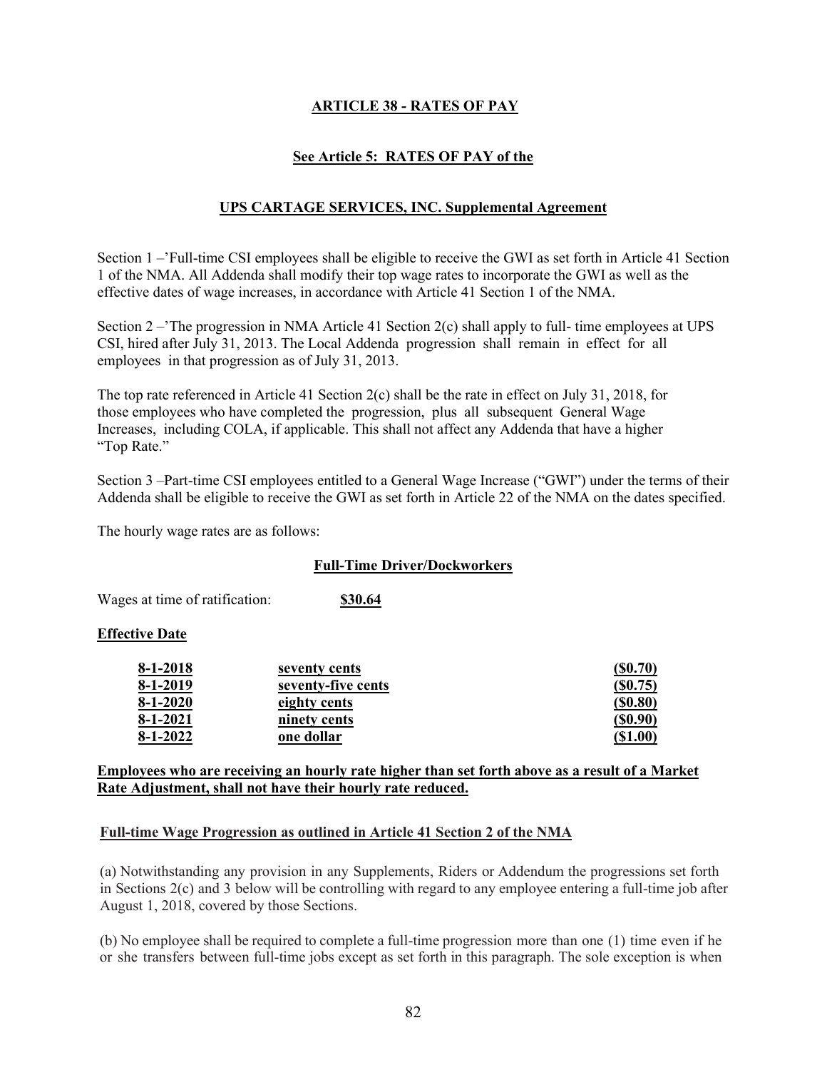## ARTICLE 38 - RATES OF PAY

**See Article 5: RATES OF PAY of the**

**UPS CARTAGE SERVICES, INC. Supplemental Agreement**

Section 1 –'Full-time CSI employees shall be eligible to receive the GWI as set forth in Article 41 Section 1 of the NMA. All Addenda shall modify their top wage rates to incorporate the GWI as well as the effective dates of wage increases, in accordance with Article 41 Section 1 of the NMA.

Section 2 –'The progression in NMA Article 41 Section 2(c) shall apply to full- time employees at UPS CSI, hired after July 31, 2013. The Local Addenda progression shall remain in effect for all employees in that progression as of July 31, 2013.

The top rate referenced in Article 41 Section 2(c) shall be the rate in effect on July 31, 2018, for those employees who have completed the progression, plus all subsequent General Wage Increases, including COLA, if applicable. This shall not affect any Addenda that have a higher "Top Rate."

Section 3 –Part-time CSI employees entitled to a General Wage Increase ("GWI") under the terms of their Addenda shall be eligible to receive the GWI as set forth in Article 22 of the NMA on the dates specified.

The hourly wage rates are as follows:

**Full-Time Driver/Dockworkers**

Wages at time of ratification: **$30.64**

**Effective Date**

| | | |
|---|---|---|
| **8-1-2018** | **seventy cents** | **($0.70)** |
| **8-1-2019** | **seventy-five cents** | **($0.75)** |
| **8-1-2020** | **eighty cents** | **($0.80)** |
| **8-1-2021** | **ninety cents** | **($0.90)** |
| **8-1-2022** | **one dollar** | **($1.00)** |

**Employees who are receiving an hourly rate higher than set forth above as a result of a Market Rate Adjustment, shall not have their hourly rate reduced.**

**Full-time Wage Progression as outlined in Article 41 Section 2 of the NMA**

(a) Notwithstanding any provision in any Supplements, Riders or Addendum the progressions set forth in Sections 2(c) and 3 below will be controlling with regard to any employee entering a full-time job after August 1, 2018, covered by those Sections.

(b) No employee shall be required to complete a full-time progression more than one (1) time even if he or she transfers between full-time jobs except as set forth in this paragraph. The sole exception is when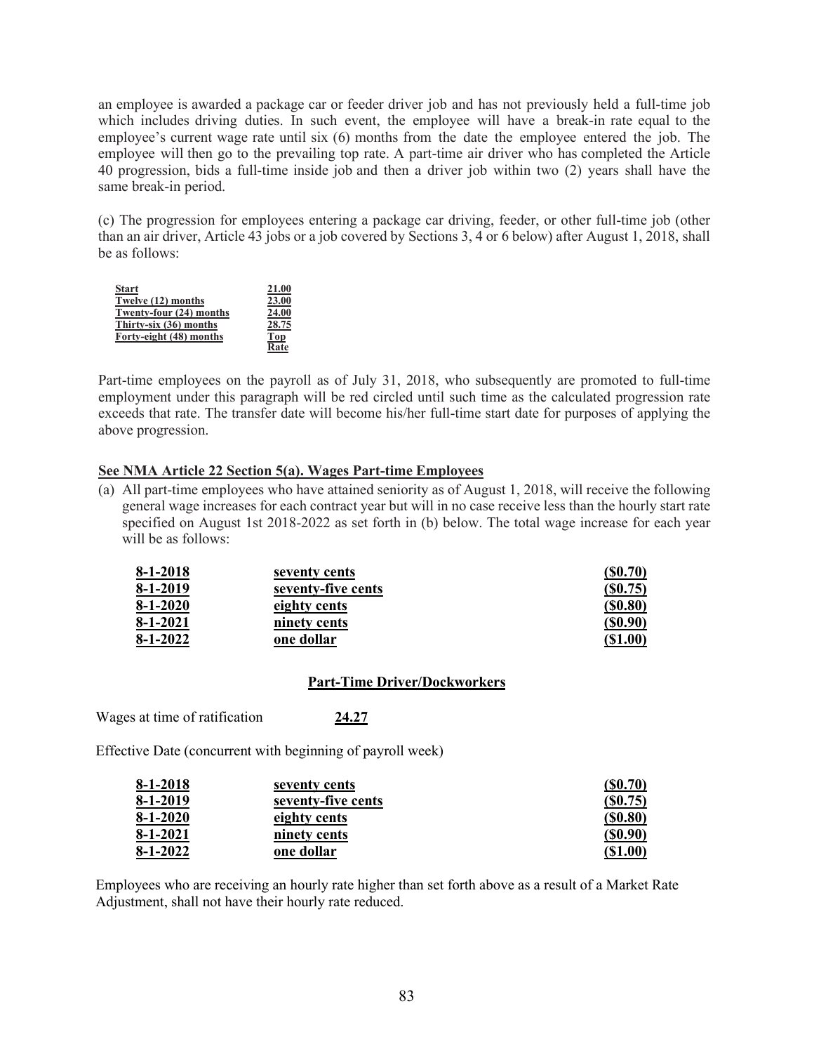an employee is awarded a package car or feeder driver job and has not previously held a full-time job which includes driving duties. In such event, the employee will have a break-in rate equal to the employee's current wage rate until six (6) months from the date the employee entered the job. The employee will then go to the prevailing top rate. A part-time air driver who has completed the Article 40 progression, bids a full-time inside job and then a driver job within two (2) years shall have the same break-in period.

(c) The progression for employees entering a package car driving, feeder, or other full-time job (other than an air driver, Article 43 jobs or a job covered by Sections 3, 4 or 6 below) after August 1, 2018, shall be as follows:

| | |
|---|---|
| **Start** | **21.00** |
| **Twelve (12) months** | **23.00** |
| **Twenty-four (24) months** | **24.00** |
| **Thirty-six (36) months** | **28.75** |
| **Forty-eight (48) months** | **Top Rate** |

Part-time employees on the payroll as of July 31, 2018, who subsequently are promoted to full-time employment under this paragraph will be red circled until such time as the calculated progression rate exceeds that rate. The transfer date will become his/her full-time start date for purposes of applying the above progression.

**See NMA Article 22 Section 5(a). Wages Part-time Employees**

(a) All part-time employees who have attained seniority as of August 1, 2018, will receive the following general wage increases for each contract year but will in no case receive less than the hourly start rate specified on August 1st 2018-2022 as set forth in (b) below. The total wage increase for each year will be as follows:

| | | |
|---|---|---|
| **8-1-2018** | **seventy cents** | **($0.70)** |
| **8-1-2019** | **seventy-five cents** | **($0.75)** |
| **8-1-2020** | **eighty cents** | **($0.80)** |
| **8-1-2021** | **ninety cents** | **($0.90)** |
| **8-1-2022** | **one dollar** | **($1.00)** |

**Part-Time Driver/Dockworkers**

Wages at time of ratification **24.27**

Effective Date (concurrent with beginning of payroll week)

| | | |
|---|---|---|
| **8-1-2018** | **seventy cents** | **($0.70)** |
| **8-1-2019** | **seventy-five cents** | **($0.75)** |
| **8-1-2020** | **eighty cents** | **($0.80)** |
| **8-1-2021** | **ninety cents** | **($0.90)** |
| **8-1-2022** | **one dollar** | **($1.00)** |

Employees who are receiving an hourly rate higher than set forth above as a result of a Market Rate Adjustment, shall not have their hourly rate reduced.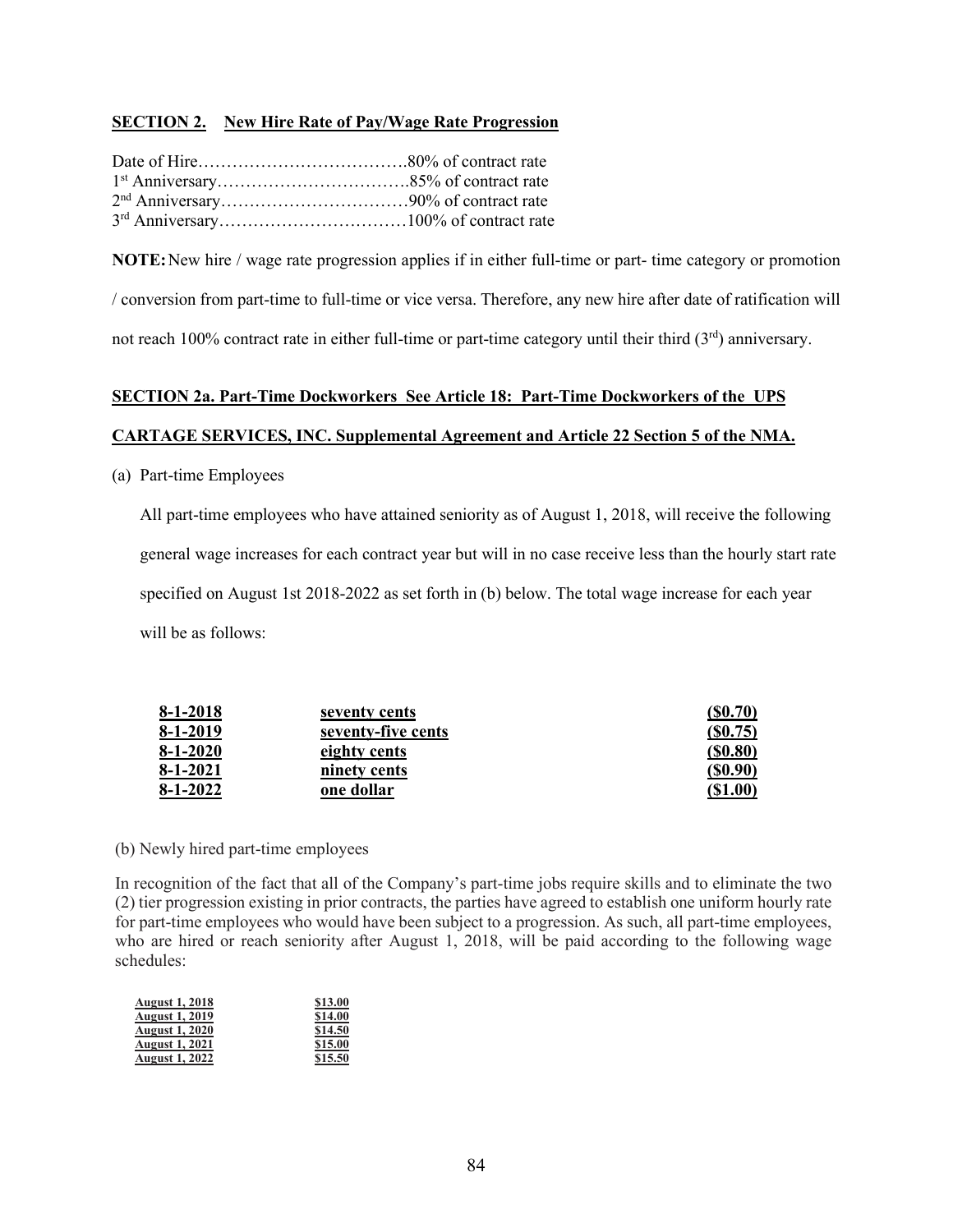**SECTION 2. New Hire Rate of Pay/Wage Rate Progression**

Date of Hire……………………………….80% of contract rate
1st Anniversary…………………………….85% of contract rate
2nd Anniversary……………………………90% of contract rate
3rd Anniversary……………………………100% of contract rate

**NOTE:** New hire / wage rate progression applies if in either full-time or part- time category or promotion / conversion from part-time to full-time or vice versa. Therefore, any new hire after date of ratification will not reach 100% contract rate in either full-time or part-time category until their third (3rd) anniversary.

**SECTION 2a. Part-Time Dockworkers See Article 18: Part-Time Dockworkers of the UPS CARTAGE SERVICES, INC. Supplemental Agreement and Article 22 Section 5 of the NMA.**

(a) Part-time Employees

All part-time employees who have attained seniority as of August 1, 2018, will receive the following general wage increases for each contract year but will in no case receive less than the hourly start rate specified on August 1st 2018-2022 as set forth in (b) below. The total wage increase for each year will be as follows:

| | | |
|---|---|---|
| **8-1-2018** | **seventy cents** | **($0.70)** |
| **8-1-2019** | **seventy-five cents** | **($0.75)** |
| **8-1-2020** | **eighty cents** | **($0.80)** |
| **8-1-2021** | **ninety cents** | **($0.90)** |
| **8-1-2022** | **one dollar** | **($1.00)** |

(b) Newly hired part-time employees

In recognition of the fact that all of the Company's part-time jobs require skills and to eliminate the two (2) tier progression existing in prior contracts, the parties have agreed to establish one uniform hourly rate for part-time employees who would have been subject to a progression. As such, all part-time employees, who are hired or reach seniority after August 1, 2018, will be paid according to the following wage schedules:

| | |
|---|---|
| **August 1, 2018** | **$13.00** |
| **August 1, 2019** | **$14.00** |
| **August 1, 2020** | **$14.50** |
| **August 1, 2021** | **$15.00** |
| **August 1, 2022** | **$15.50** |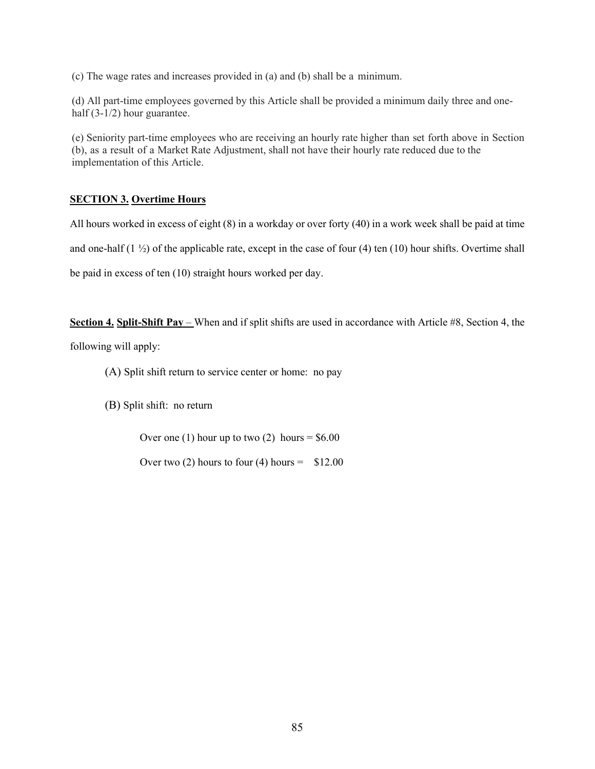(c) The wage rates and increases provided in (a) and (b) shall be a minimum.

(d) All part-time employees governed by this Article shall be provided a minimum daily three and one-half (3-1/2) hour guarantee.

(e) Seniority part-time employees who are receiving an hourly rate higher than set forth above in Section (b), as a result of a Market Rate Adjustment, shall not have their hourly rate reduced due to the implementation of this Article.

**SECTION 3. Overtime Hours**

All hours worked in excess of eight (8) in a workday or over forty (40) in a work week shall be paid at time and one-half (1 ½) of the applicable rate, except in the case of four (4) ten (10) hour shifts. Overtime shall be paid in excess of ten (10) straight hours worked per day.

**Section 4. Split-Shift Pay** – When and if split shifts are used in accordance with Article #8, Section 4, the following will apply:

(A) Split shift return to service center or home: no pay

(B) Split shift: no return

Over one (1) hour up to two (2) hours = $6.00

Over two (2) hours to four (4) hours = $12.00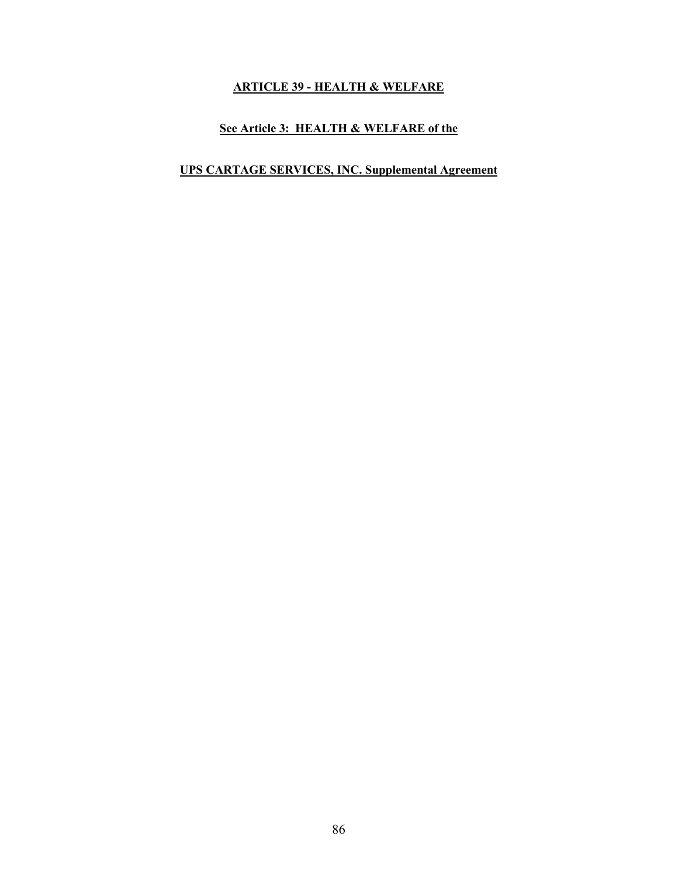## ARTICLE 39 - HEALTH & WELFARE

**See Article 3: HEALTH & WELFARE of the**

**UPS CARTAGE SERVICES, INC. Supplemental Agreement**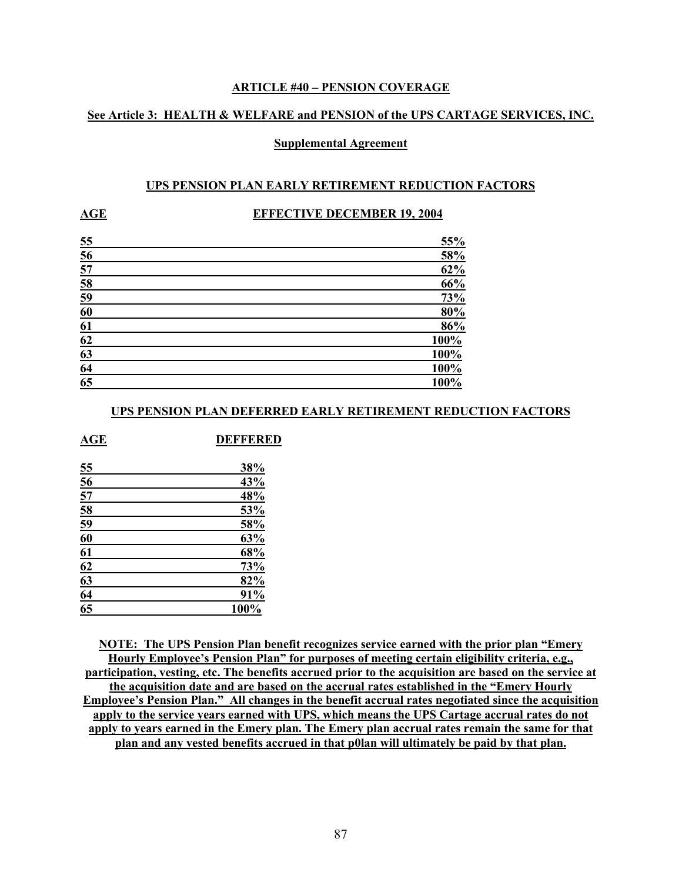## ARTICLE #40 – PENSION COVERAGE

**See Article 3: HEALTH & WELFARE and PENSION of the UPS CARTAGE SERVICES, INC.**

**Supplemental Agreement**

### UPS PENSION PLAN EARLY RETIREMENT REDUCTION FACTORS

| AGE | EFFECTIVE DECEMBER 19, 2004 |
|---|---|
| 55 | 55% |
| 56 | 58% |
| 57 | 62% |
| 58 | 66% |
| 59 | 73% |
| 60 | 80% |
| 61 | 86% |
| 62 | 100% |
| 63 | 100% |
| 64 | 100% |
| 65 | 100% |

### UPS PENSION PLAN DEFERRED EARLY RETIREMENT REDUCTION FACTORS

| AGE | DEFFERED |
|---|---|
| 55 | 38% |
| 56 | 43% |
| 57 | 48% |
| 58 | 53% |
| 59 | 58% |
| 60 | 63% |
| 61 | 68% |
| 62 | 73% |
| 63 | 82% |
| 64 | 91% |
| 65 | 100% |

**NOTE: The UPS Pension Plan benefit recognizes service earned with the prior plan "Emery Hourly Employee's Pension Plan" for purposes of meeting certain eligibility criteria, e.g., participation, vesting, etc. The benefits accrued prior to the acquisition are based on the service at the acquisition date and are based on the accrual rates established in the "Emery Hourly Employee's Pension Plan." All changes in the benefit accrual rates negotiated since the acquisition apply to the service years earned with UPS, which means the UPS Cartage accrual rates do not apply to years earned in the Emery plan. The Emery plan accrual rates remain the same for that plan and any vested benefits accrued in that p0lan will ultimately be paid by that plan.**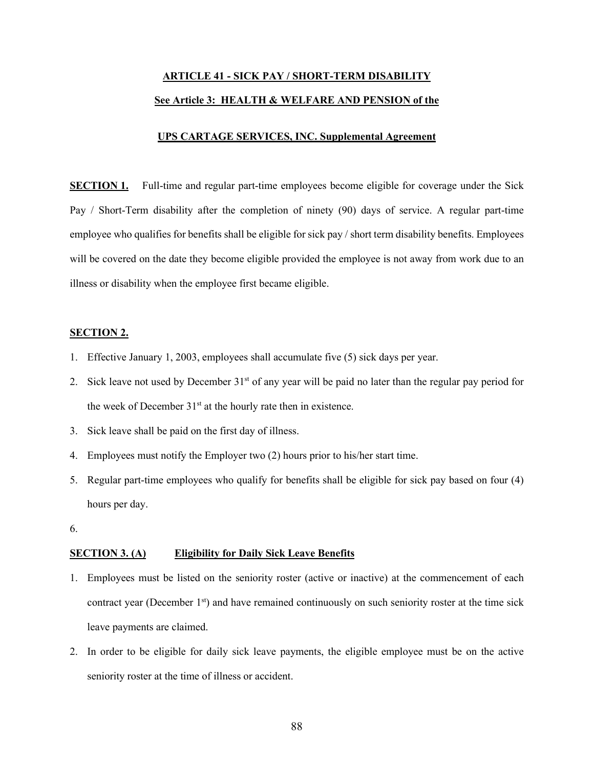## ARTICLE 41 - SICK PAY / SHORT-TERM DISABILITY

**See Article 3: HEALTH & WELFARE AND PENSION of the**

**UPS CARTAGE SERVICES, INC. Supplemental Agreement**

**SECTION 1.** Full-time and regular part-time employees become eligible for coverage under the Sick Pay / Short-Term disability after the completion of ninety (90) days of service. A regular part-time employee who qualifies for benefits shall be eligible for sick pay / short term disability benefits. Employees will be covered on the date they become eligible provided the employee is not away from work due to an illness or disability when the employee first became eligible.

**SECTION 2.**

1. Effective January 1, 2003, employees shall accumulate five (5) sick days per year.
2. Sick leave not used by December 31st of any year will be paid no later than the regular pay period for the week of December 31st at the hourly rate then in existence.
3. Sick leave shall be paid on the first day of illness.
4. Employees must notify the Employer two (2) hours prior to his/her start time.
5. Regular part-time employees who qualify for benefits shall be eligible for sick pay based on four (4) hours per day.
6.

**SECTION 3. (A) Eligibility for Daily Sick Leave Benefits**

1. Employees must be listed on the seniority roster (active or inactive) at the commencement of each contract year (December 1st) and have remained continuously on such seniority roster at the time sick leave payments are claimed.
2. In order to be eligible for daily sick leave payments, the eligible employee must be on the active seniority roster at the time of illness or accident.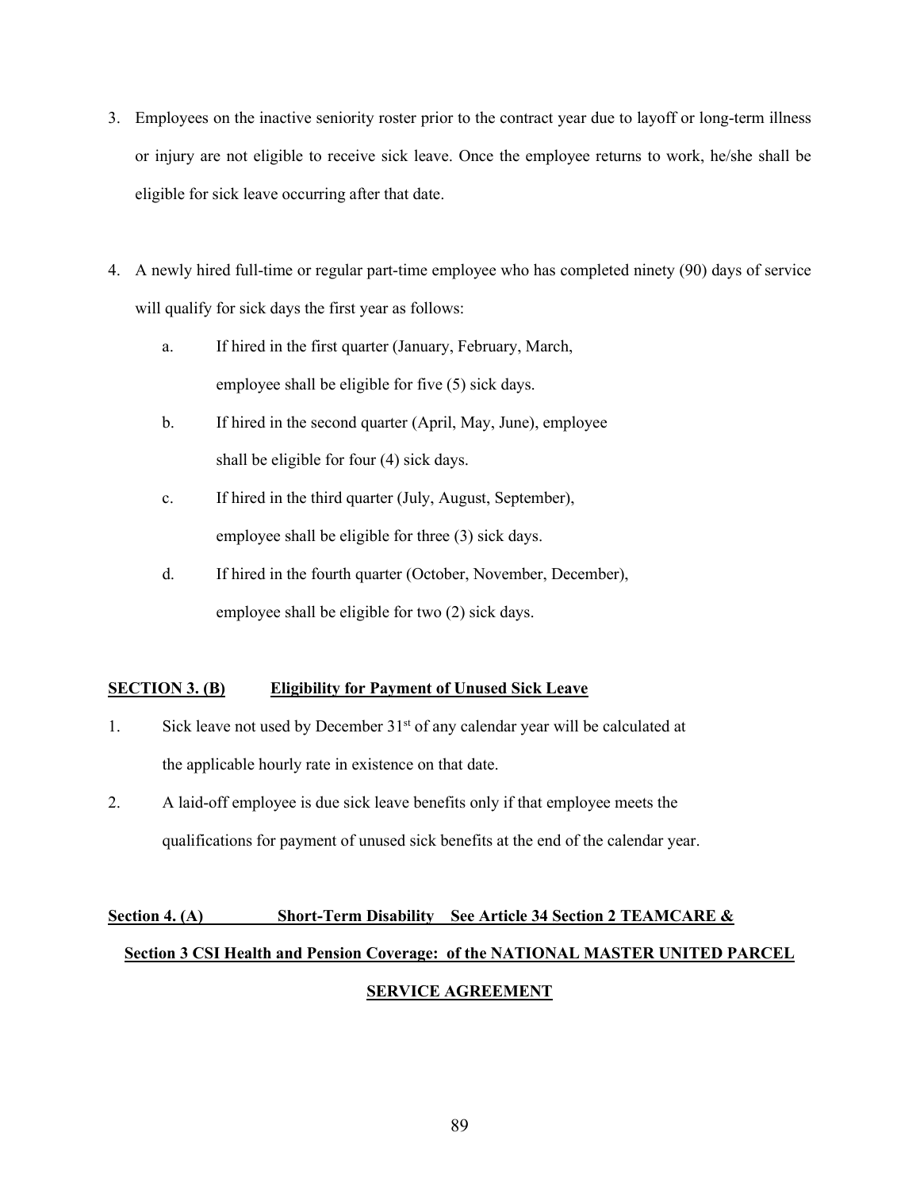3. Employees on the inactive seniority roster prior to the contract year due to layoff or long-term illness or injury are not eligible to receive sick leave. Once the employee returns to work, he/she shall be eligible for sick leave occurring after that date.

4. A newly hired full-time or regular part-time employee who has completed ninety (90) days of service will qualify for sick days the first year as follows:

    a. If hired in the first quarter (January, February, March, employee shall be eligible for five (5) sick days.

    b. If hired in the second quarter (April, May, June), employee shall be eligible for four (4) sick days.

    c. If hired in the third quarter (July, August, September), employee shall be eligible for three (3) sick days.

    d. If hired in the fourth quarter (October, November, December), employee shall be eligible for two (2) sick days.

**SECTION 3. (B) Eligibility for Payment of Unused Sick Leave**

1. Sick leave not used by December 31st of any calendar year will be calculated at the applicable hourly rate in existence on that date.

2. A laid-off employee is due sick leave benefits only if that employee meets the qualifications for payment of unused sick benefits at the end of the calendar year.

**Section 4. (A) Short-Term Disability See Article 34 Section 2 TEAMCARE & Section 3 CSI Health and Pension Coverage: of the NATIONAL MASTER UNITED PARCEL SERVICE AGREEMENT**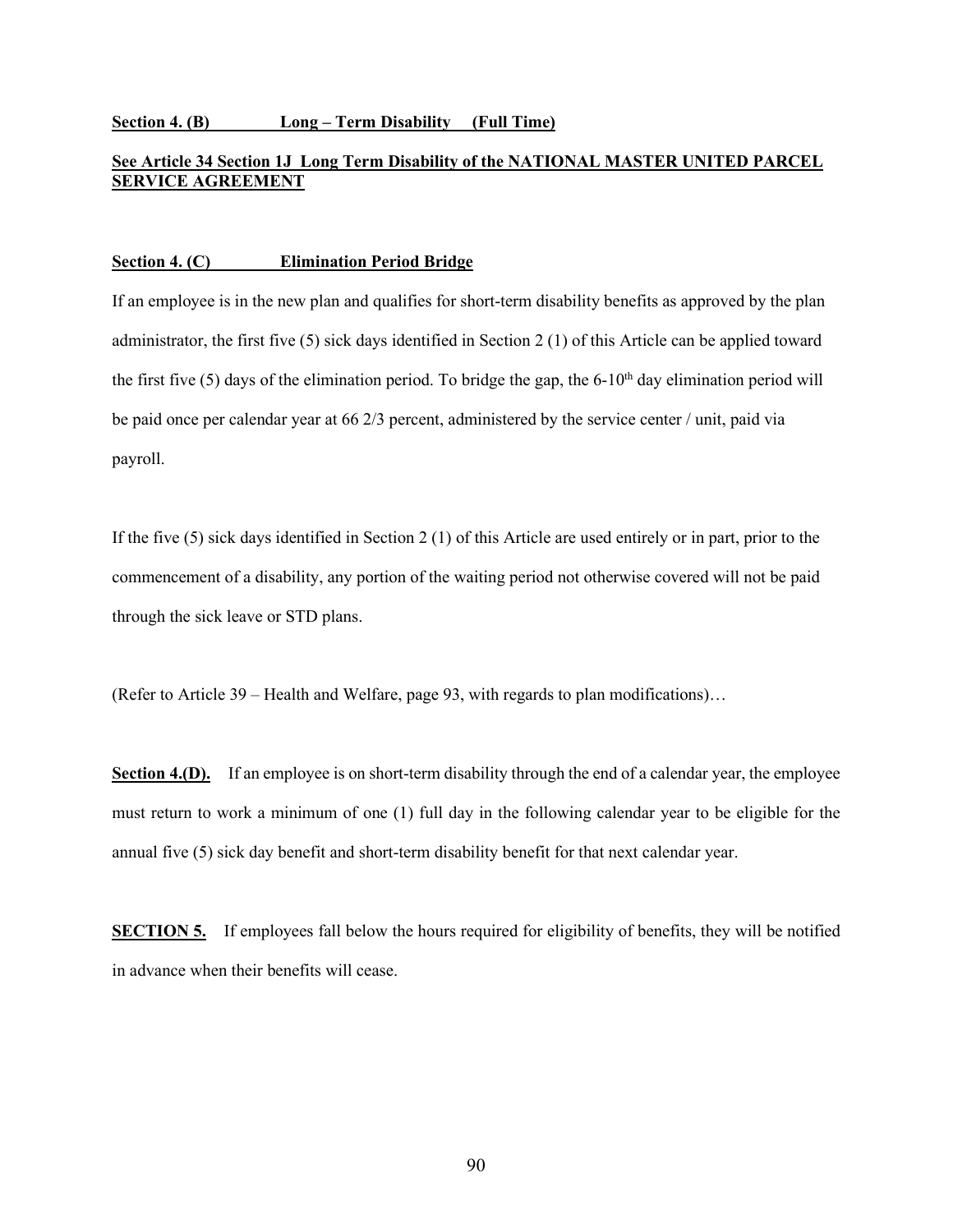**Section 4. (B) Long – Term Disability (Full Time)**

**See Article 34 Section 1J Long Term Disability of the NATIONAL MASTER UNITED PARCEL SERVICE AGREEMENT**

**Section 4. (C) Elimination Period Bridge**

If an employee is in the new plan and qualifies for short-term disability benefits as approved by the plan administrator, the first five (5) sick days identified in Section 2 (1) of this Article can be applied toward the first five (5) days of the elimination period. To bridge the gap, the 6-10th day elimination period will be paid once per calendar year at 66 2/3 percent, administered by the service center / unit, paid via payroll.

If the five (5) sick days identified in Section 2 (1) of this Article are used entirely or in part, prior to the commencement of a disability, any portion of the waiting period not otherwise covered will not be paid through the sick leave or STD plans.

(Refer to Article 39 – Health and Welfare, page 93, with regards to plan modifications)…

**Section 4.(D).** If an employee is on short-term disability through the end of a calendar year, the employee must return to work a minimum of one (1) full day in the following calendar year to be eligible for the annual five (5) sick day benefit and short-term disability benefit for that next calendar year.

**SECTION 5.** If employees fall below the hours required for eligibility of benefits, they will be notified in advance when their benefits will cease.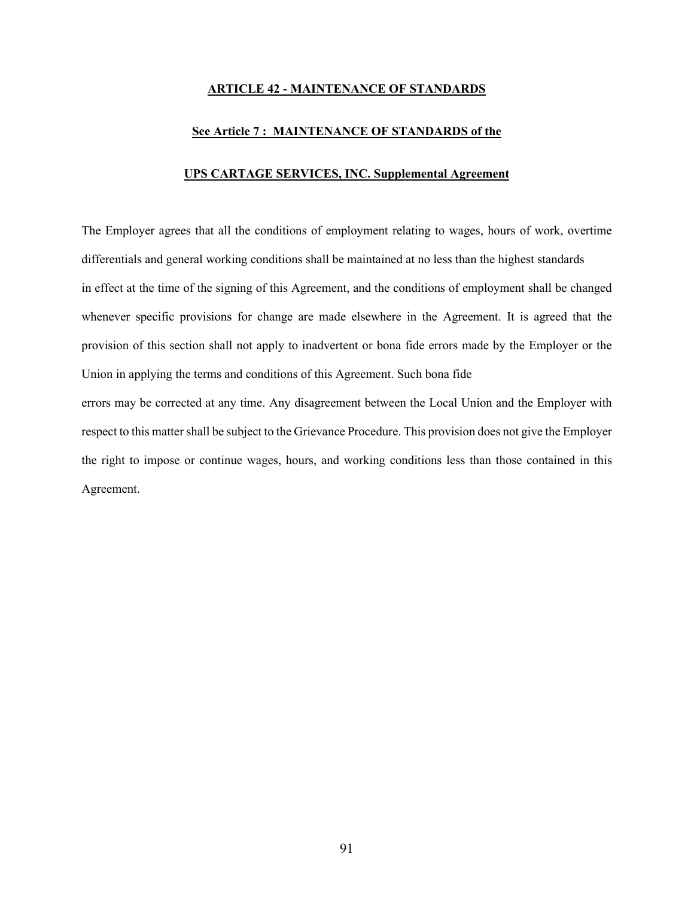## ARTICLE 42 - MAINTENANCE OF STANDARDS

**See Article 7 : MAINTENANCE OF STANDARDS of the**

**UPS CARTAGE SERVICES, INC. Supplemental Agreement**

The Employer agrees that all the conditions of employment relating to wages, hours of work, overtime differentials and general working conditions shall be maintained at no less than the highest standards in effect at the time of the signing of this Agreement, and the conditions of employment shall be changed whenever specific provisions for change are made elsewhere in the Agreement. It is agreed that the provision of this section shall not apply to inadvertent or bona fide errors made by the Employer or the Union in applying the terms and conditions of this Agreement. Such bona fide errors may be corrected at any time. Any disagreement between the Local Union and the Employer with respect to this matter shall be subject to the Grievance Procedure. This provision does not give the Employer the right to impose or continue wages, hours, and working conditions less than those contained in this Agreement.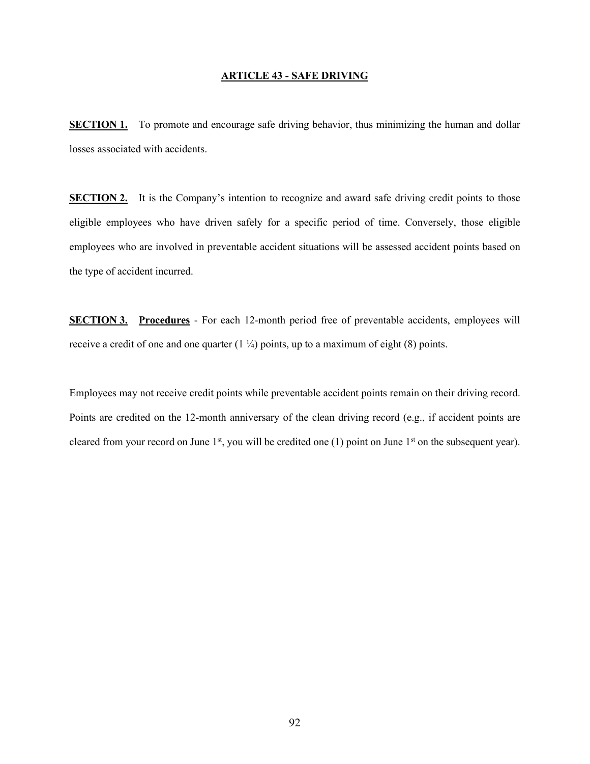## ARTICLE 43 - SAFE DRIVING

**SECTION 1.** To promote and encourage safe driving behavior, thus minimizing the human and dollar losses associated with accidents.

**SECTION 2.** It is the Company's intention to recognize and award safe driving credit points to those eligible employees who have driven safely for a specific period of time. Conversely, those eligible employees who are involved in preventable accident situations will be assessed accident points based on the type of accident incurred.

**SECTION 3.** **Procedures** - For each 12-month period free of preventable accidents, employees will receive a credit of one and one quarter (1 ¼) points, up to a maximum of eight (8) points.

Employees may not receive credit points while preventable accident points remain on their driving record. Points are credited on the 12-month anniversary of the clean driving record (e.g., if accident points are cleared from your record on June 1st, you will be credited one (1) point on June 1st on the subsequent year).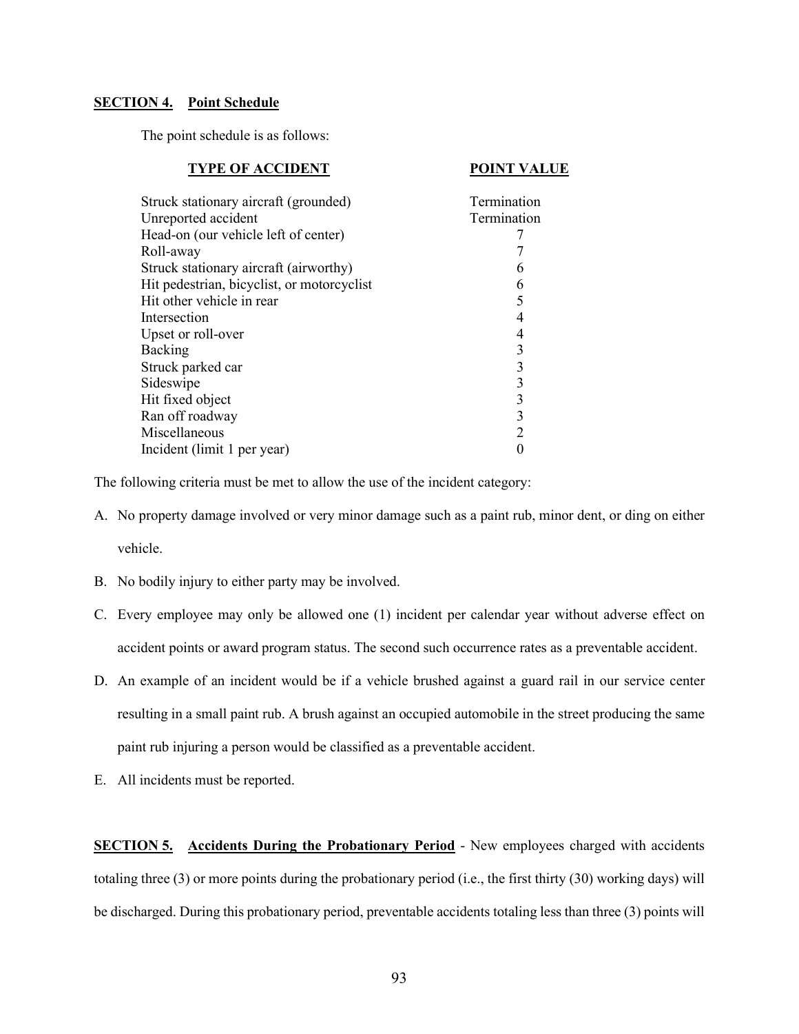**SECTION 4. Point Schedule**

The point schedule is as follows:

| TYPE OF ACCIDENT | POINT VALUE |
| --- | --- |
| Struck stationary aircraft (grounded) | Termination |
| Unreported accident | Termination |
| Head-on (our vehicle left of center) | 7 |
| Roll-away | 7 |
| Struck stationary aircraft (airworthy) | 6 |
| Hit pedestrian, bicyclist, or motorcyclist | 6 |
| Hit other vehicle in rear | 5 |
| Intersection | 4 |
| Upset or roll-over | 4 |
| Backing | 3 |
| Struck parked car | 3 |
| Sideswipe | 3 |
| Hit fixed object | 3 |
| Ran off roadway | 3 |
| Miscellaneous | 2 |
| Incident (limit 1 per year) | 0 |

The following criteria must be met to allow the use of the incident category:

A. No property damage involved or very minor damage such as a paint rub, minor dent, or ding on either vehicle.

B. No bodily injury to either party may be involved.

C. Every employee may only be allowed one (1) incident per calendar year without adverse effect on accident points or award program status. The second such occurrence rates as a preventable accident.

D. An example of an incident would be if a vehicle brushed against a guard rail in our service center resulting in a small paint rub. A brush against an occupied automobile in the street producing the same paint rub injuring a person would be classified as a preventable accident.

E. All incidents must be reported.

**SECTION 5. Accidents During the Probationary Period** - New employees charged with accidents totaling three (3) or more points during the probationary period (i.e., the first thirty (30) working days) will be discharged. During this probationary period, preventable accidents totaling less than three (3) points will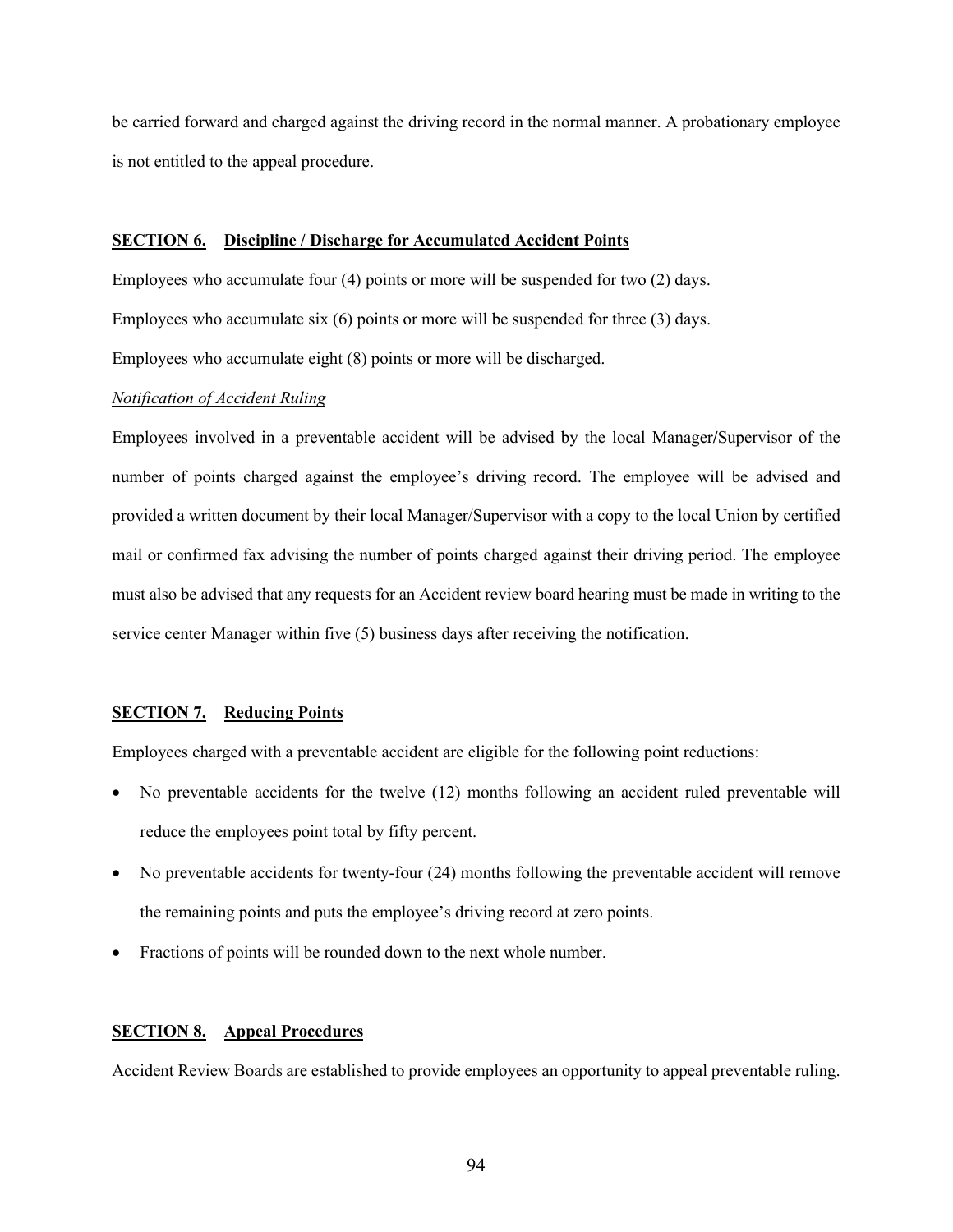be carried forward and charged against the driving record in the normal manner. A probationary employee is not entitled to the appeal procedure.

### **SECTION 6. Discipline / Discharge for Accumulated Accident Points**

Employees who accumulate four (4) points or more will be suspended for two (2) days.

Employees who accumulate six (6) points or more will be suspended for three (3) days.

Employees who accumulate eight (8) points or more will be discharged.

*Notification of Accident Ruling*

Employees involved in a preventable accident will be advised by the local Manager/Supervisor of the number of points charged against the employee's driving record. The employee will be advised and provided a written document by their local Manager/Supervisor with a copy to the local Union by certified mail or confirmed fax advising the number of points charged against their driving period. The employee must also be advised that any requests for an Accident review board hearing must be made in writing to the service center Manager within five (5) business days after receiving the notification.

### **SECTION 7. Reducing Points**

Employees charged with a preventable accident are eligible for the following point reductions:

- No preventable accidents for the twelve (12) months following an accident ruled preventable will reduce the employees point total by fifty percent.
- No preventable accidents for twenty-four (24) months following the preventable accident will remove the remaining points and puts the employee's driving record at zero points.
- Fractions of points will be rounded down to the next whole number.

### **SECTION 8. Appeal Procedures**

Accident Review Boards are established to provide employees an opportunity to appeal preventable ruling.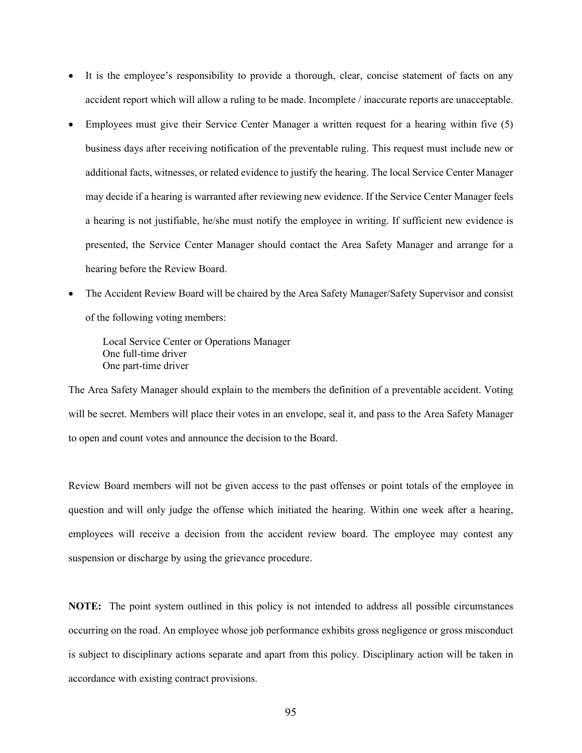- It is the employee's responsibility to provide a thorough, clear, concise statement of facts on any accident report which will allow a ruling to be made. Incomplete / inaccurate reports are unacceptable.
- Employees must give their Service Center Manager a written request for a hearing within five (5) business days after receiving notification of the preventable ruling. This request must include new or additional facts, witnesses, or related evidence to justify the hearing. The local Service Center Manager may decide if a hearing is warranted after reviewing new evidence. If the Service Center Manager feels a hearing is not justifiable, he/she must notify the employee in writing. If sufficient new evidence is presented, the Service Center Manager should contact the Area Safety Manager and arrange for a hearing before the Review Board.
- The Accident Review Board will be chaired by the Area Safety Manager/Safety Supervisor and consist of the following voting members:

  Local Service Center or Operations Manager
  One full-time driver
  One part-time driver

The Area Safety Manager should explain to the members the definition of a preventable accident. Voting will be secret. Members will place their votes in an envelope, seal it, and pass to the Area Safety Manager to open and count votes and announce the decision to the Board.

Review Board members will not be given access to the past offenses or point totals of the employee in question and will only judge the offense which initiated the hearing. Within one week after a hearing, employees will receive a decision from the accident review board. The employee may contest any suspension or discharge by using the grievance procedure.

**NOTE:** The point system outlined in this policy is not intended to address all possible circumstances occurring on the road. An employee whose job performance exhibits gross negligence or gross misconduct is subject to disciplinary actions separate and apart from this policy. Disciplinary action will be taken in accordance with existing contract provisions.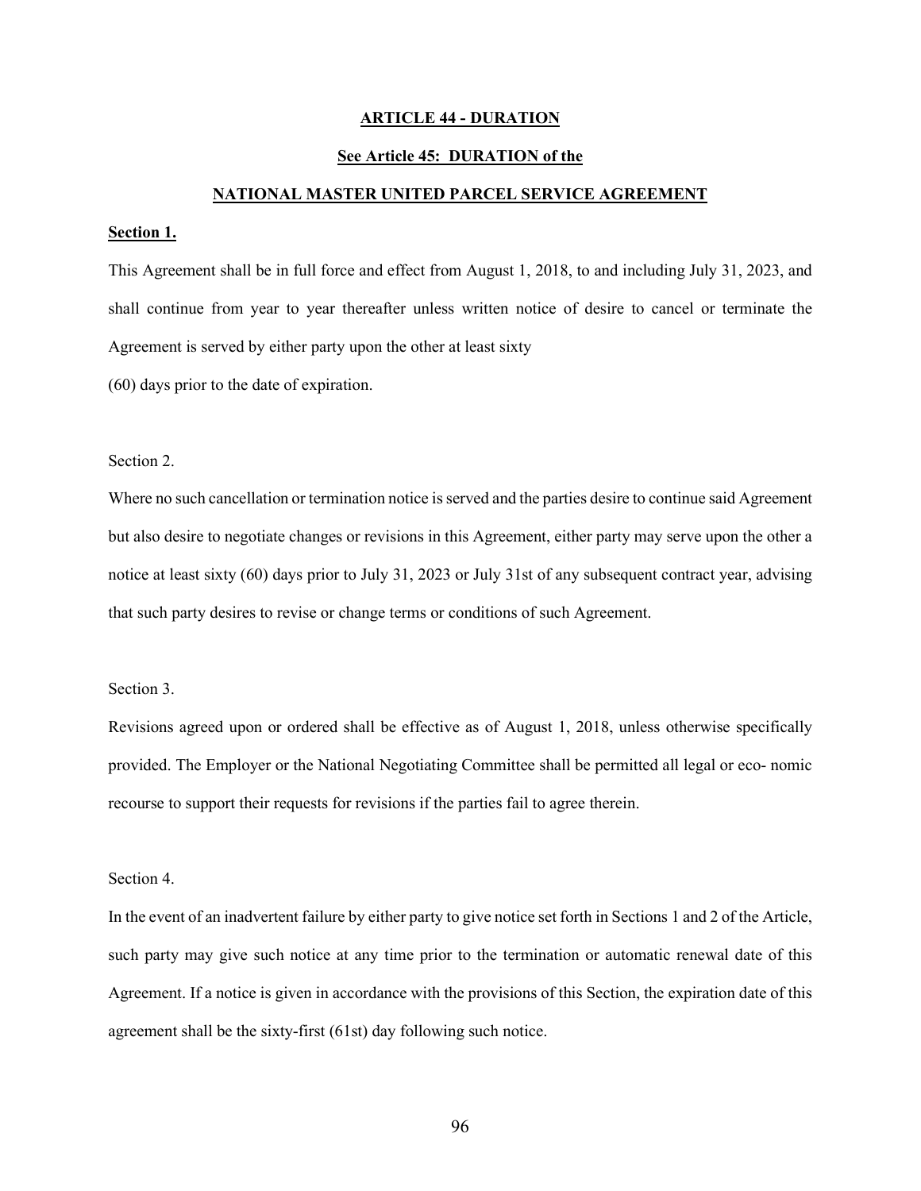## ARTICLE 44 - DURATION

### See Article 45: DURATION of the

### NATIONAL MASTER UNITED PARCEL SERVICE AGREEMENT

**Section 1.**

This Agreement shall be in full force and effect from August 1, 2018, to and including July 31, 2023, and shall continue from year to year thereafter unless written notice of desire to cancel or terminate the Agreement is served by either party upon the other at least sixty (60) days prior to the date of expiration.

Section 2.

Where no such cancellation or termination notice is served and the parties desire to continue said Agreement but also desire to negotiate changes or revisions in this Agreement, either party may serve upon the other a notice at least sixty (60) days prior to July 31, 2023 or July 31st of any subsequent contract year, advising that such party desires to revise or change terms or conditions of such Agreement.

Section 3.

Revisions agreed upon or ordered shall be effective as of August 1, 2018, unless otherwise specifically provided. The Employer or the National Negotiating Committee shall be permitted all legal or eco- nomic recourse to support their requests for revisions if the parties fail to agree therein.

Section 4.

In the event of an inadvertent failure by either party to give notice set forth in Sections 1 and 2 of the Article, such party may give such notice at any time prior to the termination or automatic renewal date of this Agreement. If a notice is given in accordance with the provisions of this Section, the expiration date of this agreement shall be the sixty-first (61st) day following such notice.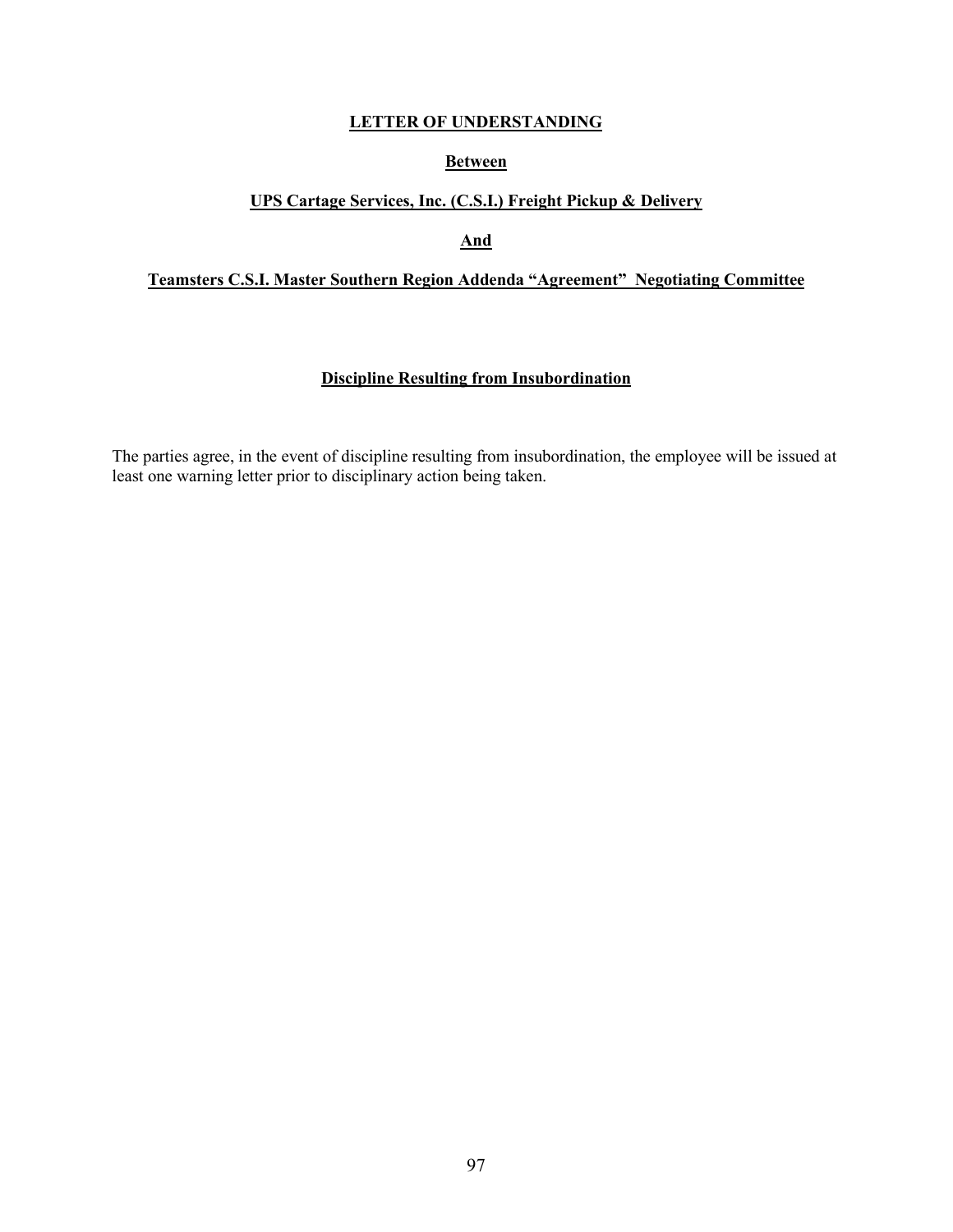**LETTER OF UNDERSTANDING**

**Between**

**UPS Cartage Services, Inc. (C.S.I.) Freight Pickup & Delivery**

**And**

**Teamsters C.S.I. Master Southern Region Addenda "Agreement" Negotiating Committee**

**Discipline Resulting from Insubordination**

The parties agree, in the event of discipline resulting from insubordination, the employee will be issued at least one warning letter prior to disciplinary action being taken.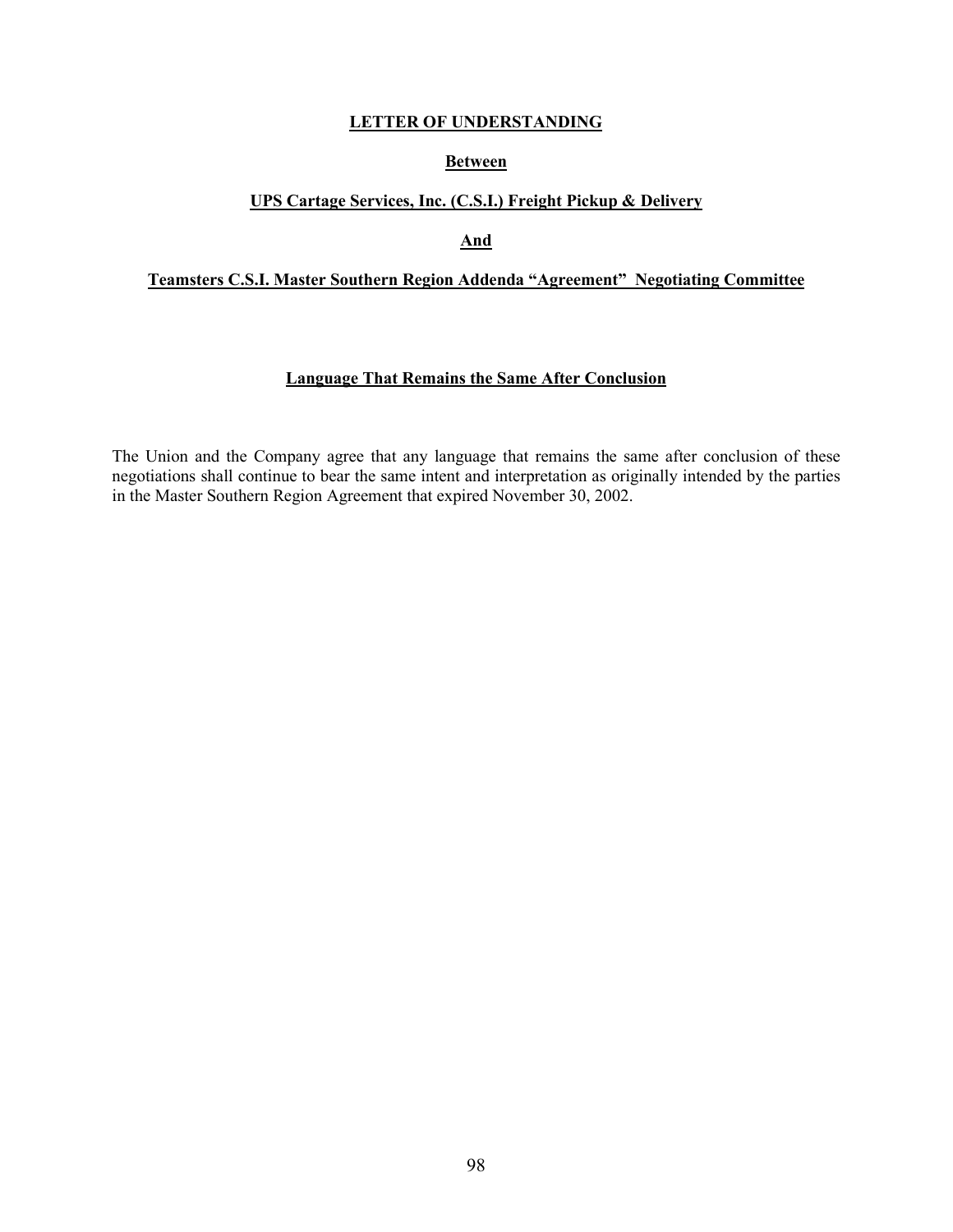**LETTER OF UNDERSTANDING**

**Between**

**UPS Cartage Services, Inc. (C.S.I.) Freight Pickup & Delivery**

**And**

**Teamsters C.S.I. Master Southern Region Addenda "Agreement" Negotiating Committee**

**Language That Remains the Same After Conclusion**

The Union and the Company agree that any language that remains the same after conclusion of these negotiations shall continue to bear the same intent and interpretation as originally intended by the parties in the Master Southern Region Agreement that expired November 30, 2002.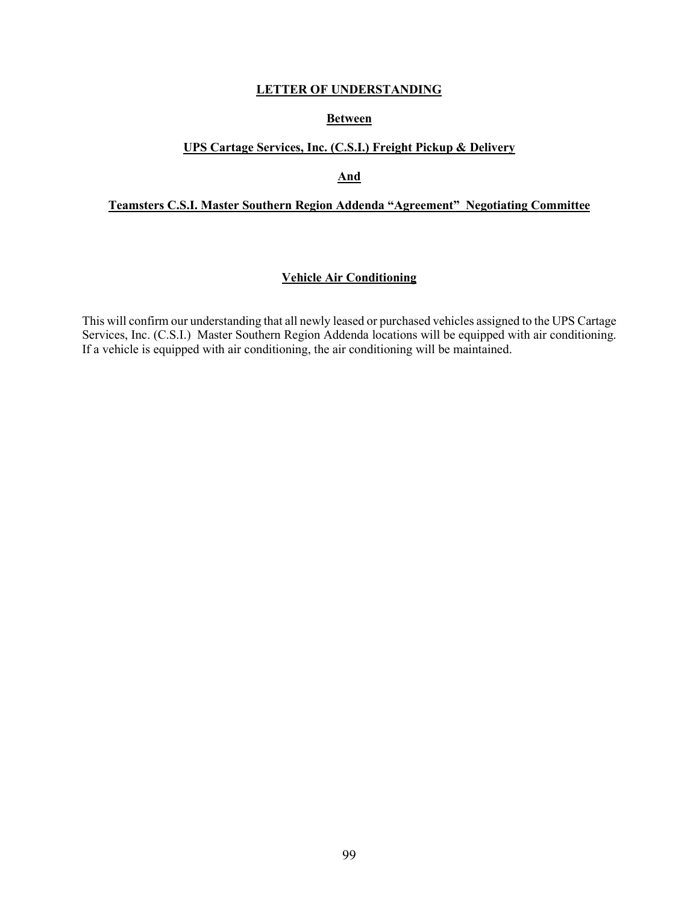**LETTER OF UNDERSTANDING**

**Between**

**UPS Cartage Services, Inc. (C.S.I.) Freight Pickup & Delivery**

**And**

**Teamsters C.S.I. Master Southern Region Addenda "Agreement" Negotiating Committee**

**Vehicle Air Conditioning**

This will confirm our understanding that all newly leased or purchased vehicles assigned to the UPS Cartage Services, Inc. (C.S.I.) Master Southern Region Addenda locations will be equipped with air conditioning. If a vehicle is equipped with air conditioning, the air conditioning will be maintained.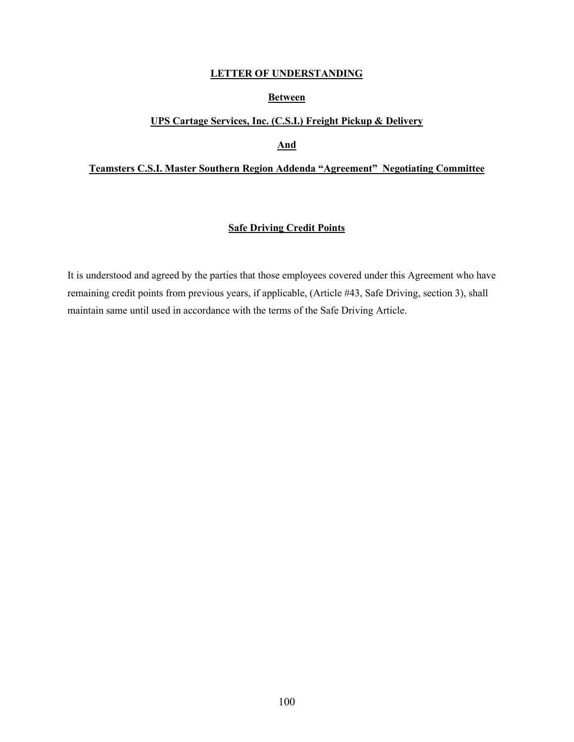**LETTER OF UNDERSTANDING**

**Between**

**UPS Cartage Services, Inc. (C.S.I.) Freight Pickup & Delivery**

**And**

**Teamsters C.S.I. Master Southern Region Addenda "Agreement" Negotiating Committee**

**Safe Driving Credit Points**

It is understood and agreed by the parties that those employees covered under this Agreement who have remaining credit points from previous years, if applicable, (Article #43, Safe Driving, section 3), shall maintain same until used in accordance with the terms of the Safe Driving Article.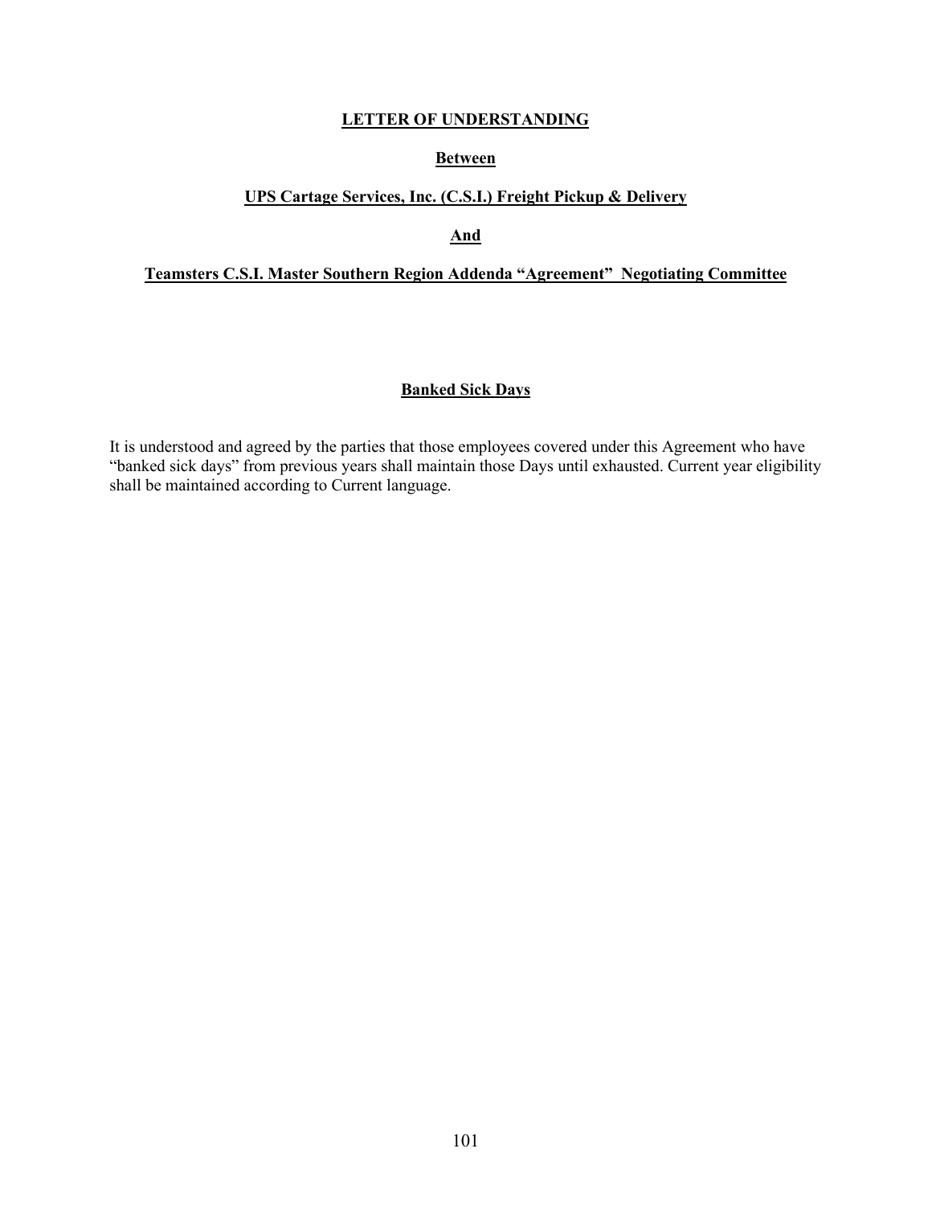**LETTER OF UNDERSTANDING**

**Between**

**UPS Cartage Services, Inc. (C.S.I.) Freight Pickup & Delivery**

**And**

**Teamsters C.S.I. Master Southern Region Addenda "Agreement" Negotiating Committee**

**Banked Sick Days**

It is understood and agreed by the parties that those employees covered under this Agreement who have "banked sick days" from previous years shall maintain those Days until exhausted. Current year eligibility shall be maintained according to Current language.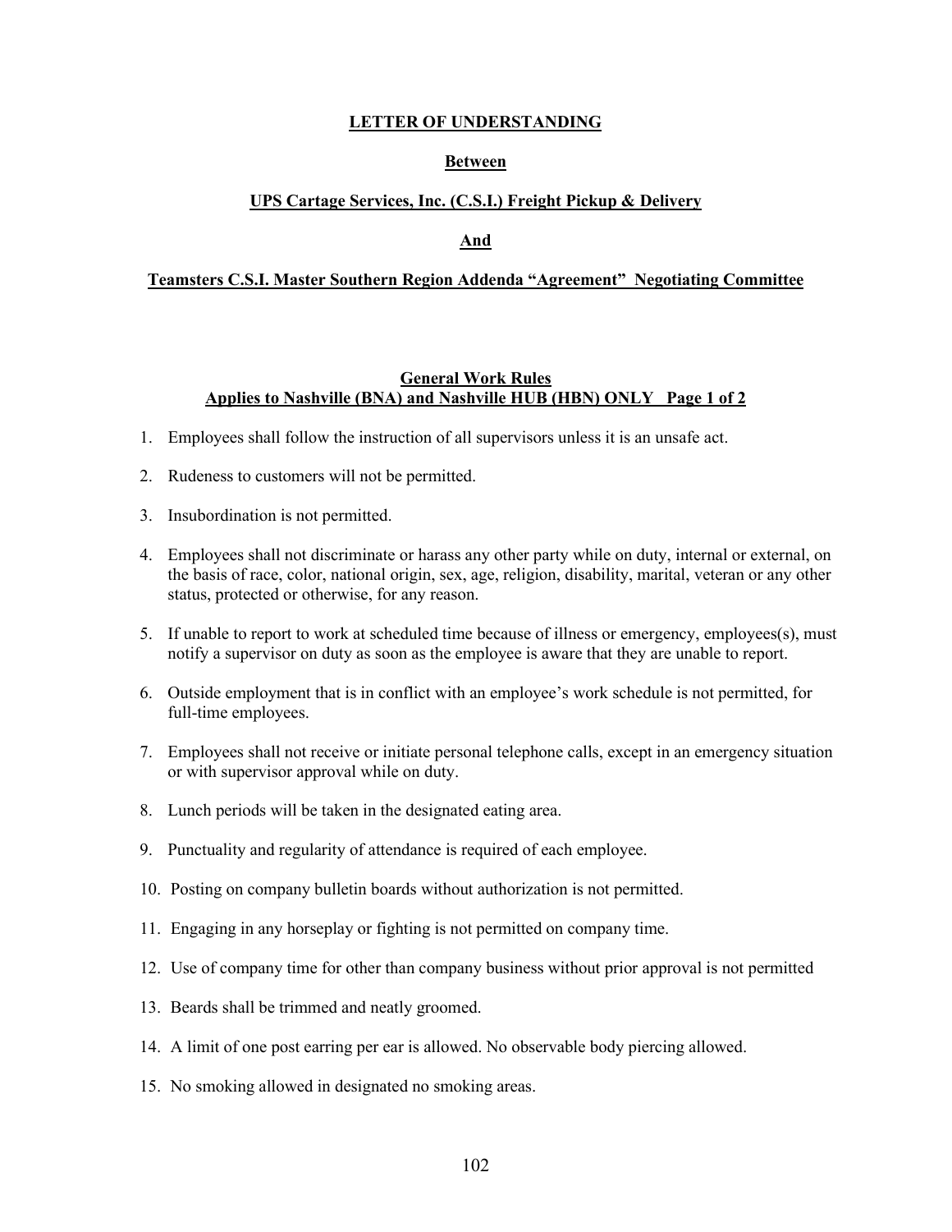**LETTER OF UNDERSTANDING**

**Between**

**UPS Cartage Services, Inc. (C.S.I.) Freight Pickup & Delivery**

**And**

**Teamsters C.S.I. Master Southern Region Addenda "Agreement" Negotiating Committee**

**General Work Rules**
**Applies to Nashville (BNA) and Nashville HUB (HBN) ONLY Page 1 of 2**

1. Employees shall follow the instruction of all supervisors unless it is an unsafe act.
2. Rudeness to customers will not be permitted.
3. Insubordination is not permitted.
4. Employees shall not discriminate or harass any other party while on duty, internal or external, on the basis of race, color, national origin, sex, age, religion, disability, marital, veteran or any other status, protected or otherwise, for any reason.
5. If unable to report to work at scheduled time because of illness or emergency, employees(s), must notify a supervisor on duty as soon as the employee is aware that they are unable to report.
6. Outside employment that is in conflict with an employee's work schedule is not permitted, for full-time employees.
7. Employees shall not receive or initiate personal telephone calls, except in an emergency situation or with supervisor approval while on duty.
8. Lunch periods will be taken in the designated eating area.
9. Punctuality and regularity of attendance is required of each employee.
10. Posting on company bulletin boards without authorization is not permitted.
11. Engaging in any horseplay or fighting is not permitted on company time.
12. Use of company time for other than company business without prior approval is not permitted
13. Beards shall be trimmed and neatly groomed.
14. A limit of one post earring per ear is allowed. No observable body piercing allowed.
15. No smoking allowed in designated no smoking areas.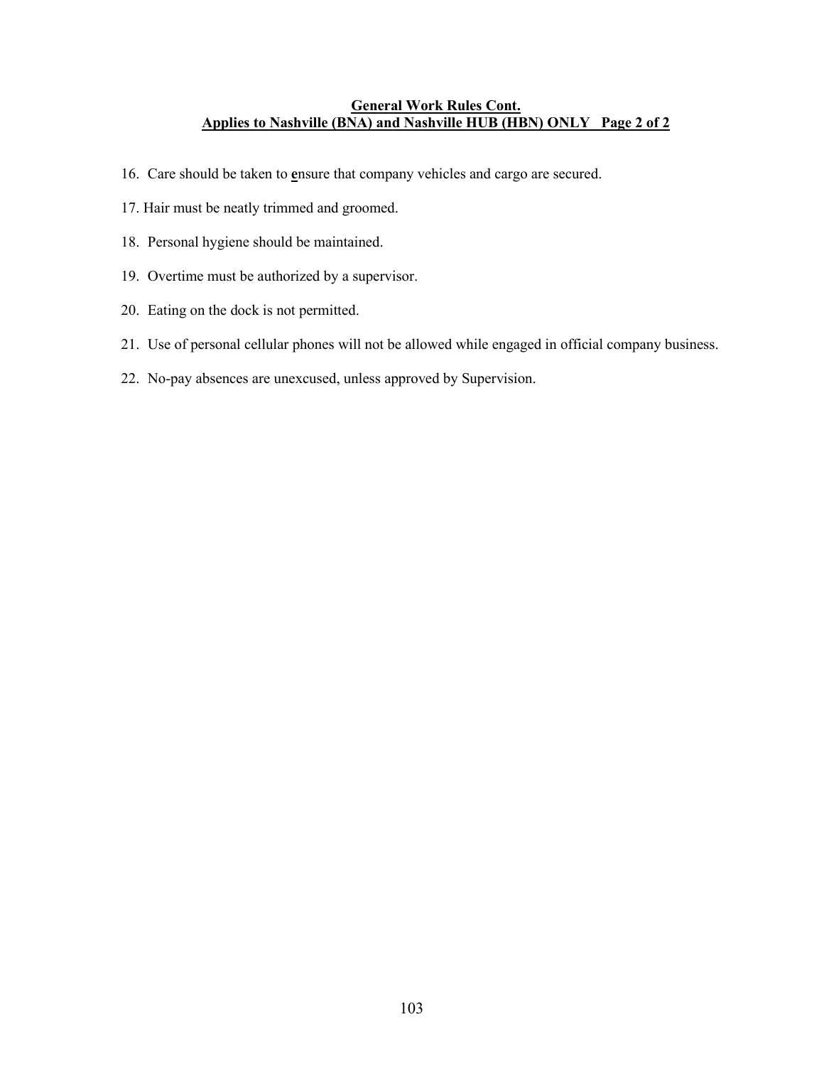## General Work Rules Cont.
## Applies to Nashville (BNA) and Nashville HUB (HBN) ONLY Page 2 of 2

16. Care should be taken to **e**nsure that company vehicles and cargo are secured.

17. Hair must be neatly trimmed and groomed.

18. Personal hygiene should be maintained.

19. Overtime must be authorized by a supervisor.

20. Eating on the dock is not permitted.

21. Use of personal cellular phones will not be allowed while engaged in official company business.

22. No-pay absences are unexcused, unless approved by Supervision.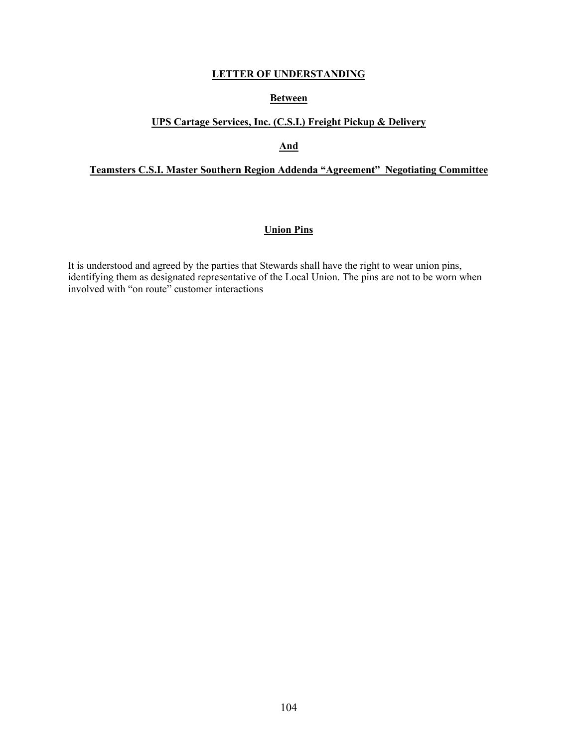# **LETTER OF UNDERSTANDING**

**Between**

**UPS Cartage Services, Inc. (C.S.I.) Freight Pickup & Delivery**

**And**

**Teamsters C.S.I. Master Southern Region Addenda "Agreement" Negotiating Committee**

## **Union Pins**

It is understood and agreed by the parties that Stewards shall have the right to wear union pins, identifying them as designated representative of the Local Union. The pins are not to be worn when involved with "on route" customer interactions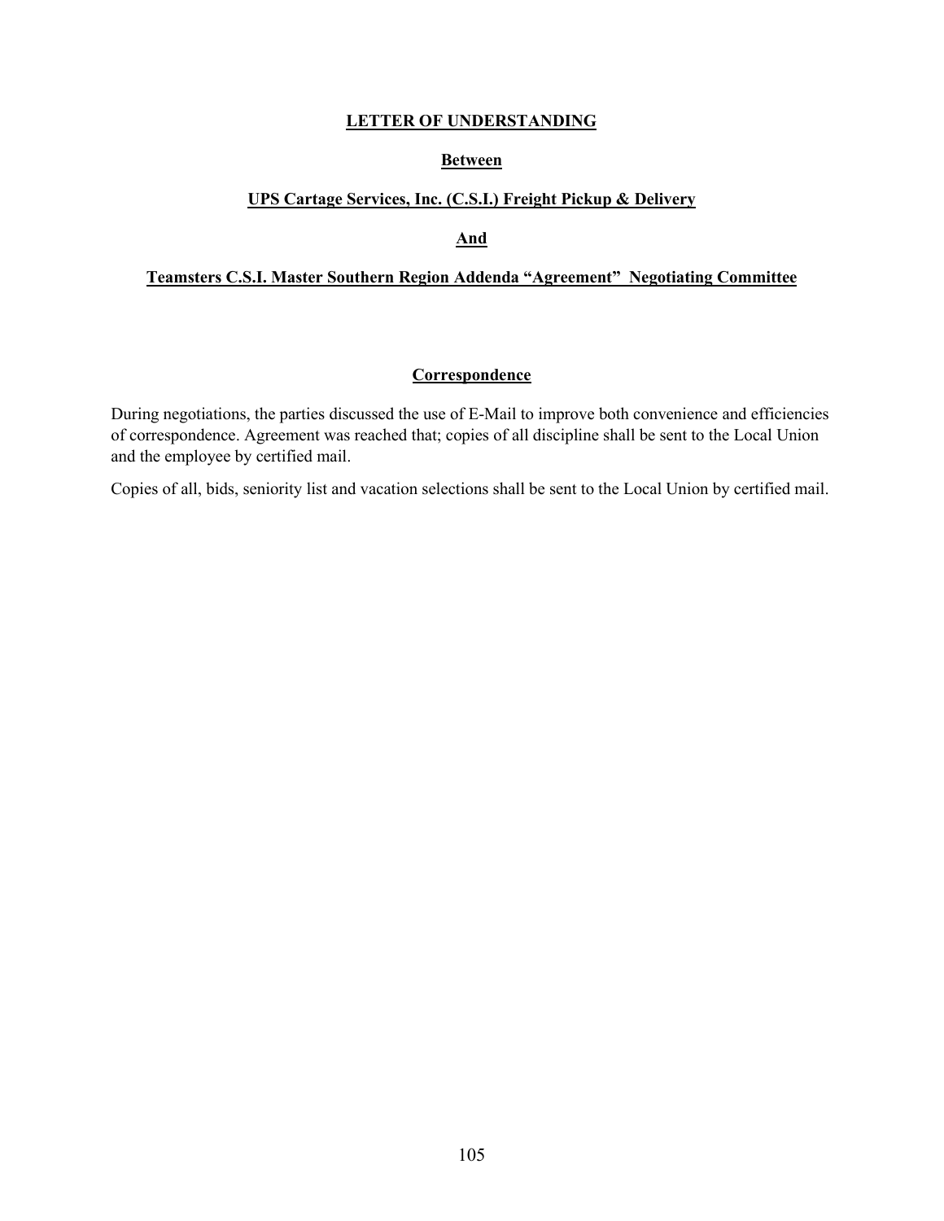**LETTER OF UNDERSTANDING**

**Between**

**UPS Cartage Services, Inc. (C.S.I.) Freight Pickup & Delivery**

**And**

**Teamsters C.S.I. Master Southern Region Addenda "Agreement" Negotiating Committee**

**Correspondence**

During negotiations, the parties discussed the use of E-Mail to improve both convenience and efficiencies of correspondence. Agreement was reached that; copies of all discipline shall be sent to the Local Union and the employee by certified mail.

Copies of all, bids, seniority list and vacation selections shall be sent to the Local Union by certified mail.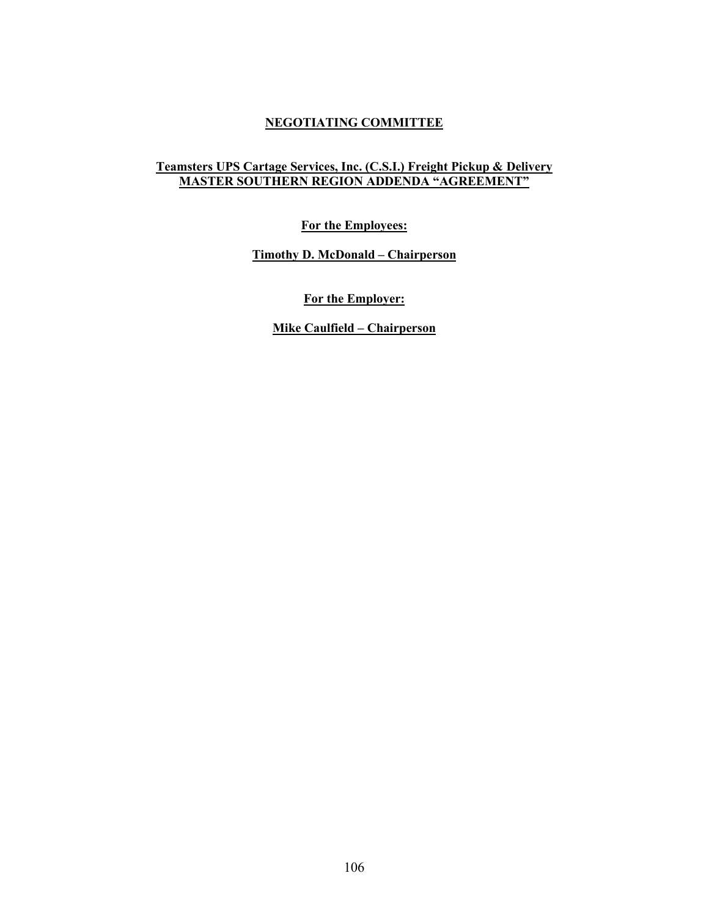# NEGOTIATING COMMITTEE

## Teamsters UPS Cartage Services, Inc. (C.S.I.) Freight Pickup & Delivery MASTER SOUTHERN REGION ADDENDA "AGREEMENT"

**For the Employees:**

**Timothy D. McDonald – Chairperson**

**For the Employer:**

**Mike Caulfield – Chairperson**